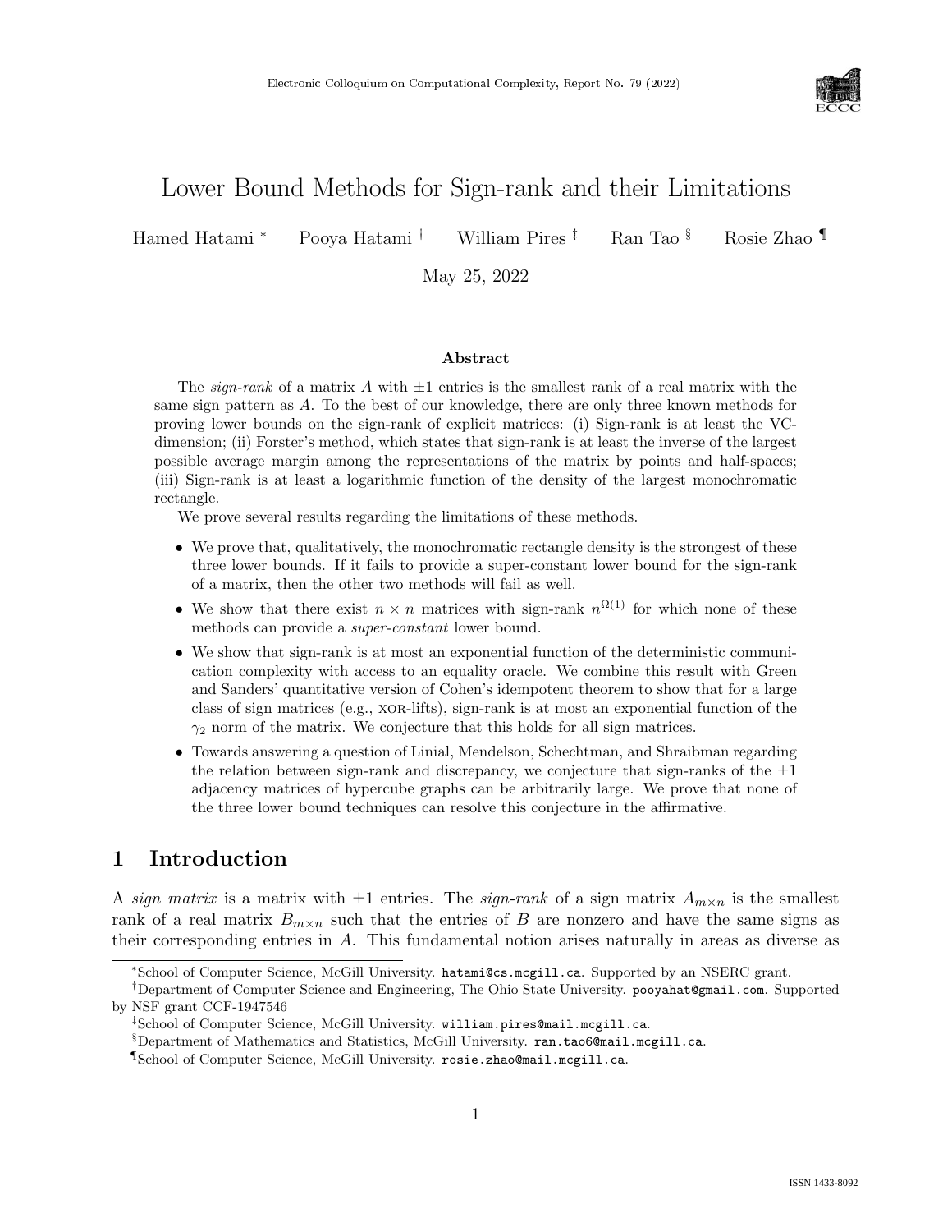# Lower Bound Methods for Sign-rank and their Limitations

Hamed Hatami [*] Pooya Hatami [†] William Pires [‡] Ran Tao [§] Rosie Zhao [¶]

May 25, 2022

### Abstract

The *sign-rank* of a matrix $A$ with $\pm 1$ entries is the smallest rank of a real matrix with the same sign pattern as $A$. To the best of our knowledge, there are only three known methods for proving lower bounds on the sign-rank of explicit matrices: (i) Sign-rank is at least the VC-dimension; (ii) Forster's method, which states that sign-rank is at least the inverse of the largest possible average margin among the representations of the matrix by points and half-spaces; (iii) Sign-rank is at least a logarithmic function of the density of the largest monochromatic rectangle.

We prove several results regarding the limitations of these methods.

- We prove that, qualitatively, the monochromatic rectangle density is the strongest of these three lower bounds. If it fails to provide a super-constant lower bound for the sign-rank of a matrix, then the other two methods will fail as well.
- We show that there exist $n \times n$ matrices with sign-rank $n^{\Omega(1)}$ for which none of these methods can provide a *super-constant* lower bound.
- We show that sign-rank is at most an exponential function of the deterministic communication complexity with access to an equality oracle. We combine this result with Green and Sanders' quantitative version of Cohen's idempotent theorem to show that for a large class of sign matrices (e.g., XOR-lifts), sign-rank is at most an exponential function of the $\gamma_2$ norm of the matrix. We conjecture that this holds for all sign matrices.
- Towards answering a question of Linial, Mendelson, Schechtman, and Shraibman regarding the relation between sign-rank and discrepancy, we conjecture that sign-ranks of the $\pm 1$ adjacency matrices of hypercube graphs can be arbitrarily large. We prove that none of the three lower bound techniques can resolve this conjecture in the affirmative.

## 1 Introduction

A *sign matrix* is a matrix with $\pm 1$ entries. The *sign-rank* of a sign matrix $A_{m\times n}$ is the smallest rank of a real matrix $B_{m\times n}$ such that the entries of $B$ are nonzero and have the same signs as their corresponding entries in $A$. This fundamental notion arises naturally in areas as diverse as

---

[*] School of Computer Science, McGill University. hatami@cs.mcgill.ca. Supported by an NSERC grant.

[†] Department of Computer Science and Engineering, The Ohio State University. pooyahat@gmail.com. Supported by NSF grant CCF-1947546

[‡] School of Computer Science, McGill University. william.pires@mail.mcgill.ca.

[§] Department of Mathematics and Statistics, McGill University. ran.tao6@mail.mcgill.ca.

[¶] School of Computer Science, McGill University. rosie.zhao@mail.mcgill.ca.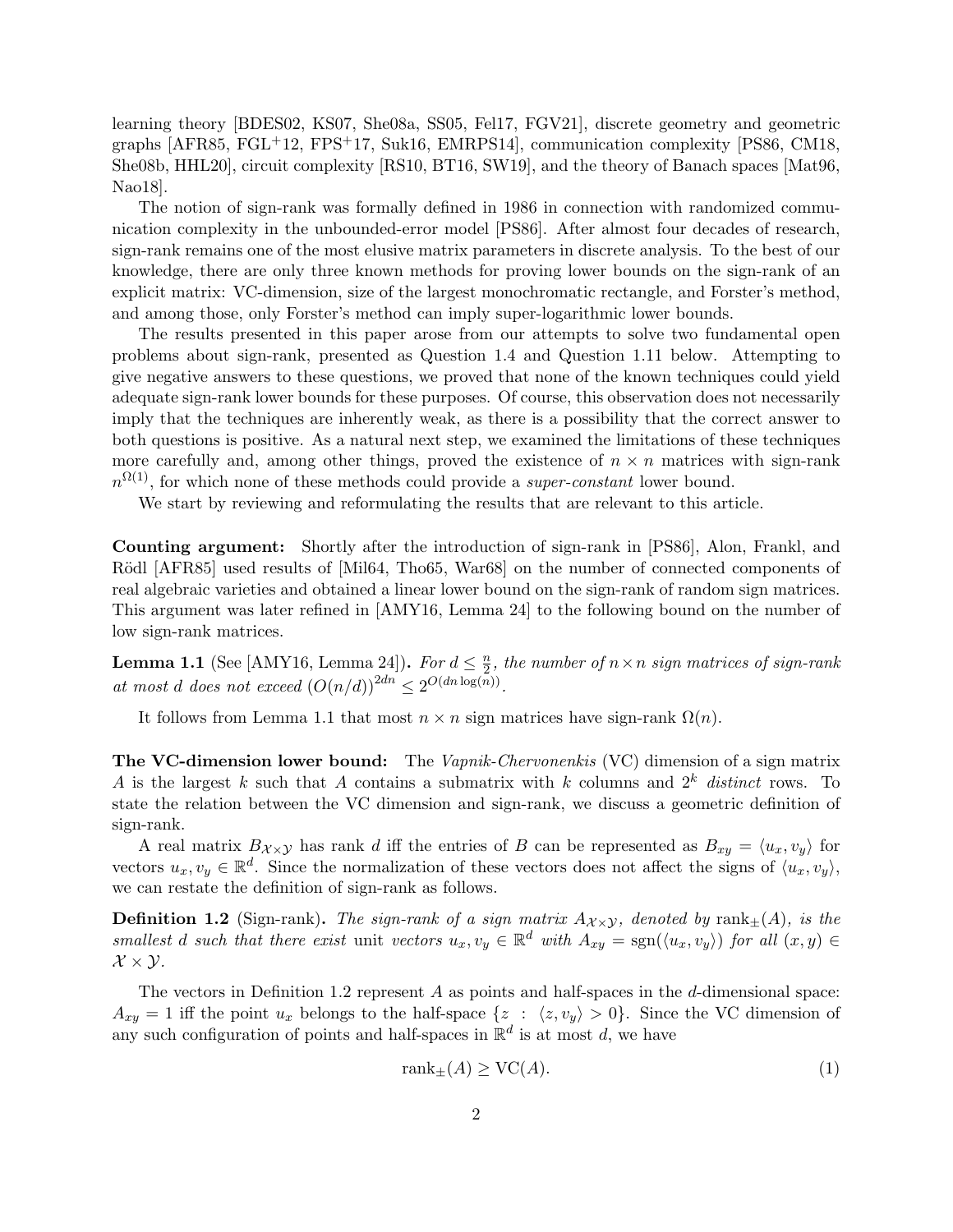learning theory [BDES02, KS07, She08a, SS05, Fel17, FGV21], discrete geometry and geometric graphs [AFR85, FGL+12, FPS+17, Suk16, EMRPS14], communication complexity [PS86, CM18, She08b, HHL20], circuit complexity [RS10, BT16, SW19], and the theory of Banach spaces [Mat96, Nao18].

The notion of sign-rank was formally defined in 1986 in connection with randomized communication complexity in the unbounded-error model [PS86]. After almost four decades of research, sign-rank remains one of the most elusive matrix parameters in discrete analysis. To the best of our knowledge, there are only three known methods for proving lower bounds on the sign-rank of an explicit matrix: VC-dimension, size of the largest monochromatic rectangle, and Forster's method, and among those, only Forster's method can imply super-logarithmic lower bounds.

The results presented in this paper arose from our attempts to solve two fundamental open problems about sign-rank, presented as Question 1.4 and Question 1.11 below. Attempting to give negative answers to these questions, we proved that none of the known techniques could yield adequate sign-rank lower bounds for these purposes. Of course, this observation does not necessarily imply that the techniques are inherently weak, as there is a possibility that the correct answer to both questions is positive. As a natural next step, we examined the limitations of these techniques more carefully and, among other things, proved the existence of $n \times n$ matrices with sign-rank $n^{\Omega(1)}$, for which none of these methods could provide a *super-constant* lower bound.

We start by reviewing and reformulating the results that are relevant to this article.

**Counting argument:** Shortly after the introduction of sign-rank in [PS86], Alon, Frankl, and Rödl [AFR85] used results of [Mil64, Tho65, War68] on the number of connected components of real algebraic varieties and obtained a linear lower bound on the sign-rank of random sign matrices. This argument was later refined in [AMY16, Lemma 24] to the following bound on the number of low sign-rank matrices.

**Lemma 1.1** (See [AMY16, Lemma 24]). *For $d \leq \frac{n}{2}$, the number of $n \times n$ sign matrices of sign-rank at most $d$ does not exceed $(O(n/d))^{2dn} \leq 2^{O(dn \log(n))}$.*

It follows from Lemma 1.1 that most $n \times n$ sign matrices have sign-rank $\Omega(n)$.

**The VC-dimension lower bound:** The *Vapnik-Chervonenkis* (VC) dimension of a sign matrix $A$ is the largest $k$ such that $A$ contains a submatrix with $k$ columns and $2^k$ *distinct* rows. To state the relation between the VC dimension and sign-rank, we discuss a geometric definition of sign-rank.

A real matrix $B_{\mathcal{X}\times\mathcal{Y}}$ has rank $d$ iff the entries of $B$ can be represented as $B_{xy} = \langle u_x, v_y \rangle$ for vectors $u_x, v_y \in \mathbb{R}^d$. Since the normalization of these vectors does not affect the signs of $\langle u_x, v_y \rangle$, we can restate the definition of sign-rank as follows.

**Definition 1.2** (Sign-rank). *The sign-rank of a sign matrix $A_{\mathcal{X}\times\mathcal{Y}}$, denoted by $\mathrm{rank}_{\pm}(A)$, is the smallest $d$ such that there exist* unit *vectors $u_x, v_y \in \mathbb{R}^d$ with $A_{xy} = \mathrm{sgn}(\langle u_x, v_y \rangle)$ for all $(x, y) \in \mathcal{X} \times \mathcal{Y}$.*

The vectors in Definition 1.2 represent $A$ as points and half-spaces in the $d$-dimensional space: $A_{xy} = 1$ iff the point $u_x$ belongs to the half-space $\{z \ : \ \langle z, v_y \rangle > 0\}$. Since the VC dimension of any such configuration of points and half-spaces in $\mathbb{R}^d$ is at most $d$, we have

$$\mathrm{rank}_{\pm}(A) \geq \mathrm{VC}(A). \tag{1}$$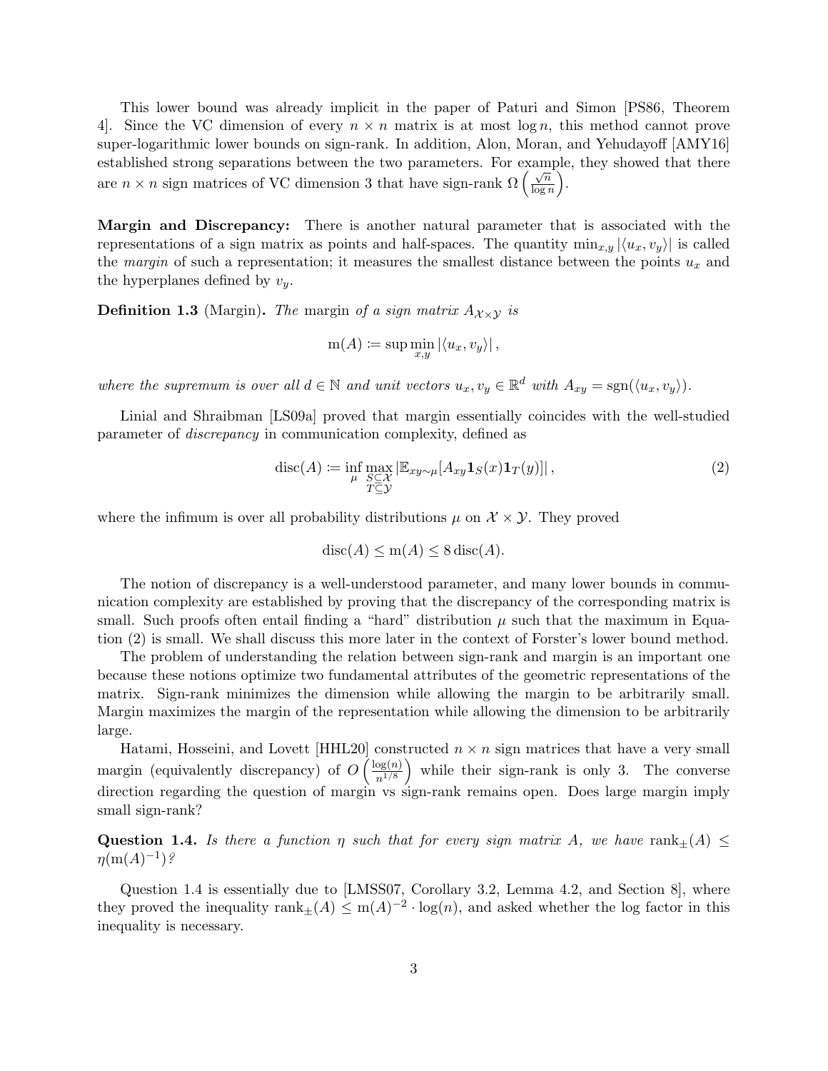This lower bound was already implicit in the paper of Paturi and Simon [PS86, Theorem 4]. Since the VC dimension of every $n \times n$ matrix is at most $\log n$, this method cannot prove super-logarithmic lower bounds on sign-rank. In addition, Alon, Moran, and Yehudayoff [AMY16] established strong separations between the two parameters. For example, they showed that there are $n \times n$ sign matrices of VC dimension 3 that have sign-rank $\Omega\left(\frac{\sqrt{n}}{\log n}\right)$.

**Margin and Discrepancy:** There is another natural parameter that is associated with the representations of a sign matrix as points and half-spaces. The quantity $\min_{x,y} |\langle u_x, v_y \rangle|$ is called the *margin* of such a representation; it measures the smallest distance between the points $u_x$ and the hyperplanes defined by $v_y$.

**Definition 1.3** (Margin)**.** *The* margin *of a sign matrix $A_{\mathcal{X}\times\mathcal{Y}}$ is*

$$\mathrm{m}(A) \coloneqq \sup \min_{x,y} |\langle u_x, v_y \rangle| ,$$

*where the supremum is over all $d \in \mathbb{N}$ and unit vectors $u_x, v_y \in \mathbb{R}^d$ with $A_{xy} = \mathrm{sgn}(\langle u_x, v_y \rangle)$.*

Linial and Shraibman [LS09a] proved that margin essentially coincides with the well-studied parameter of *discrepancy* in communication complexity, defined as

$$\mathrm{disc}(A) \coloneqq \inf_{\mu} \max_{\substack{S \subseteq \mathcal{X} \\ T \subseteq \mathcal{Y}}} |\mathbb{E}_{xy \sim \mu}[A_{xy} \mathbf{1}_S(x) \mathbf{1}_T(y)]| , \tag{2}$$

where the infimum is over all probability distributions $\mu$ on $\mathcal{X} \times \mathcal{Y}$. They proved

$$\mathrm{disc}(A) \leq \mathrm{m}(A) \leq 8 \, \mathrm{disc}(A).$$

The notion of discrepancy is a well-understood parameter, and many lower bounds in communication complexity are established by proving that the discrepancy of the corresponding matrix is small. Such proofs often entail finding a "hard" distribution $\mu$ such that the maximum in Equation (2) is small. We shall discuss this more later in the context of Forster's lower bound method.

The problem of understanding the relation between sign-rank and margin is an important one because these notions optimize two fundamental attributes of the geometric representations of the matrix. Sign-rank minimizes the dimension while allowing the margin to be arbitrarily small. Margin maximizes the margin of the representation while allowing the dimension to be arbitrarily large.

Hatami, Hosseini, and Lovett [HHL20] constructed $n \times n$ sign matrices that have a very small margin (equivalently discrepancy) of $O\left(\frac{\log(n)}{n^{1/8}}\right)$ while their sign-rank is only 3. The converse direction regarding the question of margin vs sign-rank remains open. Does large margin imply small sign-rank?

**Question 1.4.** *Is there a function $\eta$ such that for every sign matrix $A$, we have $\mathrm{rank}_{\pm}(A) \leq \eta(\mathrm{m}(A)^{-1})$?*

Question 1.4 is essentially due to [LMSS07, Corollary 3.2, Lemma 4.2, and Section 8], where they proved the inequality $\mathrm{rank}_{\pm}(A) \leq \mathrm{m}(A)^{-2} \cdot \log(n)$, and asked whether the log factor in this inequality is necessary.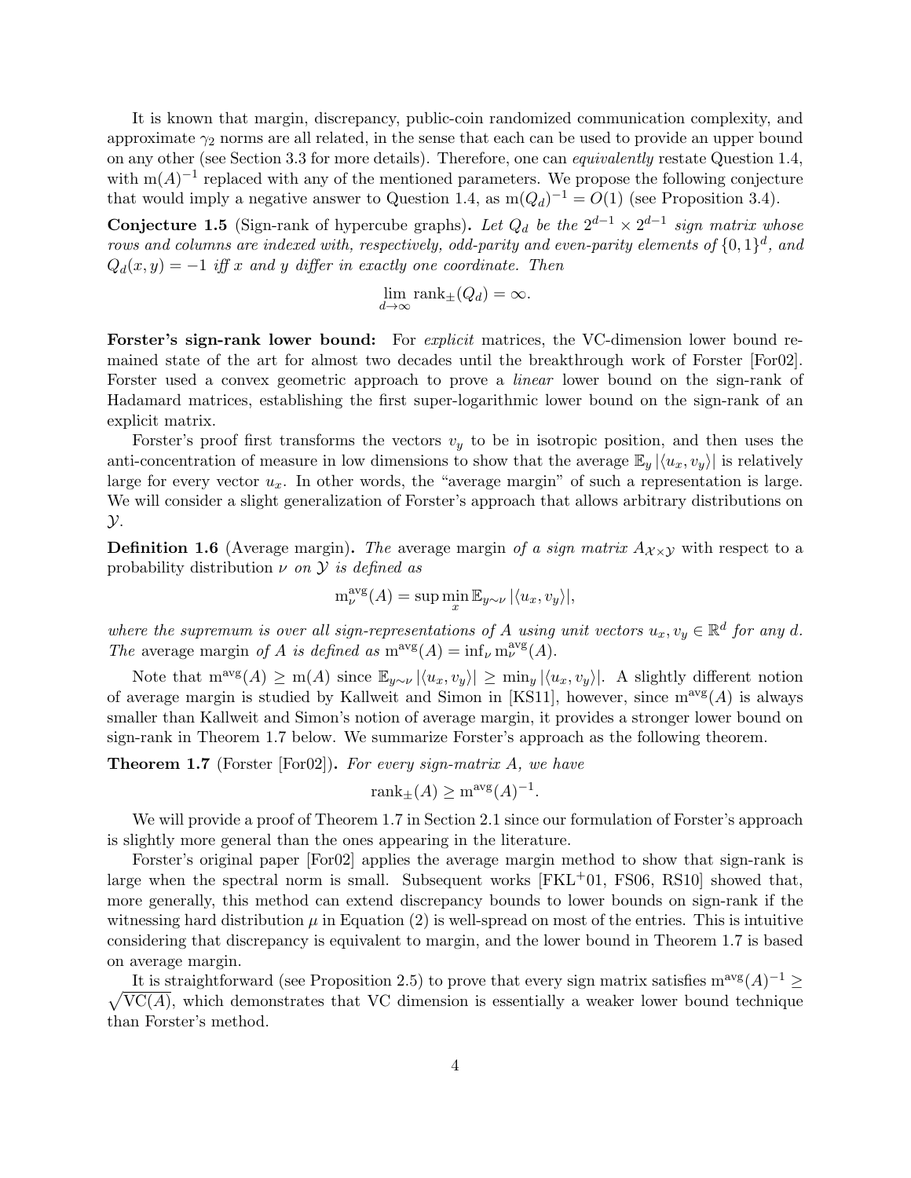It is known that margin, discrepancy, public-coin randomized communication complexity, and approximate $\gamma_2$ norms are all related, in the sense that each can be used to provide an upper bound on any other (see Section 3.3 for more details). Therefore, one can *equivalently* restate Question 1.4, with $\mathrm{m}(A)^{-1}$ replaced with any of the mentioned parameters. We propose the following conjecture that would imply a negative answer to Question 1.4, as $\mathrm{m}(Q_d)^{-1} = O(1)$ (see Proposition 3.4).

**Conjecture 1.5** (Sign-rank of hypercube graphs)**.** *Let $Q_d$ be the $2^{d-1} \times 2^{d-1}$ sign matrix whose rows and columns are indexed with, respectively, odd-parity and even-parity elements of $\{0,1\}^d$, and $Q_d(x,y) = -1$ iff $x$ and $y$ differ in exactly one coordinate. Then*

$$\lim_{d \to \infty} \mathrm{rank}_{\pm}(Q_d) = \infty.$$

**Forster's sign-rank lower bound:** For *explicit* matrices, the VC-dimension lower bound remained state of the art for almost two decades until the breakthrough work of Forster [For02]. Forster used a convex geometric approach to prove a *linear* lower bound on the sign-rank of Hadamard matrices, establishing the first super-logarithmic lower bound on the sign-rank of an explicit matrix.

Forster's proof first transforms the vectors $v_y$ to be in isotropic position, and then uses the anti-concentration of measure in low dimensions to show that the average $\mathbb{E}_y |\langle u_x, v_y \rangle|$ is relatively large for every vector $u_x$. In other words, the "average margin" of such a representation is large. We will consider a slight generalization of Forster's approach that allows arbitrary distributions on $\mathcal{Y}$.

**Definition 1.6** (Average margin)**.** *The* average margin *of a sign matrix $A_{\mathcal{X}\times\mathcal{Y}}$ with respect to a probability distribution $\nu$ on $\mathcal{Y}$ is defined as*

$$\mathrm{m}^{\mathrm{avg}}_{\nu}(A) = \sup \min_x \mathbb{E}_{y \sim \nu} |\langle u_x, v_y \rangle|,$$

*where the supremum is over all sign-representations of $A$ using unit vectors $u_x, v_y \in \mathbb{R}^d$ for any $d$. The* average margin *of $A$ is defined as $\mathrm{m}^{\mathrm{avg}}(A) = \inf_\nu \mathrm{m}^{\mathrm{avg}}_\nu(A)$.*

Note that $\mathrm{m}^{\mathrm{avg}}(A) \geq \mathrm{m}(A)$ since $\mathbb{E}_{y\sim\nu} |\langle u_x, v_y \rangle| \geq \min_y |\langle u_x, v_y \rangle|$. A slightly different notion of average margin is studied by Kallweit and Simon in [KS11], however, since $\mathrm{m}^{\mathrm{avg}}(A)$ is always smaller than Kallweit and Simon's notion of average margin, it provides a stronger lower bound on sign-rank in Theorem 1.7 below. We summarize Forster's approach as the following theorem.

**Theorem 1.7** (Forster [For02])**.** *For every sign-matrix $A$, we have*

$$\mathrm{rank}_{\pm}(A) \geq \mathrm{m}^{\mathrm{avg}}(A)^{-1}.$$

We will provide a proof of Theorem 1.7 in Section 2.1 since our formulation of Forster's approach is slightly more general than the ones appearing in the literature.

Forster's original paper [For02] applies the average margin method to show that sign-rank is large when the spectral norm is small. Subsequent works [FKL+01, FS06, RS10] showed that, more generally, this method can extend discrepancy bounds to lower bounds on sign-rank if the witnessing hard distribution $\mu$ in Equation (2) is well-spread on most of the entries. This is intuitive considering that discrepancy is equivalent to margin, and the lower bound in Theorem 1.7 is based on average margin.

It is straightforward (see Proposition 2.5) to prove that every sign matrix satisfies $\mathrm{m}^{\mathrm{avg}}(A)^{-1} \geq \sqrt{\mathrm{VC}(A)}$, which demonstrates that VC dimension is essentially a weaker lower bound technique than Forster's method.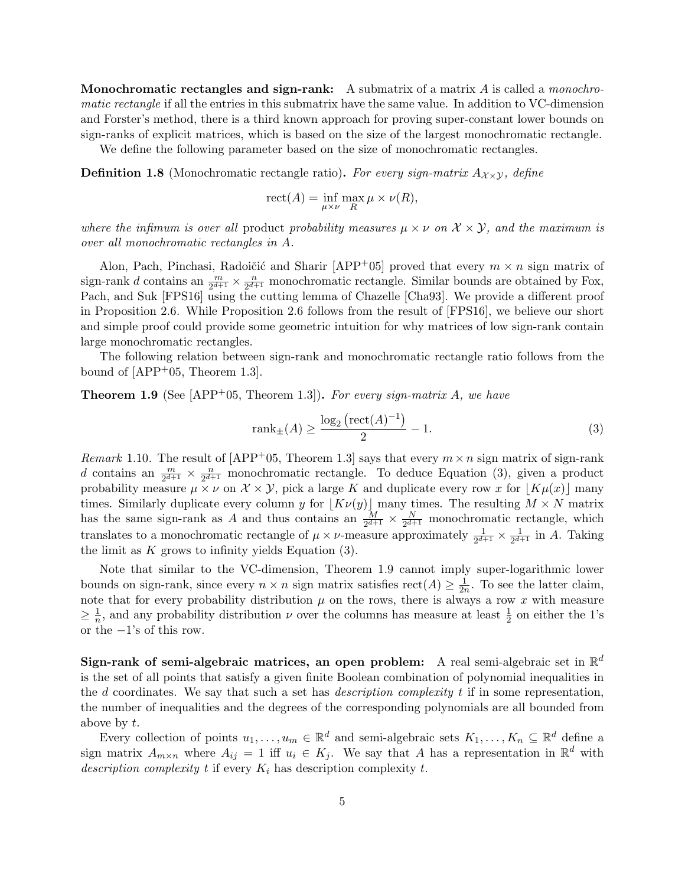**Monochromatic rectangles and sign-rank:** A submatrix of a matrix $A$ is called a *monochromatic rectangle* if all the entries in this submatrix have the same value. In addition to VC-dimension and Forster's method, there is a third known approach for proving super-constant lower bounds on sign-ranks of explicit matrices, which is based on the size of the largest monochromatic rectangle.

We define the following parameter based on the size of monochromatic rectangles.

**Definition 1.8** (Monochromatic rectangle ratio)**.** *For every sign-matrix $A_{\mathcal{X}\times\mathcal{Y}}$, define*

$$\mathrm{rect}(A) = \inf_{\mu\times\nu} \max_{R} \mu \times \nu(R),$$

*where the infimum is over all* product *probability measures $\mu \times \nu$ on $\mathcal{X} \times \mathcal{Y}$, and the maximum is over all monochromatic rectangles in $A$.*

Alon, Pach, Pinchasi, Radoičić and Sharir [APP+05] proved that every $m \times n$ sign matrix of sign-rank $d$ contains an $\frac{m}{2^{d+1}} \times \frac{n}{2^{d+1}}$ monochromatic rectangle. Similar bounds are obtained by Fox, Pach, and Suk [FPS16] using the cutting lemma of Chazelle [Cha93]. We provide a different proof in Proposition 2.6. While Proposition 2.6 follows from the result of [FPS16], we believe our short and simple proof could provide some geometric intuition for why matrices of low sign-rank contain large monochromatic rectangles.

The following relation between sign-rank and monochromatic rectangle ratio follows from the bound of [APP+05, Theorem 1.3].

**Theorem 1.9** (See [APP+05, Theorem 1.3])**.** *For every sign-matrix $A$, we have*

$$\mathrm{rank}_{\pm}(A) \geq \frac{\log_2\left(\mathrm{rect}(A)^{-1}\right)}{2} - 1. \tag{3}$$

*Remark* 1.10. The result of [APP+05, Theorem 1.3] says that every $m \times n$ sign matrix of sign-rank $d$ contains an $\frac{m}{2^{d+1}} \times \frac{n}{2^{d+1}}$ monochromatic rectangle. To deduce Equation (3), given a product probability measure $\mu \times \nu$ on $\mathcal{X} \times \mathcal{Y}$, pick a large $K$ and duplicate every row $x$ for $\lfloor K\mu(x)\rfloor$ many times. Similarly duplicate every column $y$ for $\lfloor K\nu(y)\rfloor$ many times. The resulting $M \times N$ matrix has the same sign-rank as $A$ and thus contains an $\frac{M}{2^{d+1}} \times \frac{N}{2^{d+1}}$ monochromatic rectangle, which translates to a monochromatic rectangle of $\mu \times \nu$-measure approximately $\frac{1}{2^{d+1}} \times \frac{1}{2^{d+1}}$ in $A$. Taking the limit as $K$ grows to infinity yields Equation (3).

Note that similar to the VC-dimension, Theorem 1.9 cannot imply super-logarithmic lower bounds on sign-rank, since every $n \times n$ sign matrix satisfies $\mathrm{rect}(A) \geq \frac{1}{2n}$. To see the latter claim, note that for every probability distribution $\mu$ on the rows, there is always a row $x$ with measure $\geq \frac{1}{n}$, and any probability distribution $\nu$ over the columns has measure at least $\frac{1}{2}$ on either the 1's or the $-1$'s of this row.

**Sign-rank of semi-algebraic matrices, an open problem:** A real semi-algebraic set in $\mathbb{R}^d$ is the set of all points that satisfy a given finite Boolean combination of polynomial inequalities in the $d$ coordinates. We say that such a set has *description complexity* $t$ if in some representation, the number of inequalities and the degrees of the corresponding polynomials are all bounded from above by $t$.

Every collection of points $u_1, \ldots, u_m \in \mathbb{R}^d$ and semi-algebraic sets $K_1, \ldots, K_n \subseteq \mathbb{R}^d$ define a sign matrix $A_{m\times n}$ where $A_{ij} = 1$ iff $u_i \in K_j$. We say that $A$ has a representation in $\mathbb{R}^d$ with *description complexity* $t$ if every $K_i$ has description complexity $t$.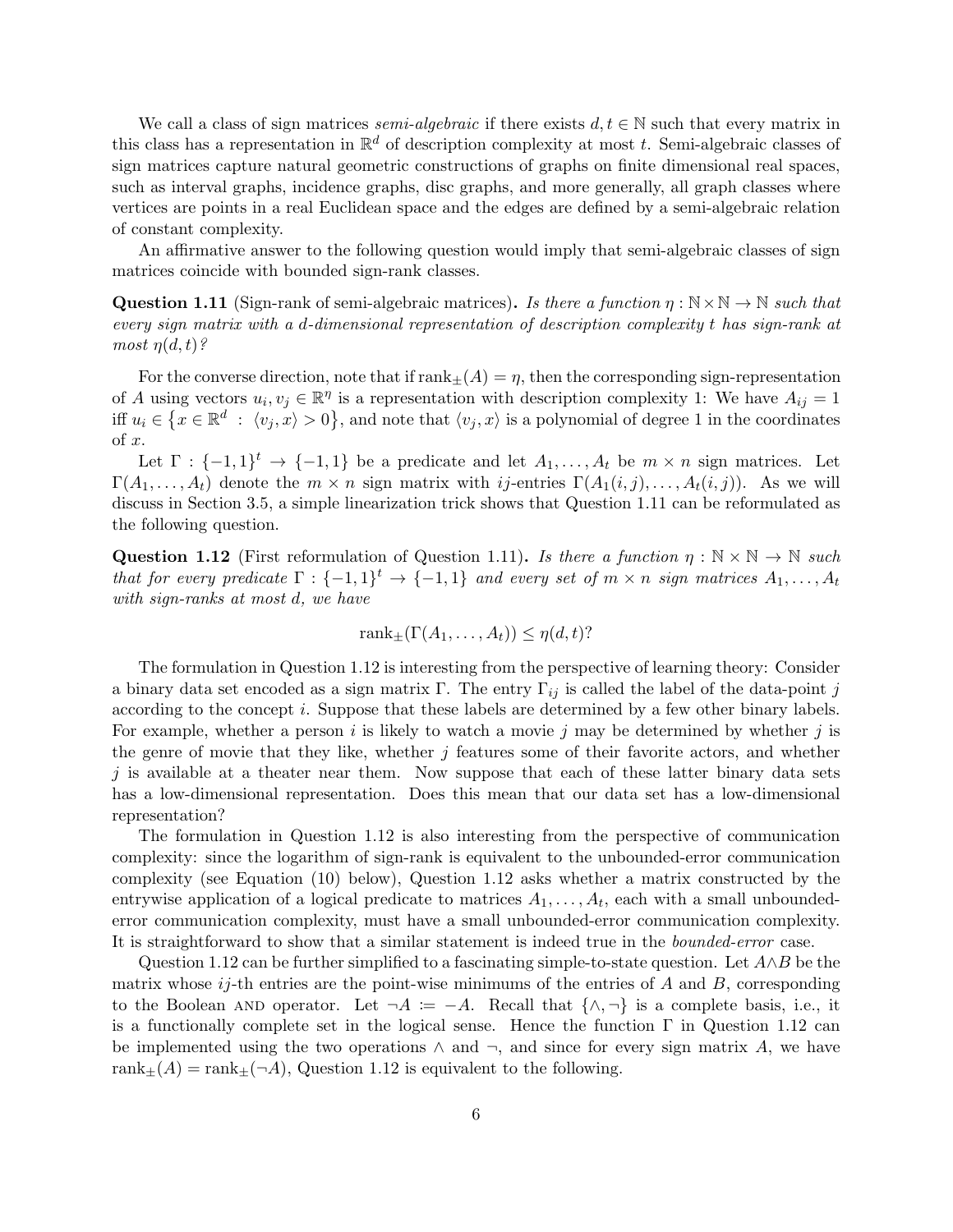We call a class of sign matrices *semi-algebraic* if there exists $d, t \in \mathbb{N}$ such that every matrix in this class has a representation in $\mathbb{R}^d$ of description complexity at most $t$. Semi-algebraic classes of sign matrices capture natural geometric constructions of graphs on finite dimensional real spaces, such as interval graphs, incidence graphs, disc graphs, and more generally, all graph classes where vertices are points in a real Euclidean space and the edges are defined by a semi-algebraic relation of constant complexity.

An affirmative answer to the following question would imply that semi-algebraic classes of sign matrices coincide with bounded sign-rank classes.

**Question 1.11** (Sign-rank of semi-algebraic matrices)**.** *Is there a function $\eta : \mathbb{N} \times \mathbb{N} \to \mathbb{N}$ such that every sign matrix with a $d$-dimensional representation of description complexity $t$ has sign-rank at most $\eta(d, t)$?*

For the converse direction, note that if $\mathrm{rank}_{\pm}(A) = \eta$, then the corresponding sign-representation of $A$ using vectors $u_i, v_j \in \mathbb{R}^{\eta}$ is a representation with description complexity 1: We have $A_{ij} = 1$ iff $u_i \in \{x \in \mathbb{R}^d \ : \ \langle v_j, x \rangle > 0\}$, and note that $\langle v_j, x \rangle$ is a polynomial of degree 1 in the coordinates of $x$.

Let $\Gamma : \{-1, 1\}^t \to \{-1, 1\}$ be a predicate and let $A_1, \ldots, A_t$ be $m \times n$ sign matrices. Let $\Gamma(A_1, \ldots, A_t)$ denote the $m \times n$ sign matrix with $ij$-entries $\Gamma(A_1(i, j), \ldots, A_t(i, j))$. As we will discuss in Section 3.5, a simple linearization trick shows that Question 1.11 can be reformulated as the following question.

**Question 1.12** (First reformulation of Question 1.11)**.** *Is there a function $\eta : \mathbb{N} \times \mathbb{N} \to \mathbb{N}$ such that for every predicate $\Gamma : \{-1, 1\}^t \to \{-1, 1\}$ and every set of $m \times n$ sign matrices $A_1, \ldots, A_t$ with sign-ranks at most $d$, we have*

$$\mathrm{rank}_{\pm}(\Gamma(A_1, \ldots, A_t)) \leq \eta(d, t)?$$

The formulation in Question 1.12 is interesting from the perspective of learning theory: Consider a binary data set encoded as a sign matrix $\Gamma$. The entry $\Gamma_{ij}$ is called the label of the data-point $j$ according to the concept $i$. Suppose that these labels are determined by a few other binary labels. For example, whether a person $i$ is likely to watch a movie $j$ may be determined by whether $j$ is the genre of movie that they like, whether $j$ features some of their favorite actors, and whether $j$ is available at a theater near them. Now suppose that each of these latter binary data sets has a low-dimensional representation. Does this mean that our data set has a low-dimensional representation?

The formulation in Question 1.12 is also interesting from the perspective of communication complexity: since the logarithm of sign-rank is equivalent to the unbounded-error communication complexity (see Equation (10) below), Question 1.12 asks whether a matrix constructed by the entrywise application of a logical predicate to matrices $A_1, \ldots, A_t$, each with a small unbounded-error communication complexity, must have a small unbounded-error communication complexity. It is straightforward to show that a similar statement is indeed true in the *bounded-error* case.

Question 1.12 can be further simplified to a fascinating simple-to-state question. Let $A \wedge B$ be the matrix whose $ij$-th entries are the point-wise minimums of the entries of $A$ and $B$, corresponding to the Boolean AND operator. Let $\neg A := -A$. Recall that $\{\wedge, \neg\}$ is a complete basis, i.e., it is a functionally complete set in the logical sense. Hence the function $\Gamma$ in Question 1.12 can be implemented using the two operations $\wedge$ and $\neg$, and since for every sign matrix $A$, we have $\mathrm{rank}_{\pm}(A) = \mathrm{rank}_{\pm}(\neg A)$, Question 1.12 is equivalent to the following.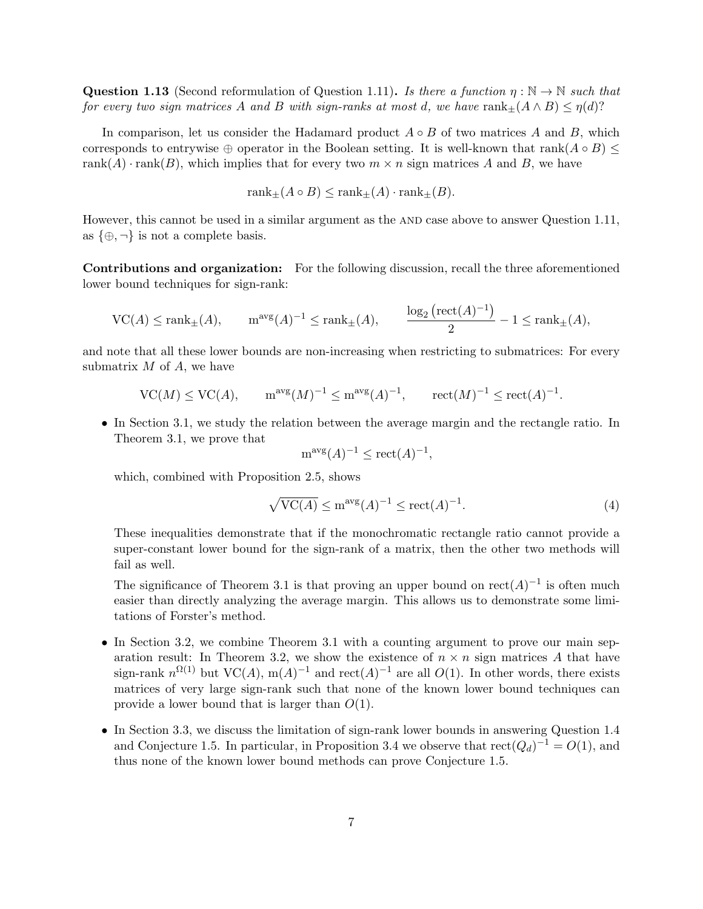**Question 1.13** (Second reformulation of Question 1.11)**.** *Is there a function $\eta : \mathbb{N} \to \mathbb{N}$ such that for every two sign matrices $A$ and $B$ with sign-ranks at most $d$, we have $\text{rank}_{\pm}(A \wedge B) \leq \eta(d)$?*

In comparison, let us consider the Hadamard product $A \circ B$ of two matrices $A$ and $B$, which corresponds to entrywise $\oplus$ operator in the Boolean setting. It is well-known that $\text{rank}(A \circ B) \leq \text{rank}(A) \cdot \text{rank}(B)$, which implies that for every two $m \times n$ sign matrices $A$ and $B$, we have

$$\text{rank}_{\pm}(A \circ B) \leq \text{rank}_{\pm}(A) \cdot \text{rank}_{\pm}(B).$$

However, this cannot be used in a similar argument as the AND case above to answer Question 1.11, as $\{\oplus, \neg\}$ is not a complete basis.

**Contributions and organization:** For the following discussion, recall the three aforementioned lower bound techniques for sign-rank:

$$\text{VC}(A) \leq \text{rank}_{\pm}(A), \qquad \text{m}^{\text{avg}}(A)^{-1} \leq \text{rank}_{\pm}(A), \qquad \frac{\log_2\left(\text{rect}(A)^{-1}\right)}{2} - 1 \leq \text{rank}_{\pm}(A),$$

and note that all these lower bounds are non-increasing when restricting to submatrices: For every submatrix $M$ of $A$, we have

$$\text{VC}(M) \leq \text{VC}(A), \qquad \text{m}^{\text{avg}}(M)^{-1} \leq \text{m}^{\text{avg}}(A)^{-1}, \qquad \text{rect}(M)^{-1} \leq \text{rect}(A)^{-1}.$$

- In Section 3.1, we study the relation between the average margin and the rectangle ratio. In Theorem 3.1, we prove that

  $$\text{m}^{\text{avg}}(A)^{-1} \leq \text{rect}(A)^{-1},$$

  which, combined with Proposition 2.5, shows

  $$\sqrt{\text{VC}(A)} \leq \text{m}^{\text{avg}}(A)^{-1} \leq \text{rect}(A)^{-1}. \tag{4}$$

  These inequalities demonstrate that if the monochromatic rectangle ratio cannot provide a super-constant lower bound for the sign-rank of a matrix, then the other two methods will fail as well.

  The significance of Theorem 3.1 is that proving an upper bound on $\text{rect}(A)^{-1}$ is often much easier than directly analyzing the average margin. This allows us to demonstrate some limitations of Forster's method.

- In Section 3.2, we combine Theorem 3.1 with a counting argument to prove our main separation result: In Theorem 3.2, we show the existence of $n \times n$ sign matrices $A$ that have sign-rank $n^{\Omega(1)}$ but $\text{VC}(A)$, $\text{m}(A)^{-1}$ and $\text{rect}(A)^{-1}$ are all $O(1)$. In other words, there exists matrices of very large sign-rank such that none of the known lower bound techniques can provide a lower bound that is larger than $O(1)$.

- In Section 3.3, we discuss the limitation of sign-rank lower bounds in answering Question 1.4 and Conjecture 1.5. In particular, in Proposition 3.4 we observe that $\text{rect}(Q_d)^{-1} = O(1)$, and thus none of the known lower bound methods can prove Conjecture 1.5.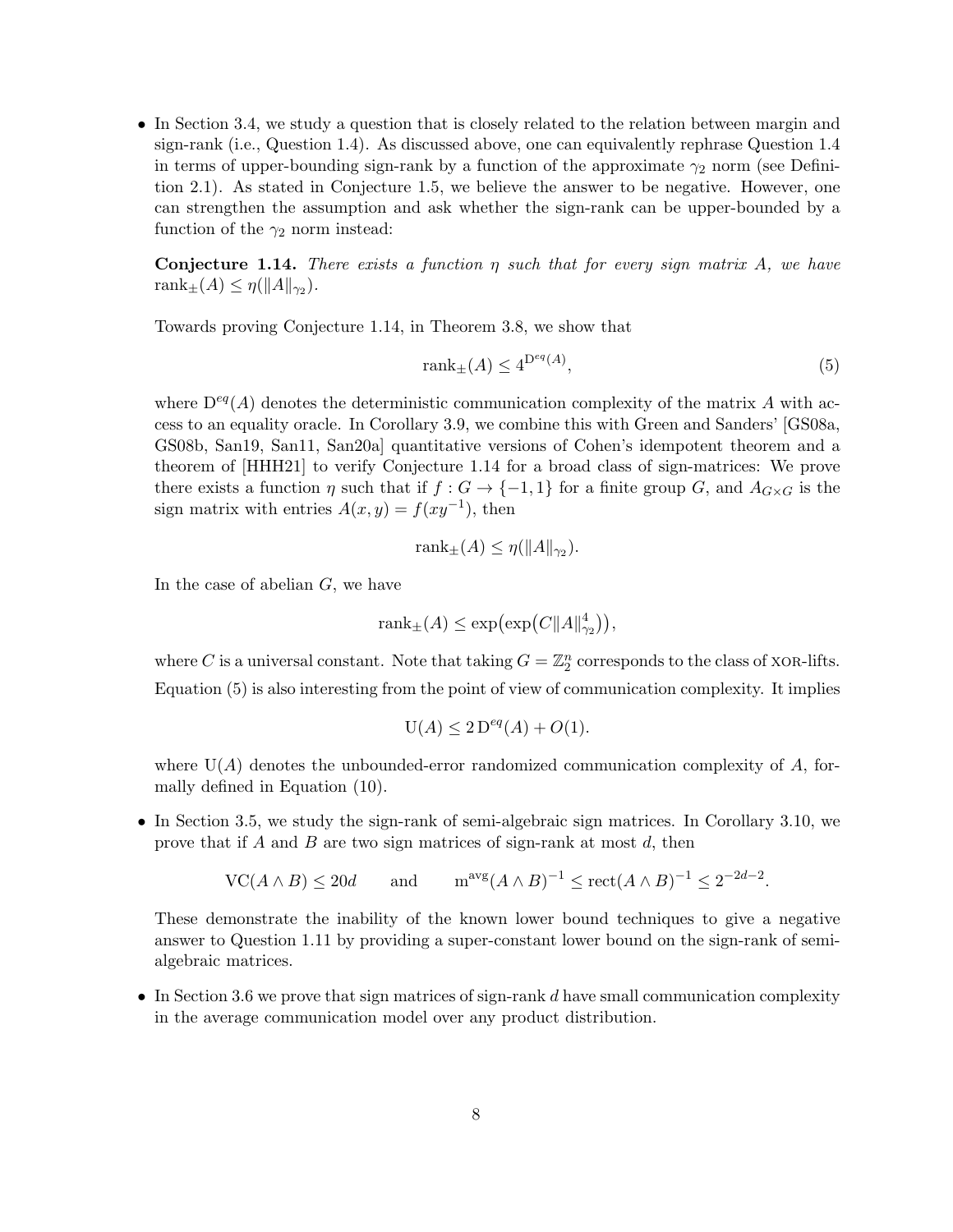- In Section 3.4, we study a question that is closely related to the relation between margin and sign-rank (i.e., Question 1.4). As discussed above, one can equivalently rephrase Question 1.4 in terms of upper-bounding sign-rank by a function of the approximate $\gamma_2$ norm (see Definition 2.1). As stated in Conjecture 1.5, we believe the answer to be negative. However, one can strengthen the assumption and ask whether the sign-rank can be upper-bounded by a function of the $\gamma_2$ norm instead:

  **Conjecture 1.14.** *There exists a function $\eta$ such that for every sign matrix $A$, we have $\mathrm{rank}_{\pm}(A) \leq \eta(\|A\|_{\gamma_2})$.*

  Towards proving Conjecture 1.14, in Theorem 3.8, we show that

  $$\mathrm{rank}_{\pm}(A) \leq 4^{\mathrm{D}^{eq}(A)}, \tag{5}$$

  where $\mathrm{D}^{eq}(A)$ denotes the deterministic communication complexity of the matrix $A$ with access to an equality oracle. In Corollary 3.9, we combine this with Green and Sanders' [GS08a, GS08b, San19, San11, San20a] quantitative versions of Cohen's idempotent theorem and a theorem of [HHH21] to verify Conjecture 1.14 for a broad class of sign-matrices: We prove there exists a function $\eta$ such that if $f : G \to \{-1, 1\}$ for a finite group $G$, and $A_{G\times G}$ is the sign matrix with entries $A(x, y) = f(xy^{-1})$, then

  $$\mathrm{rank}_{\pm}(A) \leq \eta(\|A\|_{\gamma_2}).$$

  In the case of abelian $G$, we have

  $$\mathrm{rank}_{\pm}(A) \leq \exp\bigl(\exp\bigl(C\|A\|_{\gamma_2}^4\bigr)\bigr),$$

  where $C$ is a universal constant. Note that taking $G = \mathbb{Z}_2^n$ corresponds to the class of XOR-lifts.

  Equation (5) is also interesting from the point of view of communication complexity. It implies

  $$\mathrm{U}(A) \leq 2\,\mathrm{D}^{eq}(A) + O(1).$$

  where $\mathrm{U}(A)$ denotes the unbounded-error randomized communication complexity of $A$, formally defined in Equation (10).

- In Section 3.5, we study the sign-rank of semi-algebraic sign matrices. In Corollary 3.10, we prove that if $A$ and $B$ are two sign matrices of sign-rank at most $d$, then

  $$\mathrm{VC}(A \wedge B) \leq 20d \qquad \text{and} \qquad \mathrm{m}^{\mathrm{avg}}(A \wedge B)^{-1} \leq \mathrm{rect}(A \wedge B)^{-1} \leq 2^{-2d-2}.$$

  These demonstrate the inability of the known lower bound techniques to give a negative answer to Question 1.11 by providing a super-constant lower bound on the sign-rank of semi-algebraic matrices.

- In Section 3.6 we prove that sign matrices of sign-rank $d$ have small communication complexity in the average communication model over any product distribution.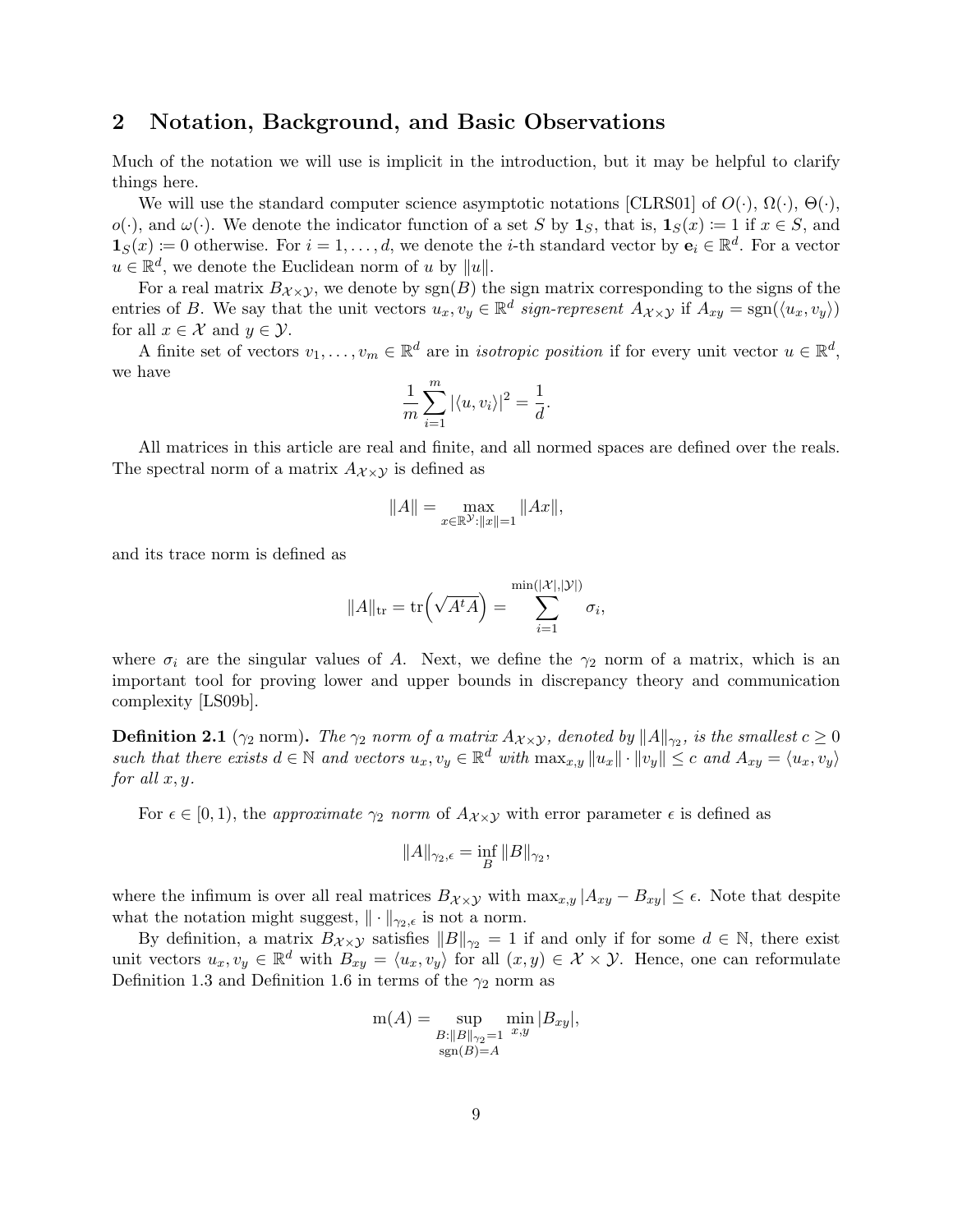## 2 Notation, Background, and Basic Observations

Much of the notation we will use is implicit in the introduction, but it may be helpful to clarify things here.

We will use the standard computer science asymptotic notations [CLRS01] of $O(\cdot)$, $\Omega(\cdot)$, $\Theta(\cdot)$, $o(\cdot)$, and $\omega(\cdot)$. We denote the indicator function of a set $S$ by $\mathbf{1}_S$, that is, $\mathbf{1}_S(x) := 1$ if $x \in S$, and $\mathbf{1}_S(x) := 0$ otherwise. For $i = 1, \ldots, d$, we denote the $i$-th standard vector by $\mathbf{e}_i \in \mathbb{R}^d$. For a vector $u \in \mathbb{R}^d$, we denote the Euclidean norm of $u$ by $\|u\|$.

For a real matrix $B_{\mathcal{X}\times\mathcal{Y}}$, we denote by $\mathrm{sgn}(B)$ the sign matrix corresponding to the signs of the entries of $B$. We say that the unit vectors $u_x, v_y \in \mathbb{R}^d$ *sign-represent* $A_{\mathcal{X}\times\mathcal{Y}}$ if $A_{xy} = \mathrm{sgn}(\langle u_x, v_y\rangle)$ for all $x \in \mathcal{X}$ and $y \in \mathcal{Y}$.

A finite set of vectors $v_1, \ldots, v_m \in \mathbb{R}^d$ are in *isotropic position* if for every unit vector $u \in \mathbb{R}^d$, we have

$$\frac{1}{m}\sum_{i=1}^{m} |\langle u, v_i\rangle|^2 = \frac{1}{d}.$$

All matrices in this article are real and finite, and all normed spaces are defined over the reals. The spectral norm of a matrix $A_{\mathcal{X}\times\mathcal{Y}}$ is defined as

$$\|A\| = \max_{x\in\mathbb{R}^{\mathcal{Y}}:\|x\|=1} \|Ax\|,$$

and its trace norm is defined as

$$\|A\|_{\mathrm{tr}} = \mathrm{tr}\Big(\sqrt{A^t A}\Big) = \sum_{i=1}^{\min(|\mathcal{X}|,|\mathcal{Y}|)} \sigma_i,$$

where $\sigma_i$ are the singular values of $A$. Next, we define the $\gamma_2$ norm of a matrix, which is an important tool for proving lower and upper bounds in discrepancy theory and communication complexity [LS09b].

**Definition 2.1** ($\gamma_2$ norm)**.** *The $\gamma_2$ norm of a matrix $A_{\mathcal{X}\times\mathcal{Y}}$, denoted by $\|A\|_{\gamma_2}$, is the smallest $c \geq 0$ such that there exists $d \in \mathbb{N}$ and vectors $u_x, v_y \in \mathbb{R}^d$ with $\max_{x,y}\|u_x\|\cdot\|v_y\| \leq c$ and $A_{xy} = \langle u_x, v_y\rangle$ for all $x, y$.*

For $\epsilon \in [0, 1)$, the *approximate $\gamma_2$ norm* of $A_{\mathcal{X}\times\mathcal{Y}}$ with error parameter $\epsilon$ is defined as

$$\|A\|_{\gamma_2,\epsilon} = \inf_B \|B\|_{\gamma_2},$$

where the infimum is over all real matrices $B_{\mathcal{X}\times\mathcal{Y}}$ with $\max_{x,y}|A_{xy} - B_{xy}| \leq \epsilon$. Note that despite what the notation might suggest, $\|\cdot\|_{\gamma_2,\epsilon}$ is not a norm.

By definition, a matrix $B_{\mathcal{X}\times\mathcal{Y}}$ satisfies $\|B\|_{\gamma_2} = 1$ if and only if for some $d \in \mathbb{N}$, there exist unit vectors $u_x, v_y \in \mathbb{R}^d$ with $B_{xy} = \langle u_x, v_y\rangle$ for all $(x, y) \in \mathcal{X}\times\mathcal{Y}$. Hence, one can reformulate Definition 1.3 and Definition 1.6 in terms of the $\gamma_2$ norm as

$$\mathrm{m}(A) = \sup_{\substack{B:\|B\|_{\gamma_2}=1\\ \mathrm{sgn}(B)=A}} \min_{x,y} |B_{xy}|,$$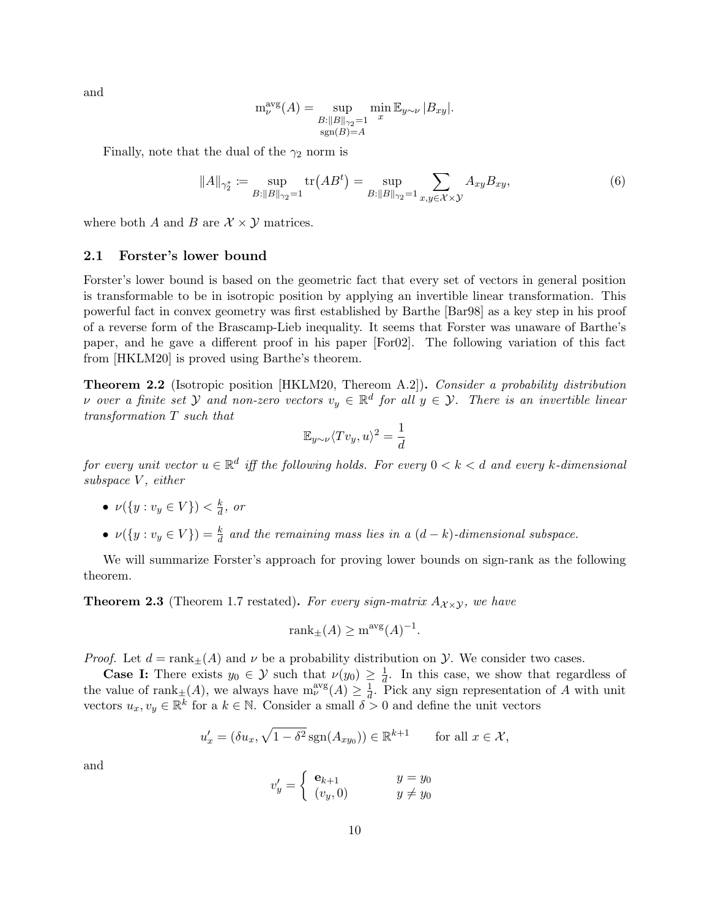and

$$\mathrm{m}_\nu^{\mathrm{avg}}(A) = \sup_{\substack{B:\|B\|_{\gamma_2}=1 \\ \mathrm{sgn}(B)=A}} \min_x \mathbb{E}_{y\sim\nu} |B_{xy}|.$$

Finally, note that the dual of the $\gamma_2$ norm is

$$\|A\|_{\gamma_2^*} := \sup_{B:\|B\|_{\gamma_2}=1} \mathrm{tr}\big(AB^t\big) = \sup_{B:\|B\|_{\gamma_2}=1} \sum_{x,y\in\mathcal{X}\times\mathcal{Y}} A_{xy}B_{xy}, \tag{6}$$

where both $A$ and $B$ are $\mathcal{X}\times\mathcal{Y}$ matrices.

## 2.1 Forster's lower bound

Forster's lower bound is based on the geometric fact that every set of vectors in general position is transformable to be in isotropic position by applying an invertible linear transformation. This powerful fact in convex geometry was first established by Barthe [Bar98] as a key step in his proof of a reverse form of the Brascamp-Lieb inequality. It seems that Forster was unaware of Barthe's paper, and he gave a different proof in his paper [For02]. The following variation of this fact from [HKLM20] is proved using Barthe's theorem.

**Theorem 2.2** (Isotropic position [HKLM20, Thereom A.2])**.** *Consider a probability distribution $\nu$ over a finite set $\mathcal{Y}$ and non-zero vectors $v_y \in \mathbb{R}^d$ for all $y\in\mathcal{Y}$. There is an invertible linear transformation $T$ such that*

$$\mathbb{E}_{y\sim\nu}\langle Tv_y, u\rangle^2 = \frac{1}{d}$$

*for every unit vector $u\in\mathbb{R}^d$ iff the following holds. For every $0<k<d$ and every $k$-dimensional subspace $V$, either*

- *$\nu(\{y : v_y \in V\}) < \frac{k}{d}$, or*
- *$\nu(\{y : v_y \in V\}) = \frac{k}{d}$ and the remaining mass lies in a $(d-k)$-dimensional subspace.*

We will summarize Forster's approach for proving lower bounds on sign-rank as the following theorem.

**Theorem 2.3** (Theorem 1.7 restated)**.** *For every sign-matrix $A_{\mathcal{X}\times\mathcal{Y}}$, we have*

$$\mathrm{rank}_\pm(A) \geq \mathrm{m}^{\mathrm{avg}}(A)^{-1}.$$

*Proof.* Let $d = \mathrm{rank}_\pm(A)$ and $\nu$ be a probability distribution on $\mathcal{Y}$. We consider two cases.

**Case I:** There exists $y_0\in\mathcal{Y}$ such that $\nu(y_0)\geq\frac{1}{d}$. In this case, we show that regardless of the value of $\mathrm{rank}_\pm(A)$, we always have $\mathrm{m}_\nu^{\mathrm{avg}}(A)\geq\frac{1}{d}$. Pick any sign representation of $A$ with unit vectors $u_x, v_y\in\mathbb{R}^k$ for a $k\in\mathbb{N}$. Consider a small $\delta>0$ and define the unit vectors

$$u'_x = (\delta u_x, \sqrt{1-\delta^2}\,\mathrm{sgn}(A_{xy_0}))\in\mathbb{R}^{k+1} \qquad \text{for all } x\in\mathcal{X},$$

and

$$v'_y = \begin{cases} \mathbf{e}_{k+1} & y = y_0 \\ (v_y, 0) & y\neq y_0 \end{cases}$$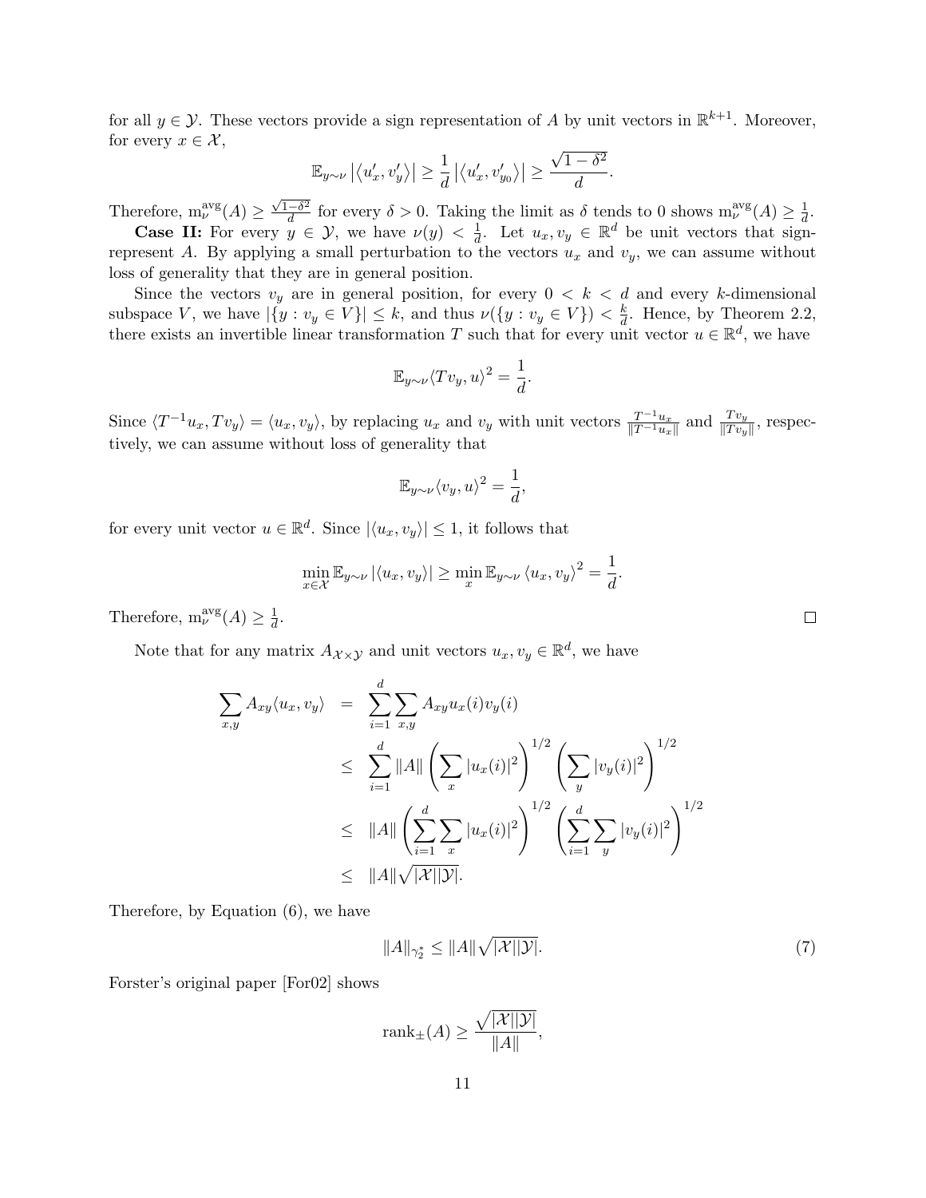for all $y \in \mathcal{Y}$. These vectors provide a sign representation of $A$ by unit vectors in $\mathbb{R}^{k+1}$. Moreover, for every $x \in \mathcal{X}$,

$$\mathbb{E}_{y\sim\nu} \left|\langle u'_x, v'_y\rangle\right| \geq \frac{1}{d}\left|\langle u'_x, v'_{y_0}\rangle\right| \geq \frac{\sqrt{1-\delta^2}}{d}.$$

Therefore, $\mathrm{m}^{\mathrm{avg}}_{\nu}(A) \geq \frac{\sqrt{1-\delta^2}}{d}$ for every $\delta > 0$. Taking the limit as $\delta$ tends to 0 shows $\mathrm{m}^{\mathrm{avg}}_{\nu}(A) \geq \frac{1}{d}$.

**Case II:** For every $y \in \mathcal{Y}$, we have $\nu(y) < \frac{1}{d}$. Let $u_x, v_y \in \mathbb{R}^d$ be unit vectors that sign-represent $A$. By applying a small perturbation to the vectors $u_x$ and $v_y$, we can assume without loss of generality that they are in general position.

Since the vectors $v_y$ are in general position, for every $0 < k < d$ and every $k$-dimensional subspace $V$, we have $|\{y : v_y \in V\}| \leq k$, and thus $\nu(\{y : v_y \in V\}) < \frac{k}{d}$. Hence, by Theorem 2.2, there exists an invertible linear transformation $T$ such that for every unit vector $u \in \mathbb{R}^d$, we have

$$\mathbb{E}_{y\sim\nu}\langle Tv_y, u\rangle^2 = \frac{1}{d}.$$

Since $\langle T^{-1}u_x, Tv_y\rangle = \langle u_x, v_y\rangle$, by replacing $u_x$ and $v_y$ with unit vectors $\frac{T^{-1}u_x}{\|T^{-1}u_x\|}$ and $\frac{Tv_y}{\|Tv_y\|}$, respectively, we can assume without loss of generality that

$$\mathbb{E}_{y\sim\nu}\langle v_y, u\rangle^2 = \frac{1}{d},$$

for every unit vector $u \in \mathbb{R}^d$. Since $|\langle u_x, v_y\rangle| \leq 1$, it follows that

$$\min_{x\in\mathcal{X}} \mathbb{E}_{y\sim\nu} \left|\langle u_x, v_y\rangle\right| \geq \min_{x} \mathbb{E}_{y\sim\nu} \left\langle u_x, v_y\right\rangle^2 = \frac{1}{d}.$$

Therefore, $\mathrm{m}^{\mathrm{avg}}_{\nu}(A) \geq \frac{1}{d}$. $\square$

Note that for any matrix $A_{\mathcal{X}\times\mathcal{Y}}$ and unit vectors $u_x, v_y \in \mathbb{R}^d$, we have

$$\begin{aligned}
\sum_{x,y} A_{xy}\langle u_x, v_y\rangle &= \sum_{i=1}^{d}\sum_{x,y} A_{xy} u_x(i) v_y(i) \\
&\leq \sum_{i=1}^{d} \|A\| \left(\sum_x |u_x(i)|^2\right)^{1/2} \left(\sum_y |v_y(i)|^2\right)^{1/2} \\
&\leq \|A\| \left(\sum_{i=1}^{d}\sum_x |u_x(i)|^2\right)^{1/2} \left(\sum_{i=1}^{d}\sum_y |v_y(i)|^2\right)^{1/2} \\
&\leq \|A\|\sqrt{|\mathcal{X}||\mathcal{Y}|}.
\end{aligned}$$

Therefore, by Equation (6), we have

$$\|A\|_{\gamma_2^*} \leq \|A\|\sqrt{|\mathcal{X}||\mathcal{Y}|}. \tag{7}$$

Forster's original paper [For02] shows

$$\mathrm{rank}_{\pm}(A) \geq \frac{\sqrt{|\mathcal{X}||\mathcal{Y}|}}{\|A\|},$$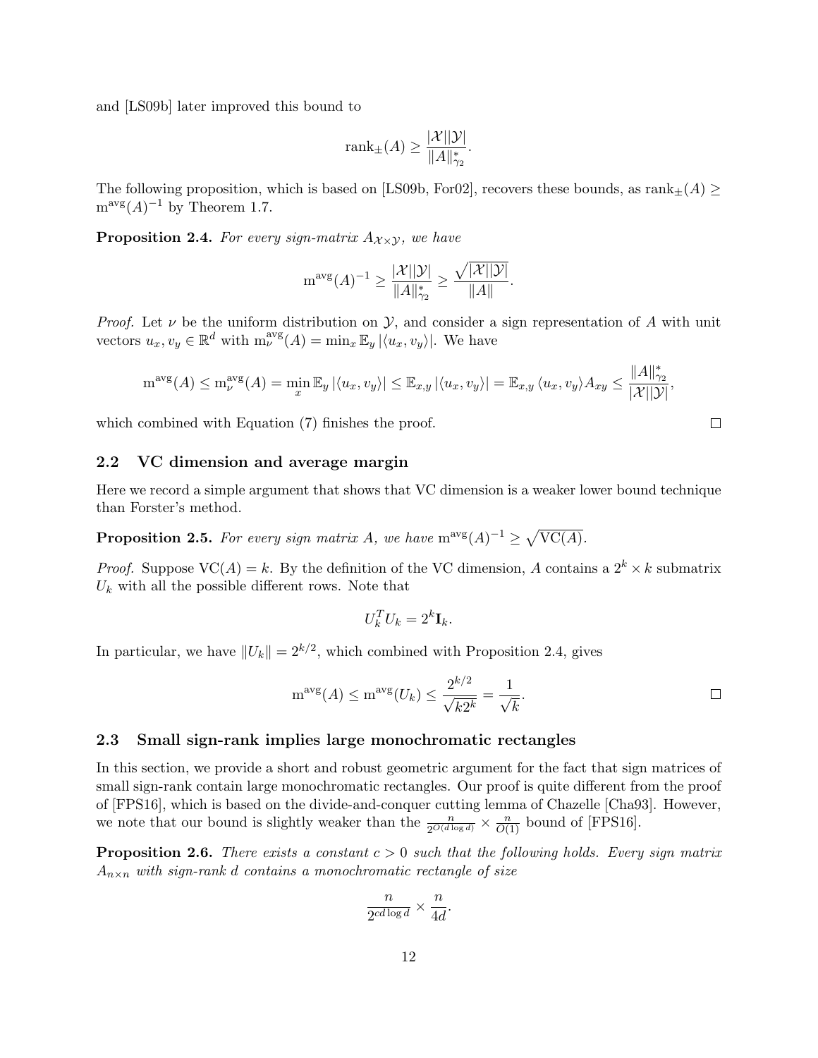and [LS09b] later improved this bound to

$$\mathrm{rank}_{\pm}(A) \geq \frac{|\mathcal{X}||\mathcal{Y}|}{\|A\|_{\gamma_2}^*}.$$

The following proposition, which is based on [LS09b, For02], recovers these bounds, as $\mathrm{rank}_{\pm}(A) \geq \mathrm{m}^{\mathrm{avg}}(A)^{-1}$ by Theorem 1.7.

**Proposition 2.4.** *For every sign-matrix $A_{\mathcal{X}\times\mathcal{Y}}$, we have*

$$\mathrm{m}^{\mathrm{avg}}(A)^{-1} \geq \frac{|\mathcal{X}||\mathcal{Y}|}{\|A\|_{\gamma_2}^*} \geq \frac{\sqrt{|\mathcal{X}||\mathcal{Y}|}}{\|A\|}.$$

*Proof.* Let $\nu$ be the uniform distribution on $\mathcal{Y}$, and consider a sign representation of $A$ with unit vectors $u_x, v_y \in \mathbb{R}^d$ with $\mathrm{m}_{\nu}^{\mathrm{avg}}(A) = \min_x \mathbb{E}_y |\langle u_x, v_y \rangle|$. We have

$$\mathrm{m}^{\mathrm{avg}}(A) \leq \mathrm{m}_{\nu}^{\mathrm{avg}}(A) = \min_x \mathbb{E}_y |\langle u_x, v_y \rangle| \leq \mathbb{E}_{x,y} |\langle u_x, v_y \rangle| = \mathbb{E}_{x,y} \langle u_x, v_y \rangle A_{xy} \leq \frac{\|A\|_{\gamma_2}^*}{|\mathcal{X}||\mathcal{Y}|},$$

which combined with Equation (7) finishes the proof. $\square$

## 2.2 VC dimension and average margin

Here we record a simple argument that shows that VC dimension is a weaker lower bound technique than Forster's method.

**Proposition 2.5.** *For every sign matrix $A$, we have $\mathrm{m}^{\mathrm{avg}}(A)^{-1} \geq \sqrt{\mathrm{VC}(A)}$.*

*Proof.* Suppose $\mathrm{VC}(A) = k$. By the definition of the VC dimension, $A$ contains a $2^k \times k$ submatrix $U_k$ with all the possible different rows. Note that

$$U_k^T U_k = 2^k \mathbf{I}_k.$$

In particular, we have $\|U_k\| = 2^{k/2}$, which combined with Proposition 2.4, gives

$$\mathrm{m}^{\mathrm{avg}}(A) \leq \mathrm{m}^{\mathrm{avg}}(U_k) \leq \frac{2^{k/2}}{\sqrt{k2^k}} = \frac{1}{\sqrt{k}}.$$

$\square$

## 2.3 Small sign-rank implies large monochromatic rectangles

In this section, we provide a short and robust geometric argument for the fact that sign matrices of small sign-rank contain large monochromatic rectangles. Our proof is quite different from the proof of [FPS16], which is based on the divide-and-conquer cutting lemma of Chazelle [Cha93]. However, we note that our bound is slightly weaker than the $\frac{n}{2^{O(d \log d)}} \times \frac{n}{O(1)}$ bound of [FPS16].

**Proposition 2.6.** *There exists a constant $c > 0$ such that the following holds. Every sign matrix $A_{n\times n}$ with sign-rank $d$ contains a monochromatic rectangle of size*

$$\frac{n}{2^{cd\log d}} \times \frac{n}{4d}.$$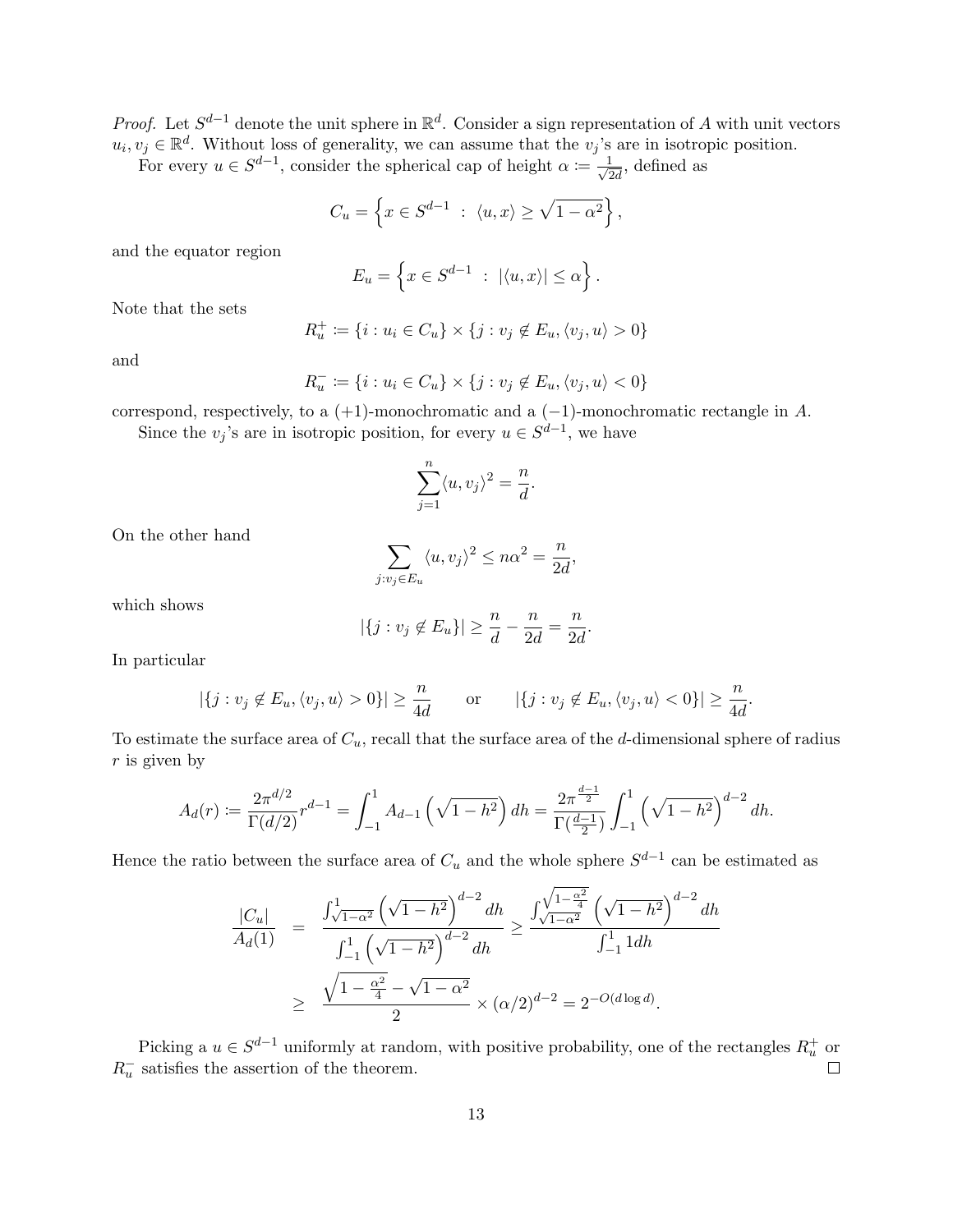*Proof.* Let $S^{d-1}$ denote the unit sphere in $\mathbb{R}^d$. Consider a sign representation of $A$ with unit vectors $u_i, v_j \in \mathbb{R}^d$. Without loss of generality, we can assume that the $v_j$'s are in isotropic position.

For every $u \in S^{d-1}$, consider the spherical cap of height $\alpha := \frac{1}{\sqrt{2d}}$, defined as

$$C_u = \left\{ x \in S^{d-1} \;:\; \langle u, x \rangle \geq \sqrt{1-\alpha^2} \right\},$$

and the equator region

$$E_u = \left\{ x \in S^{d-1} \;:\; |\langle u, x \rangle| \leq \alpha \right\}.$$

Note that the sets

$$R_u^+ := \{i : u_i \in C_u\} \times \{j : v_j \notin E_u, \langle v_j, u \rangle > 0\}$$

and

$$R_u^- := \{i : u_i \in C_u\} \times \{j : v_j \notin E_u, \langle v_j, u \rangle < 0\}$$

correspond, respectively, to a $(+1)$-monochromatic and a $(-1)$-monochromatic rectangle in $A$.

Since the $v_j$'s are in isotropic position, for every $u \in S^{d-1}$, we have

$$\sum_{j=1}^{n} \langle u, v_j \rangle^2 = \frac{n}{d}.$$

On the other hand

$$\sum_{j : v_j \in E_u} \langle u, v_j \rangle^2 \leq n\alpha^2 = \frac{n}{2d},$$

which shows

$$|\{j : v_j \notin E_u\}| \geq \frac{n}{d} - \frac{n}{2d} = \frac{n}{2d}.$$

In particular

$$|\{j : v_j \notin E_u, \langle v_j, u \rangle > 0\}| \geq \frac{n}{4d} \qquad \text{or} \qquad |\{j : v_j \notin E_u, \langle v_j, u \rangle < 0\}| \geq \frac{n}{4d}.$$

To estimate the surface area of $C_u$, recall that the surface area of the $d$-dimensional sphere of radius $r$ is given by

$$A_d(r) := \frac{2\pi^{d/2}}{\Gamma(d/2)} r^{d-1} = \int_{-1}^{1} A_{d-1}\left(\sqrt{1-h^2}\right) dh = \frac{2\pi^{\frac{d-1}{2}}}{\Gamma(\frac{d-1}{2})} \int_{-1}^{1} \left(\sqrt{1-h^2}\right)^{d-2} dh.$$

Hence the ratio between the surface area of $C_u$ and the whole sphere $S^{d-1}$ can be estimated as

$$\begin{aligned}
\frac{|C_u|}{A_d(1)} &= \frac{\int_{\sqrt{1-\alpha^2}}^{1} \left(\sqrt{1-h^2}\right)^{d-2} dh}{\int_{-1}^{1} \left(\sqrt{1-h^2}\right)^{d-2} dh} \geq \frac{\int_{\sqrt{1-\alpha^2}}^{\sqrt{1-\frac{\alpha^2}{4}}} \left(\sqrt{1-h^2}\right)^{d-2} dh}{\int_{-1}^{1} 1 dh} \\
&\geq \frac{\sqrt{1-\frac{\alpha^2}{4}} - \sqrt{1-\alpha^2}}{2} \times (\alpha/2)^{d-2} = 2^{-O(d \log d)}.
\end{aligned}$$

Picking a $u \in S^{d-1}$ uniformly at random, with positive probability, one of the rectangles $R_u^+$ or $R_u^-$ satisfies the assertion of the theorem. $\square$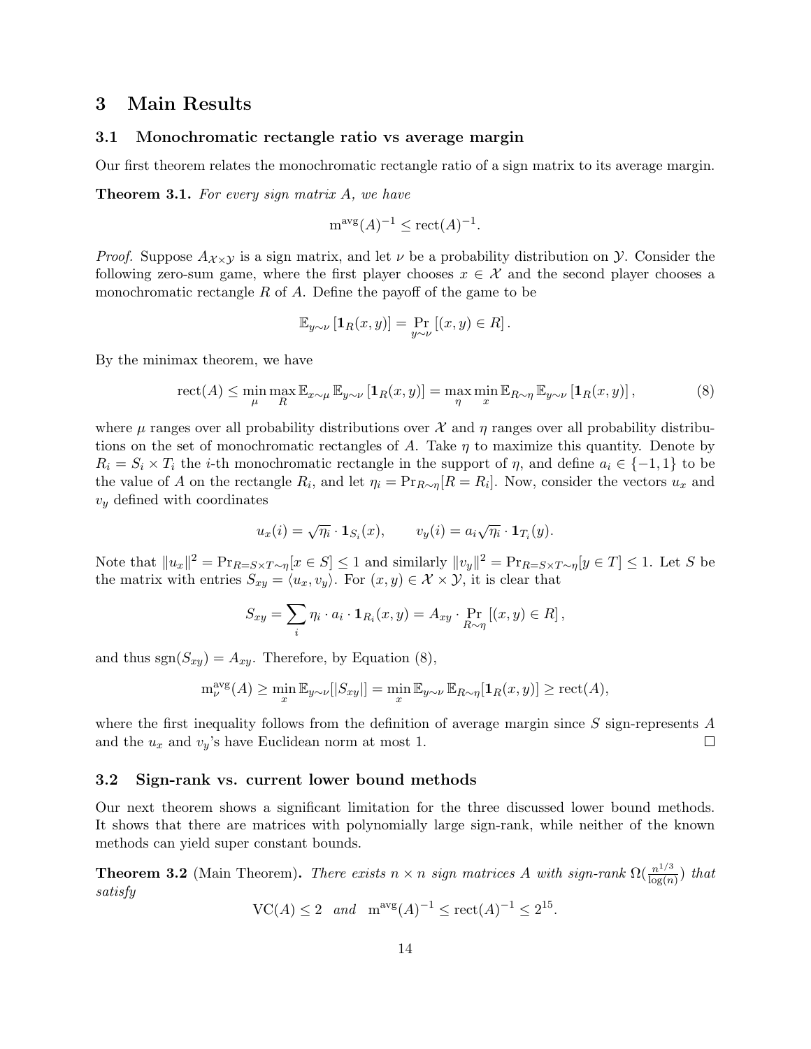## 3 Main Results

### 3.1 Monochromatic rectangle ratio vs average margin

Our first theorem relates the monochromatic rectangle ratio of a sign matrix to its average margin.

**Theorem 3.1.** *For every sign matrix $A$, we have*

$$\mathrm{m}^{\mathrm{avg}}(A)^{-1} \leq \mathrm{rect}(A)^{-1}.$$

*Proof.* Suppose $A_{\mathcal{X}\times\mathcal{Y}}$ is a sign matrix, and let $\nu$ be a probability distribution on $\mathcal{Y}$. Consider the following zero-sum game, where the first player chooses $x \in \mathcal{X}$ and the second player chooses a monochromatic rectangle $R$ of $A$. Define the payoff of the game to be

$$\mathbb{E}_{y\sim\nu}\left[\mathbf{1}_R(x,y)\right] = \Pr_{y\sim\nu}\left[(x,y)\in R\right].$$

By the minimax theorem, we have

$$\mathrm{rect}(A) \leq \min_{\mu}\max_{R} \mathbb{E}_{x\sim\mu}\,\mathbb{E}_{y\sim\nu}\left[\mathbf{1}_R(x,y)\right] = \max_{\eta}\min_{x} \mathbb{E}_{R\sim\eta}\,\mathbb{E}_{y\sim\nu}\left[\mathbf{1}_R(x,y)\right], \tag{8}$$

where $\mu$ ranges over all probability distributions over $\mathcal{X}$ and $\eta$ ranges over all probability distributions on the set of monochromatic rectangles of $A$. Take $\eta$ to maximize this quantity. Denote by $R_i = S_i \times T_i$ the $i$-th monochromatic rectangle in the support of $\eta$, and define $a_i \in \{-1,1\}$ to be the value of $A$ on the rectangle $R_i$, and let $\eta_i = \Pr_{R\sim\eta}[R = R_i]$. Now, consider the vectors $u_x$ and $v_y$ defined with coordinates

$$u_x(i) = \sqrt{\eta_i}\cdot \mathbf{1}_{S_i}(x), \qquad v_y(i) = a_i\sqrt{\eta_i}\cdot\mathbf{1}_{T_i}(y).$$

Note that $\|u_x\|^2 = \Pr_{R=S\times T\sim\eta}[x\in S] \leq 1$ and similarly $\|v_y\|^2 = \Pr_{R=S\times T\sim\eta}[y\in T] \leq 1$. Let $S$ be the matrix with entries $S_{xy} = \langle u_x, v_y\rangle$. For $(x,y)\in\mathcal{X}\times\mathcal{Y}$, it is clear that

$$S_{xy} = \sum_i \eta_i \cdot a_i \cdot \mathbf{1}_{R_i}(x,y) = A_{xy}\cdot \Pr_{R\sim\eta}\left[(x,y)\in R\right],$$

and thus $\mathrm{sgn}(S_{xy}) = A_{xy}$. Therefore, by Equation (8),

$$\mathrm{m}^{\mathrm{avg}}_{\nu}(A) \geq \min_x \mathbb{E}_{y\sim\nu}[|S_{xy}|] = \min_x \mathbb{E}_{y\sim\nu}\,\mathbb{E}_{R\sim\eta}[\mathbf{1}_R(x,y)] \geq \mathrm{rect}(A),$$

where the first inequality follows from the definition of average margin since $S$ sign-represents $A$ and the $u_x$ and $v_y$'s have Euclidean norm at most 1. $\square$

### 3.2 Sign-rank vs. current lower bound methods

Our next theorem shows a significant limitation for the three discussed lower bound methods. It shows that there are matrices with polynomially large sign-rank, while neither of the known methods can yield super constant bounds.

**Theorem 3.2** (Main Theorem)**.** *There exists $n\times n$ sign matrices $A$ with sign-rank $\Omega(\frac{n^{1/3}}{\log(n)})$ that satisfy*

$$\mathrm{VC}(A) \leq 2 \quad \textit{and} \quad \mathrm{m}^{\mathrm{avg}}(A)^{-1} \leq \mathrm{rect}(A)^{-1} \leq 2^{15}.$$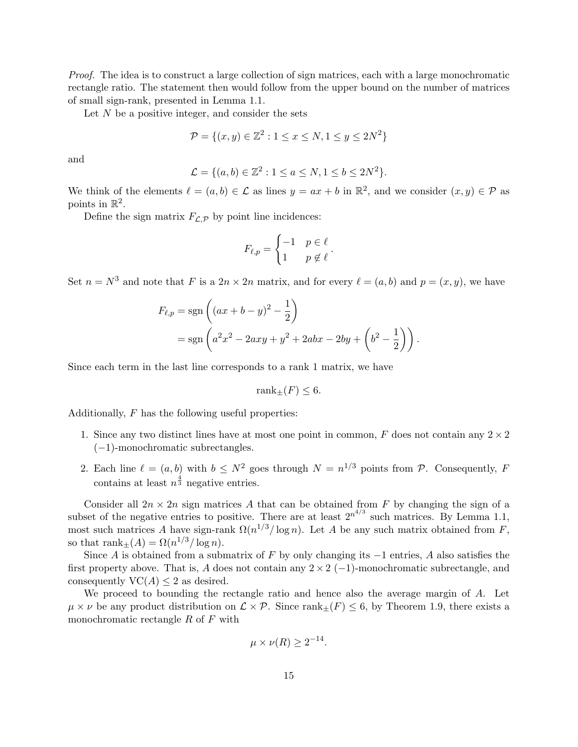*Proof.* The idea is to construct a large collection of sign matrices, each with a large monochromatic rectangle ratio. The statement then would follow from the upper bound on the number of matrices of small sign-rank, presented in Lemma 1.1.

Let $N$ be a positive integer, and consider the sets

$$\mathcal{P} = \{(x, y) \in \mathbb{Z}^2 : 1 \leq x \leq N, 1 \leq y \leq 2N^2\}$$

and

$$\mathcal{L} = \{(a, b) \in \mathbb{Z}^2 : 1 \leq a \leq N, 1 \leq b \leq 2N^2\}.$$

We think of the elements $\ell = (a, b) \in \mathcal{L}$ as lines $y = ax + b$ in $\mathbb{R}^2$, and we consider $(x, y) \in \mathcal{P}$ as points in $\mathbb{R}^2$.

Define the sign matrix $F_{\mathcal{L},\mathcal{P}}$ by point line incidences:

$$F_{\ell,p} = \begin{cases} -1 & p \in \ell \\ 1 & p \notin \ell \end{cases}.$$

Set $n = N^3$ and note that $F$ is a $2n \times 2n$ matrix, and for every $\ell = (a, b)$ and $p = (x, y)$, we have

$$\begin{aligned} F_{\ell,p} &= \operatorname{sgn}\left((ax + b - y)^2 - \frac{1}{2}\right) \\ &= \operatorname{sgn}\left(a^2x^2 - 2axy + y^2 + 2abx - 2by + \left(b^2 - \frac{1}{2}\right)\right). \end{aligned}$$

Since each term in the last line corresponds to a rank 1 matrix, we have

$$\operatorname{rank}_{\pm}(F) \leq 6.$$

Additionally, $F$ has the following useful properties:

1. Since any two distinct lines have at most one point in common, $F$ does not contain any $2 \times 2$ $(-1)$-monochromatic subrectangles.
2. Each line $\ell = (a, b)$ with $b \leq N^2$ goes through $N = n^{1/3}$ points from $\mathcal{P}$. Consequently, $F$ contains at least $n^{\frac{4}{3}}$ negative entries.

Consider all $2n \times 2n$ sign matrices $A$ that can be obtained from $F$ by changing the sign of a subset of the negative entries to positive. There are at least $2^{n^{4/3}}$ such matrices. By Lemma 1.1, most such matrices $A$ have sign-rank $\Omega(n^{1/3}/\log n)$. Let $A$ be any such matrix obtained from $F$, so that $\operatorname{rank}_{\pm}(A) = \Omega(n^{1/3}/\log n)$.

Since $A$ is obtained from a submatrix of $F$ by only changing its $-1$ entries, $A$ also satisfies the first property above. That is, $A$ does not contain any $2 \times 2$ $(-1)$-monochromatic subrectangle, and consequently $\mathrm{VC}(A) \leq 2$ as desired.

We proceed to bounding the rectangle ratio and hence also the average margin of $A$. Let $\mu \times \nu$ be any product distribution on $\mathcal{L} \times \mathcal{P}$. Since $\operatorname{rank}_{\pm}(F) \leq 6$, by Theorem 1.9, there exists a monochromatic rectangle $R$ of $F$ with

$$\mu \times \nu(R) \geq 2^{-14}.$$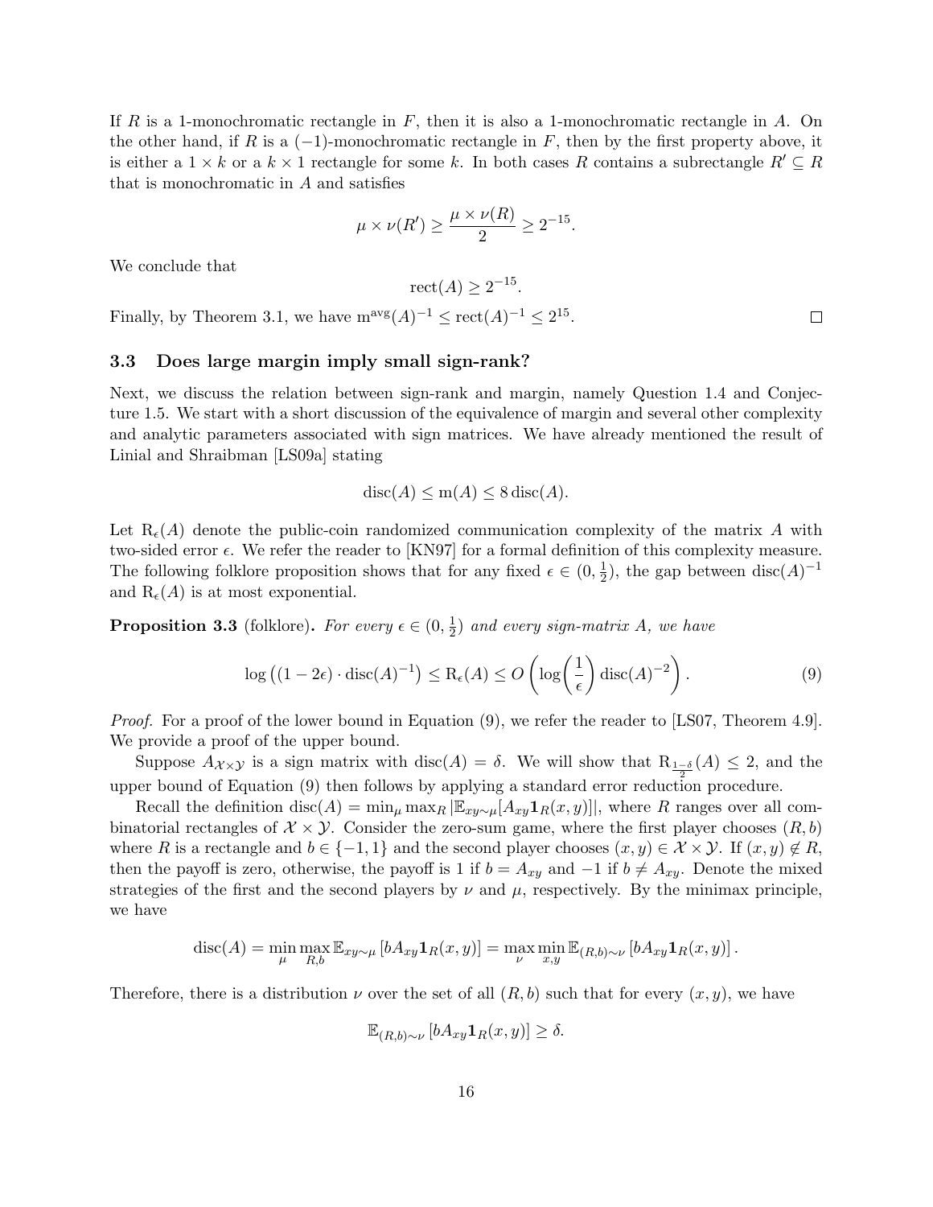If $R$ is a 1-monochromatic rectangle in $F$, then it is also a 1-monochromatic rectangle in $A$. On the other hand, if $R$ is a $(-1)$-monochromatic rectangle in $F$, then by the first property above, it is either a $1 \times k$ or a $k \times 1$ rectangle for some $k$. In both cases $R$ contains a subrectangle $R' \subseteq R$ that is monochromatic in $A$ and satisfies

$$\mu \times \nu(R') \geq \frac{\mu \times \nu(R)}{2} \geq 2^{-15}.$$

We conclude that

$$\mathrm{rect}(A) \geq 2^{-15}.$$

Finally, by Theorem 3.1, we have $\mathrm{m}^{\mathrm{avg}}(A)^{-1} \leq \mathrm{rect}(A)^{-1} \leq 2^{15}$. □

### 3.3 Does large margin imply small sign-rank?

Next, we discuss the relation between sign-rank and margin, namely Question 1.4 and Conjecture 1.5. We start with a short discussion of the equivalence of margin and several other complexity and analytic parameters associated with sign matrices. We have already mentioned the result of Linial and Shraibman [LS09a] stating

$$\mathrm{disc}(A) \leq \mathrm{m}(A) \leq 8\,\mathrm{disc}(A).$$

Let $\mathrm{R}_\epsilon(A)$ denote the public-coin randomized communication complexity of the matrix $A$ with two-sided error $\epsilon$. We refer the reader to [KN97] for a formal definition of this complexity measure. The following folklore proposition shows that for any fixed $\epsilon \in (0, \frac{1}{2})$, the gap between $\mathrm{disc}(A)^{-1}$ and $\mathrm{R}_\epsilon(A)$ is at most exponential.

**Proposition 3.3** (folklore)**.** *For every $\epsilon \in (0, \frac{1}{2})$ and every sign-matrix $A$, we have*

$$\log\left((1-2\epsilon)\cdot \mathrm{disc}(A)^{-1}\right) \leq \mathrm{R}_\epsilon(A) \leq O\left(\log\left(\frac{1}{\epsilon}\right)\mathrm{disc}(A)^{-2}\right). \tag{9}$$

*Proof.* For a proof of the lower bound in Equation (9), we refer the reader to [LS07, Theorem 4.9]. We provide a proof of the upper bound.

Suppose $A_{\mathcal{X}\times\mathcal{Y}}$ is a sign matrix with $\mathrm{disc}(A) = \delta$. We will show that $\mathrm{R}_{\frac{1-\delta}{2}}(A) \leq 2$, and the upper bound of Equation (9) then follows by applying a standard error reduction procedure.

Recall the definition $\mathrm{disc}(A) = \min_\mu \max_R |\mathbb{E}_{xy\sim\mu}[A_{xy}\mathbf{1}_R(x,y)]|$, where $R$ ranges over all combinatorial rectangles of $\mathcal{X}\times\mathcal{Y}$. Consider the zero-sum game, where the first player chooses $(R, b)$ where $R$ is a rectangle and $b \in \{-1, 1\}$ and the second player chooses $(x, y) \in \mathcal{X}\times\mathcal{Y}$. If $(x, y) \notin R$, then the payoff is zero, otherwise, the payoff is 1 if $b = A_{xy}$ and $-1$ if $b \neq A_{xy}$. Denote the mixed strategies of the first and the second players by $\nu$ and $\mu$, respectively. By the minimax principle, we have

$$\mathrm{disc}(A) = \min_\mu \max_{R,b} \mathbb{E}_{xy\sim\mu}\left[bA_{xy}\mathbf{1}_R(x,y)\right] = \max_\nu \min_{x,y} \mathbb{E}_{(R,b)\sim\nu}\left[bA_{xy}\mathbf{1}_R(x,y)\right].$$

Therefore, there is a distribution $\nu$ over the set of all $(R, b)$ such that for every $(x, y)$, we have

$$\mathbb{E}_{(R,b)\sim\nu}\left[bA_{xy}\mathbf{1}_R(x,y)\right] \geq \delta.$$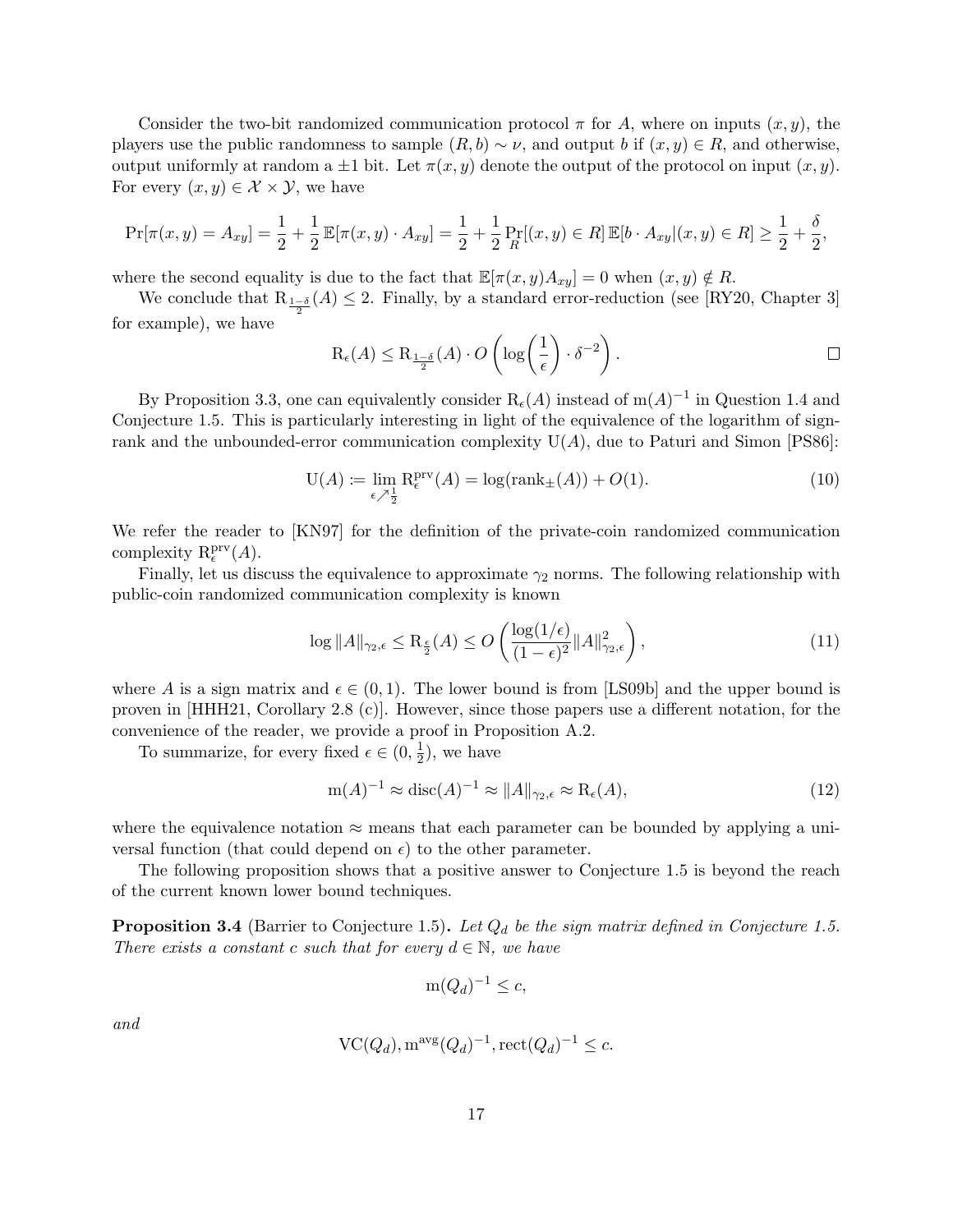Consider the two-bit randomized communication protocol $\pi$ for $A$, where on inputs $(x, y)$, the players use the public randomness to sample $(R, b) \sim \nu$, and output $b$ if $(x, y) \in R$, and otherwise, output uniformly at random a $\pm 1$ bit. Let $\pi(x, y)$ denote the output of the protocol on input $(x, y)$. For every $(x, y) \in \mathcal{X} \times \mathcal{Y}$, we have

$$\Pr[\pi(x,y) = A_{xy}] = \frac{1}{2} + \frac{1}{2}\,\mathbb{E}[\pi(x,y)\cdot A_{xy}] = \frac{1}{2} + \frac{1}{2}\Pr_R[(x,y)\in R]\,\mathbb{E}[b\cdot A_{xy}|(x,y)\in R] \geq \frac{1}{2} + \frac{\delta}{2},$$

where the second equality is due to the fact that $\mathbb{E}[\pi(x,y)A_{xy}] = 0$ when $(x, y) \notin R$.

We conclude that $\mathrm{R}_{\frac{1-\delta}{2}}(A) \leq 2$. Finally, by a standard error-reduction (see [RY20, Chapter 3] for example), we have

$$\mathrm{R}_\epsilon(A) \leq \mathrm{R}_{\frac{1-\delta}{2}}(A) \cdot O\left(\log\left(\frac{1}{\epsilon}\right)\cdot \delta^{-2}\right).$$

□

By Proposition 3.3, one can equivalently consider $\mathrm{R}_\epsilon(A)$ instead of $\mathrm{m}(A)^{-1}$ in Question 1.4 and Conjecture 1.5. This is particularly interesting in light of the equivalence of the logarithm of sign-rank and the unbounded-error communication complexity $\mathrm{U}(A)$, due to Paturi and Simon [PS86]:

$$\mathrm{U}(A) := \lim_{\epsilon \nearrow \frac{1}{2}} \mathrm{R}^{\mathrm{prv}}_\epsilon(A) = \log(\mathrm{rank}_\pm(A)) + O(1). \tag{10}$$

We refer the reader to [KN97] for the definition of the private-coin randomized communication complexity $\mathrm{R}^{\mathrm{prv}}_\epsilon(A)$.

Finally, let us discuss the equivalence to approximate $\gamma_2$ norms. The following relationship with public-coin randomized communication complexity is known

$$\log \|A\|_{\gamma_2,\epsilon} \leq \mathrm{R}_{\frac{\epsilon}{2}}(A) \leq O\left(\frac{\log(1/\epsilon)}{(1-\epsilon)^2}\|A\|^2_{\gamma_2,\epsilon}\right), \tag{11}$$

where $A$ is a sign matrix and $\epsilon \in (0, 1)$. The lower bound is from [LS09b] and the upper bound is proven in [HHH21, Corollary 2.8 (c)]. However, since those papers use a different notation, for the convenience of the reader, we provide a proof in Proposition A.2.

To summarize, for every fixed $\epsilon \in (0, \frac{1}{2})$, we have

$$\mathrm{m}(A)^{-1} \approx \mathrm{disc}(A)^{-1} \approx \|A\|_{\gamma_2,\epsilon} \approx \mathrm{R}_\epsilon(A), \tag{12}$$

where the equivalence notation $\approx$ means that each parameter can be bounded by applying a universal function (that could depend on $\epsilon$) to the other parameter.

The following proposition shows that a positive answer to Conjecture 1.5 is beyond the reach of the current known lower bound techniques.

**Proposition 3.4** (Barrier to Conjecture 1.5)**.** *Let $Q_d$ be the sign matrix defined in Conjecture 1.5. There exists a constant $c$ such that for every $d \in \mathbb{N}$, we have*

$$\mathrm{m}(Q_d)^{-1} \leq c,$$

*and*

$$\mathrm{VC}(Q_d), \mathrm{m}^{\mathrm{avg}}(Q_d)^{-1}, \mathrm{rect}(Q_d)^{-1} \leq c.$$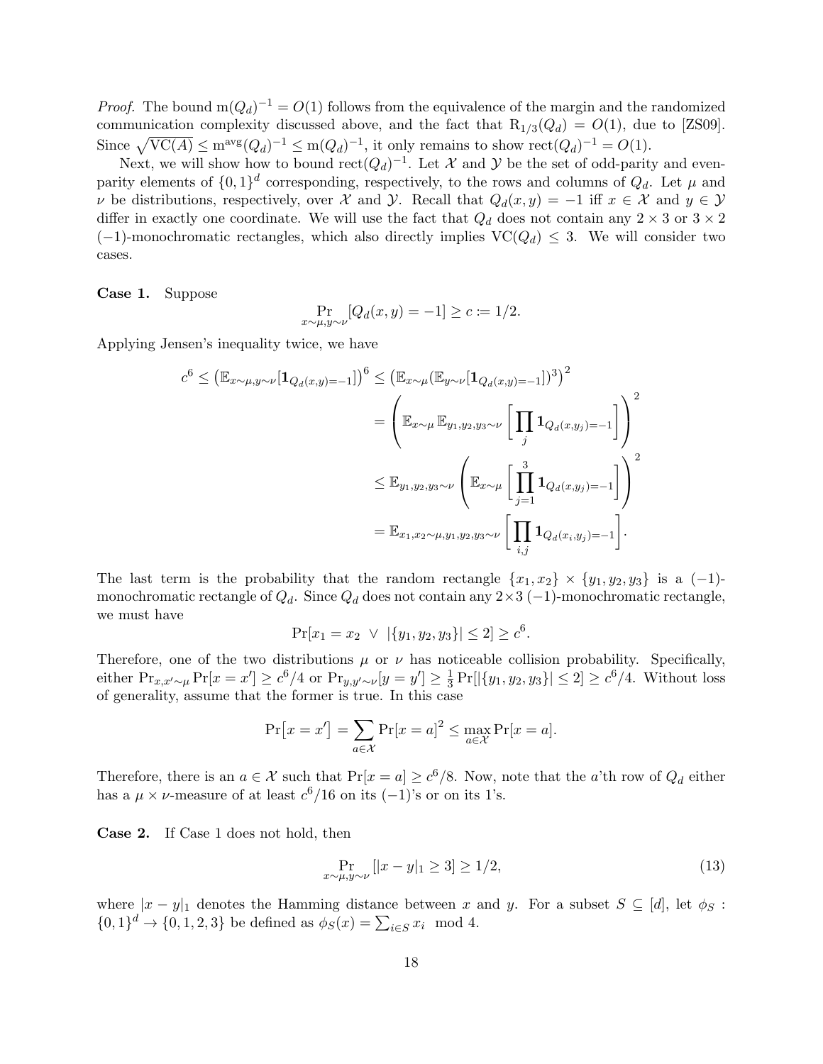*Proof.* The bound $\mathrm{m}(Q_d)^{-1} = O(1)$ follows from the equivalence of the margin and the randomized communication complexity discussed above, and the fact that $\mathrm{R}_{1/3}(Q_d) = O(1)$, due to [ZS09]. Since $\sqrt{\mathrm{VC}(A)} \le \mathrm{m}^{\mathrm{avg}}(Q_d)^{-1} \le \mathrm{m}(Q_d)^{-1}$, it only remains to show $\mathrm{rect}(Q_d)^{-1} = O(1)$.

Next, we will show how to bound $\mathrm{rect}(Q_d)^{-1}$. Let $\mathcal{X}$ and $\mathcal{Y}$ be the set of odd-parity and even-parity elements of $\{0,1\}^d$ corresponding, respectively, to the rows and columns of $Q_d$. Let $\mu$ and $\nu$ be distributions, respectively, over $\mathcal{X}$ and $\mathcal{Y}$. Recall that $Q_d(x,y) = -1$ iff $x \in \mathcal{X}$ and $y \in \mathcal{Y}$ differ in exactly one coordinate. We will use the fact that $Q_d$ does not contain any $2\times 3$ or $3 \times 2$ $(-1)$-monochromatic rectangles, which also directly implies $\mathrm{VC}(Q_d) \le 3$. We will consider two cases.

**Case 1.** Suppose

$$\Pr_{x\sim\mu, y\sim\nu}[Q_d(x,y) = -1] \ge c := 1/2.$$

Applying Jensen's inequality twice, we have

$$\begin{aligned}
c^6 &\le \left(\mathbb{E}_{x\sim\mu,y\sim\nu}[\mathbf{1}_{Q_d(x,y)=-1}]\right)^6 \le \left(\mathbb{E}_{x\sim\mu}(\mathbb{E}_{y\sim\nu}[\mathbf{1}_{Q_d(x,y)=-1}])^3\right)^2 \\
&= \left(\mathbb{E}_{x\sim\mu}\,\mathbb{E}_{y_1,y_2,y_3\sim\nu}\left[\prod_j \mathbf{1}_{Q_d(x,y_j)=-1}\right]\right)^2 \\
&\le \mathbb{E}_{y_1,y_2,y_3\sim\nu}\left(\mathbb{E}_{x\sim\mu}\left[\prod_{j=1}^3 \mathbf{1}_{Q_d(x,y_j)=-1}\right]\right)^2 \\
&= \mathbb{E}_{x_1,x_2\sim\mu,y_1,y_2,y_3\sim\nu}\left[\prod_{i,j}\mathbf{1}_{Q_d(x_i,y_j)=-1}\right].
\end{aligned}$$

The last term is the probability that the random rectangle $\{x_1,x_2\}\times\{y_1,y_2,y_3\}$ is a $(-1)$-monochromatic rectangle of $Q_d$. Since $Q_d$ does not contain any $2\times 3$ $(-1)$-monochromatic rectangle, we must have

$$\Pr[x_1 = x_2 \ \vee\ |\{y_1,y_2,y_3\}| \le 2] \ge c^6.$$

Therefore, one of the two distributions $\mu$ or $\nu$ has noticeable collision probability. Specifically, either $\Pr_{x,x'\sim\mu}\Pr[x=x'] \ge c^6/4$ or $\Pr_{y,y'\sim\nu}[y=y'] \ge \frac{1}{3}\Pr[|\{y_1,y_2,y_3\}|\le 2] \ge c^6/4$. Without loss of generality, assume that the former is true. In this case

$$\Pr\big[x=x'\big] = \sum_{a\in\mathcal{X}}\Pr[x=a]^2 \le \max_{a\in\mathcal{X}}\Pr[x=a].$$

Therefore, there is an $a\in\mathcal{X}$ such that $\Pr[x=a]\ge c^6/8$. Now, note that the $a$'th row of $Q_d$ either has a $\mu\times\nu$-measure of at least $c^6/16$ on its $(-1)$'s or on its 1's.

**Case 2.** If Case 1 does not hold, then

$$\Pr_{x\sim\mu,y\sim\nu}\left[|x-y|_1 \ge 3\right] \ge 1/2, \tag{13}$$

where $|x-y|_1$ denotes the Hamming distance between $x$ and $y$. For a subset $S\subseteq[d]$, let $\phi_S : \{0,1\}^d \to \{0,1,2,3\}$ be defined as $\phi_S(x) = \sum_{i\in S} x_i \mod 4$.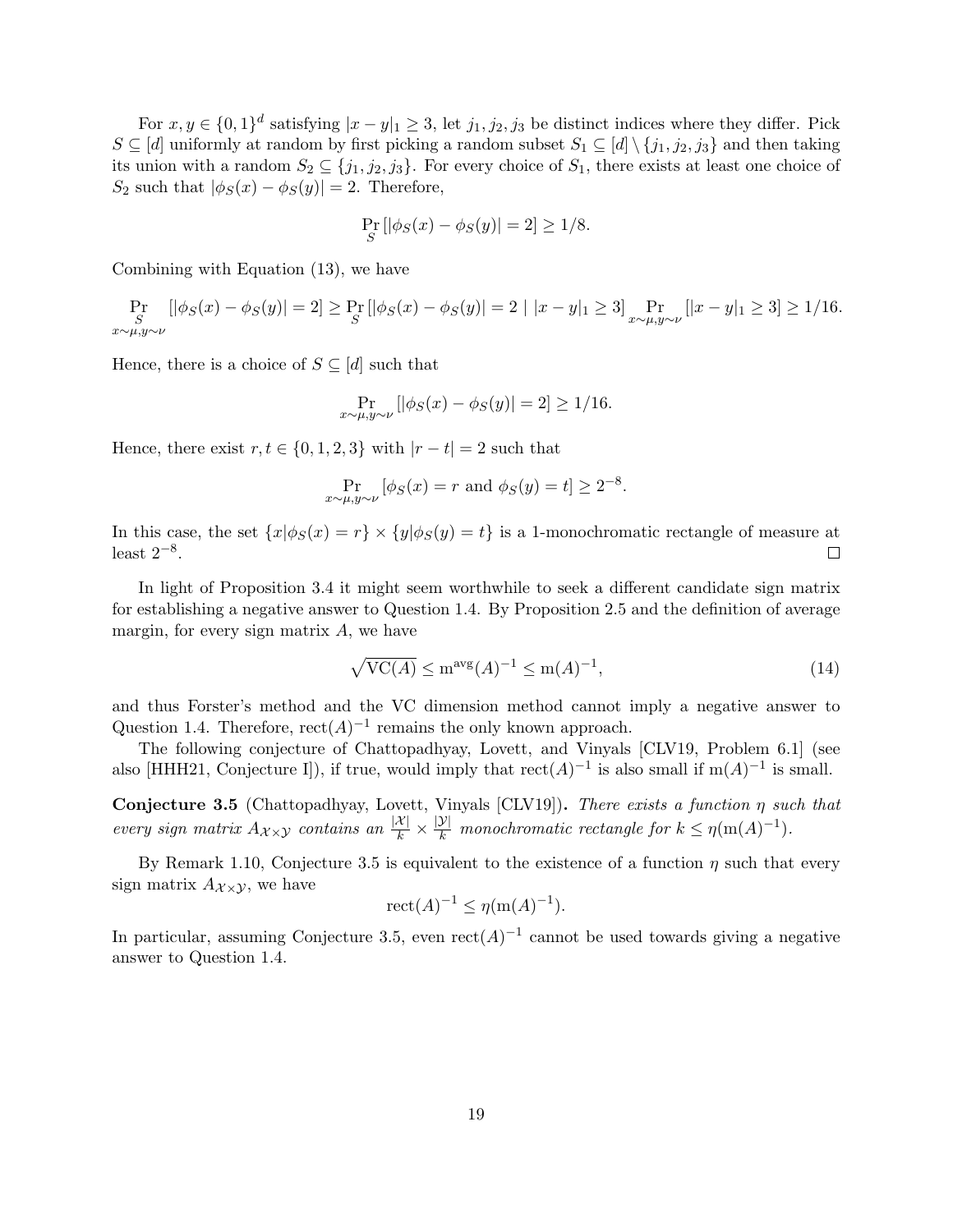For $x, y \in \{0,1\}^d$ satisfying $|x-y|_1 \geq 3$, let $j_1, j_2, j_3$ be distinct indices where they differ. Pick $S \subseteq [d]$ uniformly at random by first picking a random subset $S_1 \subseteq [d] \setminus \{j_1, j_2, j_3\}$ and then taking its union with a random $S_2 \subseteq \{j_1, j_2, j_3\}$. For every choice of $S_1$, there exists at least one choice of $S_2$ such that $|\phi_S(x) - \phi_S(y)| = 2$. Therefore,

$$\Pr_S [|\phi_S(x) - \phi_S(y)| = 2] \geq 1/8.$$

Combining with Equation (13), we have

$$\Pr_{\substack{S \\ x\sim\mu, y\sim\nu}} [|\phi_S(x) - \phi_S(y)| = 2] \geq \Pr_S [|\phi_S(x) - \phi_S(y)| = 2 \mid |x-y|_1 \geq 3] \Pr_{x\sim\mu, y\sim\nu} [|x-y|_1 \geq 3] \geq 1/16.$$

Hence, there is a choice of $S \subseteq [d]$ such that

$$\Pr_{x\sim\mu, y\sim\nu} [|\phi_S(x) - \phi_S(y)| = 2] \geq 1/16.$$

Hence, there exist $r, t \in \{0,1,2,3\}$ with $|r-t| = 2$ such that

$$\Pr_{x\sim\mu, y\sim\nu} [\phi_S(x) = r \text{ and } \phi_S(y) = t] \geq 2^{-8}.$$

In this case, the set $\{x | \phi_S(x) = r\} \times \{y | \phi_S(y) = t\}$ is a 1-monochromatic rectangle of measure at least $2^{-8}$. □

In light of Proposition 3.4 it might seem worthwhile to seek a different candidate sign matrix for establishing a negative answer to Question 1.4. By Proposition 2.5 and the definition of average margin, for every sign matrix $A$, we have

$$\sqrt{\mathrm{VC}(A)} \leq \mathrm{m}^{\mathrm{avg}}(A)^{-1} \leq \mathrm{m}(A)^{-1}, \tag{14}$$

and thus Forster's method and the VC dimension method cannot imply a negative answer to Question 1.4. Therefore, $\mathrm{rect}(A)^{-1}$ remains the only known approach.

The following conjecture of Chattopadhyay, Lovett, and Vinyals [CLV19, Problem 6.1] (see also [HHH21, Conjecture I]), if true, would imply that $\mathrm{rect}(A)^{-1}$ is also small if $\mathrm{m}(A)^{-1}$ is small.

**Conjecture 3.5** (Chattopadhyay, Lovett, Vinyals [CLV19])**.** *There exists a function $\eta$ such that every sign matrix $A_{\mathcal{X}\times\mathcal{Y}}$ contains an $\frac{|\mathcal{X}|}{k} \times \frac{|\mathcal{Y}|}{k}$ monochromatic rectangle for $k \leq \eta(\mathrm{m}(A)^{-1})$.*

By Remark 1.10, Conjecture 3.5 is equivalent to the existence of a function $\eta$ such that every sign matrix $A_{\mathcal{X}\times\mathcal{Y}}$, we have

$$\mathrm{rect}(A)^{-1} \leq \eta(\mathrm{m}(A)^{-1}).$$

In particular, assuming Conjecture 3.5, even $\mathrm{rect}(A)^{-1}$ cannot be used towards giving a negative answer to Question 1.4.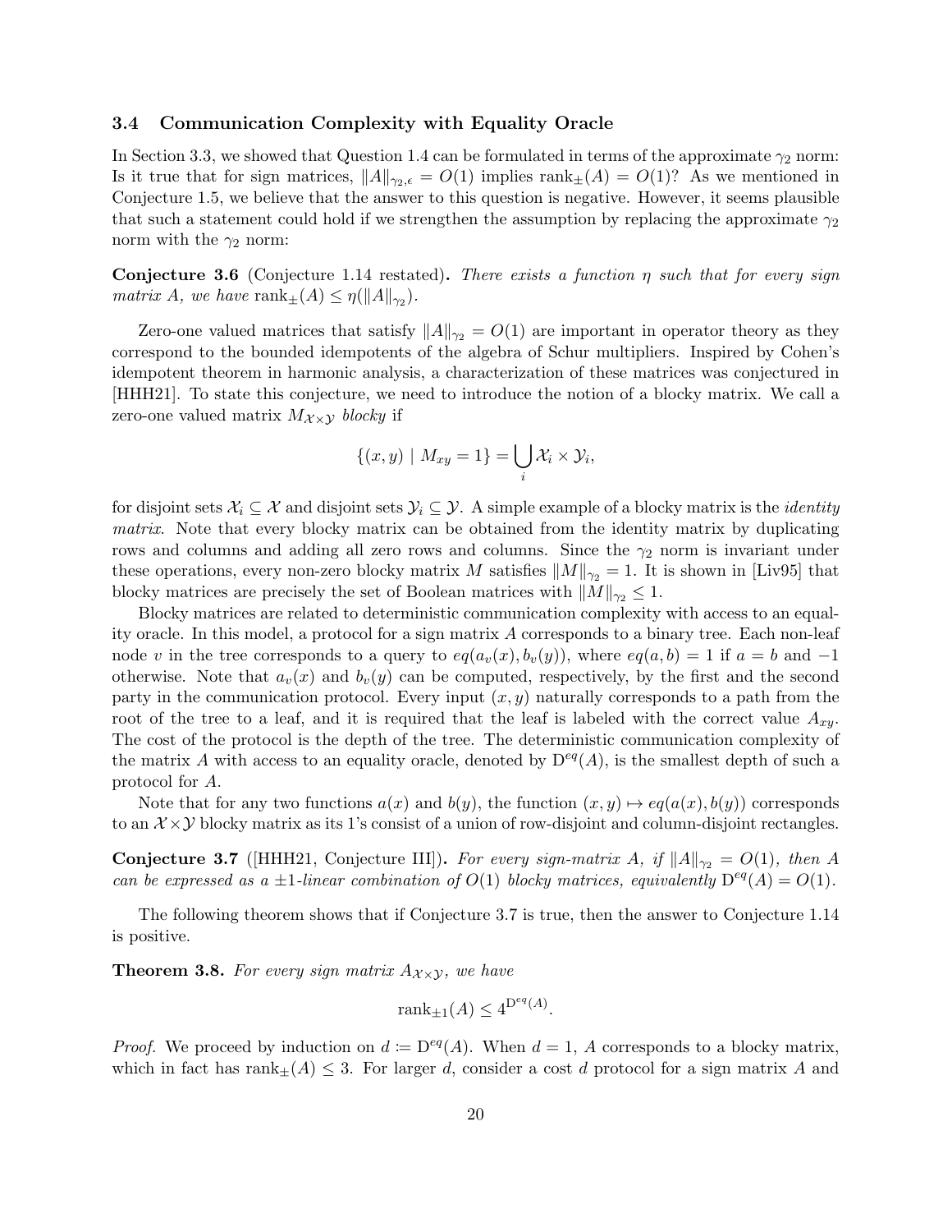### 3.4 Communication Complexity with Equality Oracle

In Section 3.3, we showed that Question 1.4 can be formulated in terms of the approximate $\gamma_2$ norm: Is it true that for sign matrices, $\|A\|_{\gamma_2,\epsilon} = O(1)$ implies $\mathrm{rank}_{\pm}(A) = O(1)$? As we mentioned in Conjecture 1.5, we believe that the answer to this question is negative. However, it seems plausible that such a statement could hold if we strengthen the assumption by replacing the approximate $\gamma_2$ norm with the $\gamma_2$ norm:

**Conjecture 3.6** (Conjecture 1.14 restated)**.** *There exists a function $\eta$ such that for every sign matrix $A$, we have $\mathrm{rank}_{\pm}(A) \leq \eta(\|A\|_{\gamma_2})$.*

Zero-one valued matrices that satisfy $\|A\|_{\gamma_2} = O(1)$ are important in operator theory as they correspond to the bounded idempotents of the algebra of Schur multipliers. Inspired by Cohen's idempotent theorem in harmonic analysis, a characterization of these matrices was conjectured in [HHH21]. To state this conjecture, we need to introduce the notion of a blocky matrix. We call a zero-one valued matrix $M_{\mathcal{X}\times\mathcal{Y}}$ *blocky* if

$$\{(x, y) \mid M_{xy} = 1\} = \bigcup_i \mathcal{X}_i \times \mathcal{Y}_i,$$

for disjoint sets $\mathcal{X}_i \subseteq \mathcal{X}$ and disjoint sets $\mathcal{Y}_i \subseteq \mathcal{Y}$. A simple example of a blocky matrix is the *identity matrix*. Note that every blocky matrix can be obtained from the identity matrix by duplicating rows and columns and adding all zero rows and columns. Since the $\gamma_2$ norm is invariant under these operations, every non-zero blocky matrix $M$ satisfies $\|M\|_{\gamma_2} = 1$. It is shown in [Liv95] that blocky matrices are precisely the set of Boolean matrices with $\|M\|_{\gamma_2} \leq 1$.

Blocky matrices are related to deterministic communication complexity with access to an equality oracle. In this model, a protocol for a sign matrix $A$ corresponds to a binary tree. Each non-leaf node $v$ in the tree corresponds to a query to $eq(a_v(x), b_v(y))$, where $eq(a, b) = 1$ if $a = b$ and $-1$ otherwise. Note that $a_v(x)$ and $b_v(y)$ can be computed, respectively, by the first and the second party in the communication protocol. Every input $(x, y)$ naturally corresponds to a path from the root of the tree to a leaf, and it is required that the leaf is labeled with the correct value $A_{xy}$. The cost of the protocol is the depth of the tree. The deterministic communication complexity of the matrix $A$ with access to an equality oracle, denoted by $\mathrm{D}^{eq}(A)$, is the smallest depth of such a protocol for $A$.

Note that for any two functions $a(x)$ and $b(y)$, the function $(x, y) \mapsto eq(a(x), b(y))$ corresponds to an $\mathcal{X}\times\mathcal{Y}$ blocky matrix as its 1's consist of a union of row-disjoint and column-disjoint rectangles.

**Conjecture 3.7** ([HHH21, Conjecture III])**.** *For every sign-matrix $A$, if $\|A\|_{\gamma_2} = O(1)$, then $A$ can be expressed as a $\pm 1$-linear combination of $O(1)$ blocky matrices, equivalently $\mathrm{D}^{eq}(A) = O(1)$.*

The following theorem shows that if Conjecture 3.7 is true, then the answer to Conjecture 1.14 is positive.

**Theorem 3.8.** *For every sign matrix $A_{\mathcal{X}\times\mathcal{Y}}$, we have*

$$\mathrm{rank}_{\pm 1}(A) \leq 4^{\mathrm{D}^{eq}(A)}.$$

*Proof.* We proceed by induction on $d := \mathrm{D}^{eq}(A)$. When $d = 1$, $A$ corresponds to a blocky matrix, which in fact has $\mathrm{rank}_{\pm}(A) \leq 3$. For larger $d$, consider a cost $d$ protocol for a sign matrix $A$ and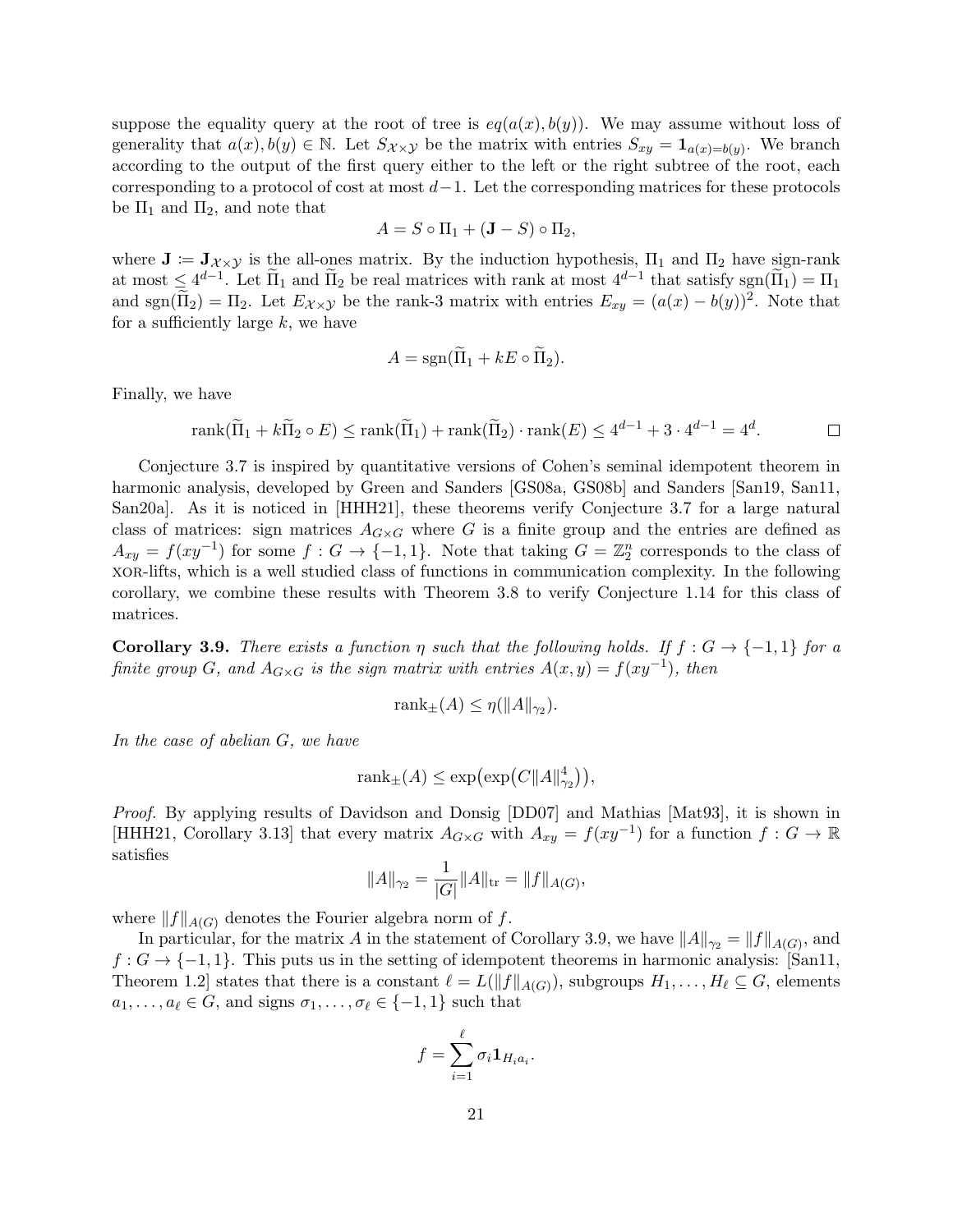suppose the equality query at the root of tree is $eq(a(x), b(y))$. We may assume without loss of generality that $a(x), b(y) \in \mathbb{N}$. Let $S_{\mathcal{X}\times\mathcal{Y}}$ be the matrix with entries $S_{xy} = \mathbf{1}_{a(x)=b(y)}$. We branch according to the output of the first query either to the left or the right subtree of the root, each corresponding to a protocol of cost at most $d-1$. Let the corresponding matrices for these protocols be $\Pi_1$ and $\Pi_2$, and note that

$$A = S \circ \Pi_1 + (\mathbf{J} - S) \circ \Pi_2,$$

where $\mathbf{J} := \mathbf{J}_{\mathcal{X}\times\mathcal{Y}}$ is the all-ones matrix. By the induction hypothesis, $\Pi_1$ and $\Pi_2$ have sign-rank at most $\leq 4^{d-1}$. Let $\widetilde{\Pi}_1$ and $\widetilde{\Pi}_2$ be real matrices with rank at most $4^{d-1}$ that satisfy $\mathrm{sgn}(\widetilde{\Pi}_1) = \Pi_1$ and $\mathrm{sgn}(\widetilde{\Pi}_2) = \Pi_2$. Let $E_{\mathcal{X}\times\mathcal{Y}}$ be the rank-3 matrix with entries $E_{xy} = (a(x) - b(y))^2$. Note that for a sufficiently large $k$, we have

$$A = \mathrm{sgn}(\widetilde{\Pi}_1 + kE \circ \widetilde{\Pi}_2).$$

Finally, we have

$$\mathrm{rank}(\widetilde{\Pi}_1 + k\widetilde{\Pi}_2 \circ E) \leq \mathrm{rank}(\widetilde{\Pi}_1) + \mathrm{rank}(\widetilde{\Pi}_2) \cdot \mathrm{rank}(E) \leq 4^{d-1} + 3 \cdot 4^{d-1} = 4^d. \qquad \square$$

Conjecture 3.7 is inspired by quantitative versions of Cohen's seminal idempotent theorem in harmonic analysis, developed by Green and Sanders [GS08a, GS08b] and Sanders [San19, San11, San20a]. As it is noticed in [HHH21], these theorems verify Conjecture 3.7 for a large natural class of matrices: sign matrices $A_{G\times G}$ where $G$ is a finite group and the entries are defined as $A_{xy} = f(xy^{-1})$ for some $f : G \to \{-1, 1\}$. Note that taking $G = \mathbb{Z}_2^n$ corresponds to the class of XOR-lifts, which is a well studied class of functions in communication complexity. In the following corollary, we combine these results with Theorem 3.8 to verify Conjecture 1.14 for this class of matrices.

**Corollary 3.9.** *There exists a function $\eta$ such that the following holds. If $f : G \to \{-1, 1\}$ for a finite group $G$, and $A_{G\times G}$ is the sign matrix with entries $A(x, y) = f(xy^{-1})$, then*

$$\mathrm{rank}_{\pm}(A) \leq \eta(\|A\|_{\gamma_2}).$$

*In the case of abelian $G$, we have*

$$\mathrm{rank}_{\pm}(A) \leq \exp\bigl(\exp\bigl(C\|A\|_{\gamma_2}^4\bigr)\bigr),$$

*Proof.* By applying results of Davidson and Donsig [DD07] and Mathias [Mat93], it is shown in [HHH21, Corollary 3.13] that every matrix $A_{G\times G}$ with $A_{xy} = f(xy^{-1})$ for a function $f : G \to \mathbb{R}$ satisfies

$$\|A\|_{\gamma_2} = \frac{1}{|G|}\|A\|_{\mathrm{tr}} = \|f\|_{A(G)},$$

where $\|f\|_{A(G)}$ denotes the Fourier algebra norm of $f$.

In particular, for the matrix $A$ in the statement of Corollary 3.9, we have $\|A\|_{\gamma_2} = \|f\|_{A(G)}$, and $f : G \to \{-1, 1\}$. This puts us in the setting of idempotent theorems in harmonic analysis: [San11, Theorem 1.2] states that there is a constant $\ell = L(\|f\|_{A(G)})$, subgroups $H_1, \ldots, H_\ell \subseteq G$, elements $a_1, \ldots, a_\ell \in G$, and signs $\sigma_1, \ldots, \sigma_\ell \in \{-1, 1\}$ such that

$$f = \sum_{i=1}^{\ell} \sigma_i \mathbf{1}_{H_i a_i}.$$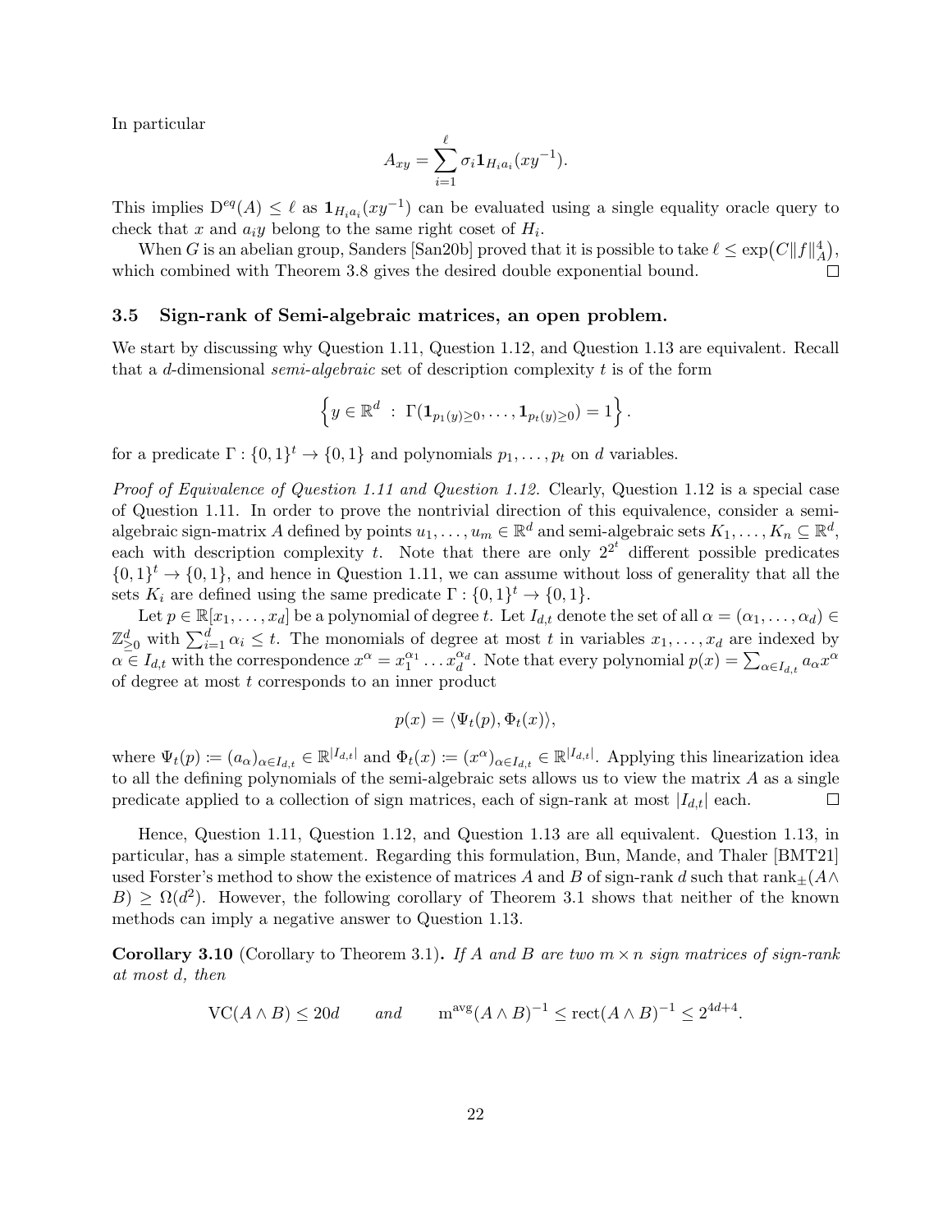In particular

$$A_{xy} = \sum_{i=1}^{\ell} \sigma_i \mathbf{1}_{H_i a_i}(xy^{-1}).$$

This implies $\mathrm{D}^{eq}(A) \leq \ell$ as $\mathbf{1}_{H_i a_i}(xy^{-1})$ can be evaluated using a single equality oracle query to check that $x$ and $a_i y$ belong to the same right coset of $H_i$.

When $G$ is an abelian group, Sanders [San20b] proved that it is possible to take $\ell \leq \exp\big(C\|f\|_A^4\big)$, which combined with Theorem 3.8 gives the desired double exponential bound. $\square$

### 3.5 Sign-rank of Semi-algebraic matrices, an open problem.

We start by discussing why Question 1.11, Question 1.12, and Question 1.13 are equivalent. Recall that a $d$-dimensional *semi-algebraic* set of description complexity $t$ is of the form

$$\left\{ y \in \mathbb{R}^d \;:\; \Gamma(\mathbf{1}_{p_1(y)\geq 0}, \ldots, \mathbf{1}_{p_t(y)\geq 0}) = 1 \right\}.$$

for a predicate $\Gamma : \{0,1\}^t \to \{0,1\}$ and polynomials $p_1, \ldots, p_t$ on $d$ variables.

*Proof of Equivalence of Question 1.11 and Question 1.12.* Clearly, Question 1.12 is a special case of Question 1.11. In order to prove the nontrivial direction of this equivalence, consider a semi-algebraic sign-matrix $A$ defined by points $u_1, \ldots, u_m \in \mathbb{R}^d$ and semi-algebraic sets $K_1, \ldots, K_n \subseteq \mathbb{R}^d$, each with description complexity $t$. Note that there are only $2^{2^t}$ different possible predicates $\{0,1\}^t \to \{0,1\}$, and hence in Question 1.11, we can assume without loss of generality that all the sets $K_i$ are defined using the same predicate $\Gamma : \{0,1\}^t \to \{0,1\}$.

Let $p \in \mathbb{R}[x_1, \ldots, x_d]$ be a polynomial of degree $t$. Let $I_{d,t}$ denote the set of all $\alpha = (\alpha_1, \ldots, \alpha_d) \in \mathbb{Z}^d_{\geq 0}$ with $\sum_{i=1}^d \alpha_i \leq t$. The monomials of degree at most $t$ in variables $x_1, \ldots, x_d$ are indexed by $\alpha \in I_{d,t}$ with the correspondence $x^\alpha = x_1^{\alpha_1} \ldots x_d^{\alpha_d}$. Note that every polynomial $p(x) = \sum_{\alpha \in I_{d,t}} a_\alpha x^\alpha$ of degree at most $t$ corresponds to an inner product

$$p(x) = \langle \Psi_t(p), \Phi_t(x) \rangle,$$

where $\Psi_t(p) := (a_\alpha)_{\alpha \in I_{d,t}} \in \mathbb{R}^{|I_{d,t}|}$ and $\Phi_t(x) := (x^\alpha)_{\alpha \in I_{d,t}} \in \mathbb{R}^{|I_{d,t}|}$. Applying this linearization idea to all the defining polynomials of the semi-algebraic sets allows us to view the matrix $A$ as a single predicate applied to a collection of sign matrices, each of sign-rank at most $|I_{d,t}|$ each. $\square$

Hence, Question 1.11, Question 1.12, and Question 1.13 are all equivalent. Question 1.13, in particular, has a simple statement. Regarding this formulation, Bun, Mande, and Thaler [BMT21] used Forster's method to show the existence of matrices $A$ and $B$ of sign-rank $d$ such that $\mathrm{rank}_\pm(A \wedge B) \geq \Omega(d^2)$. However, the following corollary of Theorem 3.1 shows that neither of the known methods can imply a negative answer to Question 1.13.

**Corollary 3.10** (Corollary to Theorem 3.1)**.** *If $A$ and $B$ are two $m \times n$ sign matrices of sign-rank at most $d$, then*

$$\mathrm{VC}(A \wedge B) \leq 20d \qquad \textit{and} \qquad \mathrm{m}^{\mathrm{avg}}(A \wedge B)^{-1} \leq \mathrm{rect}(A \wedge B)^{-1} \leq 2^{4d+4}.$$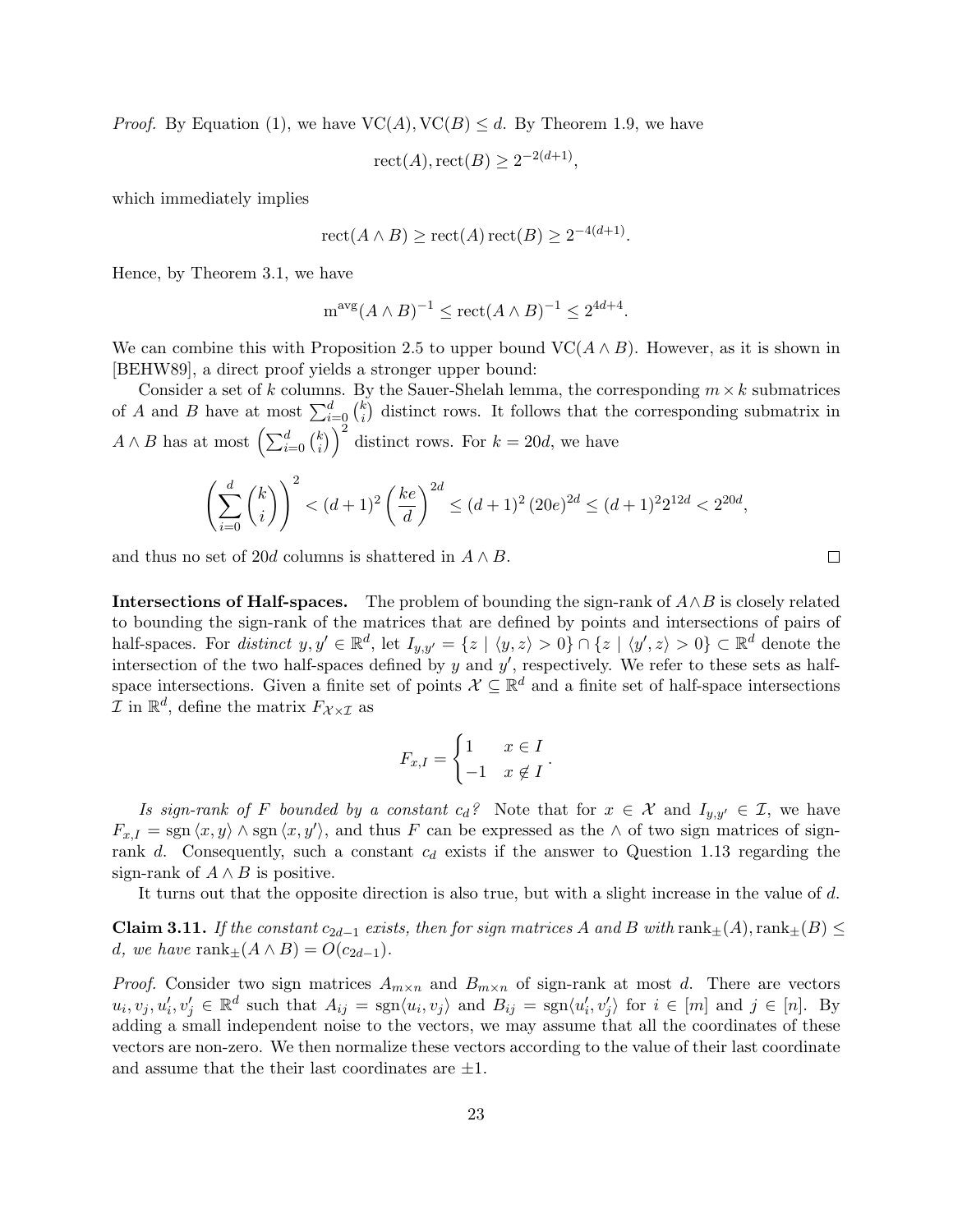*Proof.* By Equation (1), we have $\mathrm{VC}(A), \mathrm{VC}(B) \leq d$. By Theorem 1.9, we have

$$\mathrm{rect}(A), \mathrm{rect}(B) \geq 2^{-2(d+1)},$$

which immediately implies

$$\mathrm{rect}(A \wedge B) \geq \mathrm{rect}(A)\,\mathrm{rect}(B) \geq 2^{-4(d+1)}.$$

Hence, by Theorem 3.1, we have

$$\mathrm{m}^{\mathrm{avg}}(A \wedge B)^{-1} \leq \mathrm{rect}(A \wedge B)^{-1} \leq 2^{4d+4}.$$

We can combine this with Proposition 2.5 to upper bound $\mathrm{VC}(A \wedge B)$. However, as it is shown in [BEHW89], a direct proof yields a stronger upper bound:

Consider a set of $k$ columns. By the Sauer-Shelah lemma, the corresponding $m \times k$ submatrices of $A$ and $B$ have at most $\sum_{i=0}^{d} \binom{k}{i}$ distinct rows. It follows that the corresponding submatrix in $A \wedge B$ has at most $\left(\sum_{i=0}^{d} \binom{k}{i}\right)^2$ distinct rows. For $k = 20d$, we have

$$\left(\sum_{i=0}^{d} \binom{k}{i}\right)^2 < (d+1)^2 \left(\frac{ke}{d}\right)^{2d} \leq (d+1)^2 (20e)^{2d} \leq (d+1)^2 2^{12d} < 2^{20d},$$

and thus no set of $20d$ columns is shattered in $A \wedge B$. □

**Intersections of Half-spaces.** The problem of bounding the sign-rank of $A \wedge B$ is closely related to bounding the sign-rank of the matrices that are defined by points and intersections of pairs of half-spaces. For *distinct* $y, y' \in \mathbb{R}^d$, let $I_{y,y'} = \{z \mid \langle y, z\rangle > 0\} \cap \{z \mid \langle y', z\rangle > 0\} \subset \mathbb{R}^d$ denote the intersection of the two half-spaces defined by $y$ and $y'$, respectively. We refer to these sets as half-space intersections. Given a finite set of points $\mathcal{X} \subseteq \mathbb{R}^d$ and a finite set of half-space intersections $\mathcal{I}$ in $\mathbb{R}^d$, define the matrix $F_{\mathcal{X} \times \mathcal{I}}$ as

$$F_{x,I} = \begin{cases} 1 & x \in I \\ -1 & x \notin I \end{cases}.$$

*Is sign-rank of $F$ bounded by a constant $c_d$?* Note that for $x \in \mathcal{X}$ and $I_{y,y'} \in \mathcal{I}$, we have $F_{x,I} = \mathrm{sgn}\,\langle x, y\rangle \wedge \mathrm{sgn}\,\langle x, y'\rangle$, and thus $F$ can be expressed as the $\wedge$ of two sign matrices of sign-rank $d$. Consequently, such a constant $c_d$ exists if the answer to Question 1.13 regarding the sign-rank of $A \wedge B$ is positive.

It turns out that the opposite direction is also true, but with a slight increase in the value of $d$.

**Claim 3.11.** *If the constant $c_{2d-1}$ exists, then for sign matrices $A$ and $B$ with $\mathrm{rank}_{\pm}(A), \mathrm{rank}_{\pm}(B) \leq d$, we have $\mathrm{rank}_{\pm}(A \wedge B) = O(c_{2d-1})$.*

*Proof.* Consider two sign matrices $A_{m \times n}$ and $B_{m \times n}$ of sign-rank at most $d$. There are vectors $u_i, v_j, u'_i, v'_j \in \mathbb{R}^d$ such that $A_{ij} = \mathrm{sgn}\langle u_i, v_j\rangle$ and $B_{ij} = \mathrm{sgn}\langle u'_i, v'_j\rangle$ for $i \in [m]$ and $j \in [n]$. By adding a small independent noise to the vectors, we may assume that all the coordinates of these vectors are non-zero. We then normalize these vectors according to the value of their last coordinate and assume that the their last coordinates are $\pm 1$.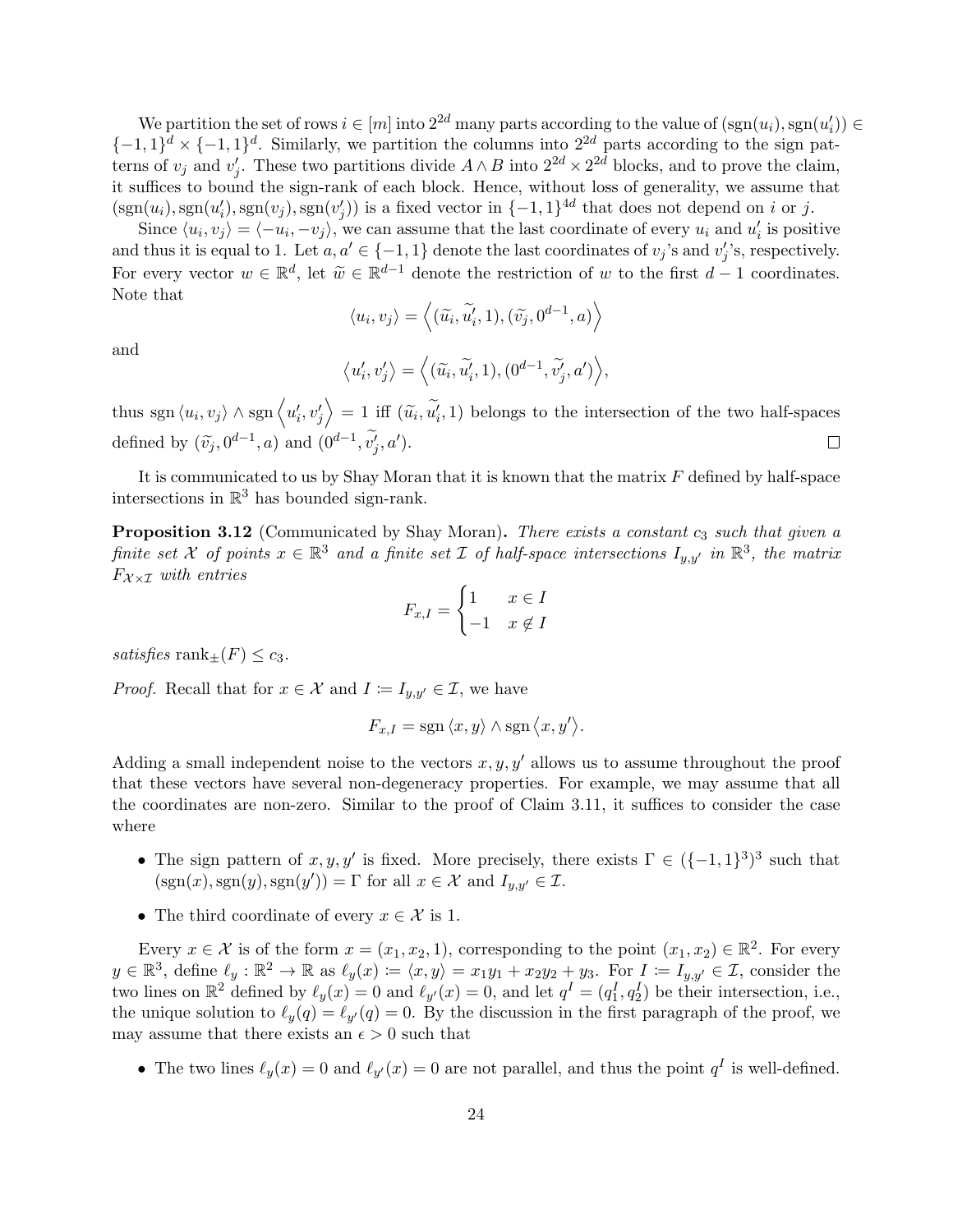We partition the set of rows $i \in [m]$ into $2^{2d}$ many parts according to the value of $(\mathrm{sgn}(u_i), \mathrm{sgn}(u_i')) \in \{-1,1\}^d \times \{-1,1\}^d$. Similarly, we partition the columns into $2^{2d}$ parts according to the sign patterns of $v_j$ and $v_j'$. These two partitions divide $A \wedge B$ into $2^{2d} \times 2^{2d}$ blocks, and to prove the claim, it suffices to bound the sign-rank of each block. Hence, without loss of generality, we assume that $(\mathrm{sgn}(u_i), \mathrm{sgn}(u_i'), \mathrm{sgn}(v_j), \mathrm{sgn}(v_j'))$ is a fixed vector in $\{-1,1\}^{4d}$ that does not depend on $i$ or $j$.

Since $\langle u_i, v_j \rangle = \langle -u_i, -v_j \rangle$, we can assume that the last coordinate of every $u_i$ and $u_i'$ is positive and thus it is equal to 1. Let $a, a' \in \{-1,1\}$ denote the last coordinates of $v_j$'s and $v_j'$'s, respectively. For every vector $w \in \mathbb{R}^d$, let $\widetilde{w} \in \mathbb{R}^{d-1}$ denote the restriction of $w$ to the first $d-1$ coordinates. Note that

$$\langle u_i, v_j \rangle = \left\langle (\widetilde{u_i}, \widetilde{u_i'}, 1), (\widetilde{v_j}, 0^{d-1}, a) \right\rangle$$

and

$$\langle u_i', v_j' \rangle = \left\langle (\widetilde{u_i}, \widetilde{u_i'}, 1), (0^{d-1}, \widetilde{v_j'}, a') \right\rangle,$$

thus $\mathrm{sgn} \langle u_i, v_j \rangle \wedge \mathrm{sgn} \left\langle u_i', v_j' \right\rangle = 1$ iff $(\widetilde{u_i}, \widetilde{u_i'}, 1)$ belongs to the intersection of the two half-spaces defined by $(\widetilde{v_j}, 0^{d-1}, a)$ and $(0^{d-1}, \widetilde{v_j'}, a')$. $\square$

It is communicated to us by Shay Moran that it is known that the matrix $F$ defined by half-space intersections in $\mathbb{R}^3$ has bounded sign-rank.

**Proposition 3.12** (Communicated by Shay Moran)**.** *There exists a constant $c_3$ such that given a finite set $\mathcal{X}$ of points $x \in \mathbb{R}^3$ and a finite set $\mathcal{I}$ of half-space intersections $I_{y,y'}$ in $\mathbb{R}^3$, the matrix $F_{\mathcal{X} \times \mathcal{I}}$ with entries*

$$F_{x,I} = \begin{cases} 1 & x \in I \\ -1 & x \notin I \end{cases}$$

*satisfies* $\mathrm{rank}_{\pm}(F) \leq c_3$.

*Proof.* Recall that for $x \in \mathcal{X}$ and $I := I_{y,y'} \in \mathcal{I}$, we have

$$F_{x,I} = \mathrm{sgn} \langle x, y \rangle \wedge \mathrm{sgn} \langle x, y' \rangle.$$

Adding a small independent noise to the vectors $x, y, y'$ allows us to assume throughout the proof that these vectors have several non-degeneracy properties. For example, we may assume that all the coordinates are non-zero. Similar to the proof of Claim 3.11, it suffices to consider the case where

- The sign pattern of $x, y, y'$ is fixed. More precisely, there exists $\Gamma \in (\{-1,1\}^3)^3$ such that $(\mathrm{sgn}(x), \mathrm{sgn}(y), \mathrm{sgn}(y')) = \Gamma$ for all $x \in \mathcal{X}$ and $I_{y,y'} \in \mathcal{I}$.
- The third coordinate of every $x \in \mathcal{X}$ is 1.

Every $x \in \mathcal{X}$ is of the form $x = (x_1, x_2, 1)$, corresponding to the point $(x_1, x_2) \in \mathbb{R}^2$. For every $y \in \mathbb{R}^3$, define $\ell_y : \mathbb{R}^2 \to \mathbb{R}$ as $\ell_y(x) := \langle x, y \rangle = x_1 y_1 + x_2 y_2 + y_3$. For $I := I_{y,y'} \in \mathcal{I}$, consider the two lines on $\mathbb{R}^2$ defined by $\ell_y(x) = 0$ and $\ell_{y'}(x) = 0$, and let $q^I = (q_1^I, q_2^I)$ be their intersection, i.e., the unique solution to $\ell_y(q) = \ell_{y'}(q) = 0$. By the discussion in the first paragraph of the proof, we may assume that there exists an $\epsilon > 0$ such that

- The two lines $\ell_y(x) = 0$ and $\ell_{y'}(x) = 0$ are not parallel, and thus the point $q^I$ is well-defined.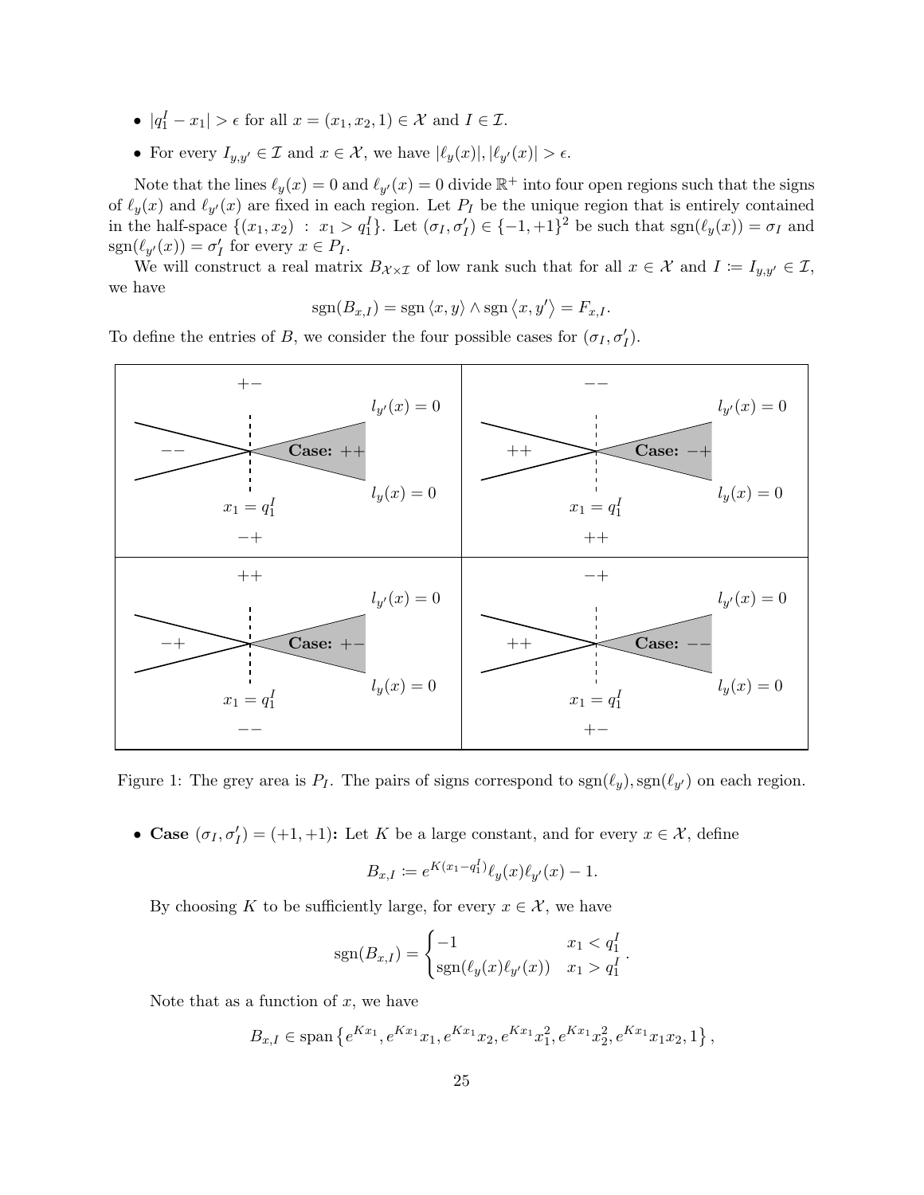- $|q_1^I - x_1| > \epsilon$ for all $x = (x_1, x_2, 1) \in \mathcal{X}$ and $I \in \mathcal{I}$.
- For every $I_{y,y'} \in \mathcal{I}$ and $x \in \mathcal{X}$, we have $|\ell_y(x)|, |\ell_{y'}(x)| > \epsilon$.

Note that the lines $\ell_y(x) = 0$ and $\ell_{y'}(x) = 0$ divide $\mathbb{R}^+$ into four open regions such that the signs of $\ell_y(x)$ and $\ell_{y'}(x)$ are fixed in each region. Let $P_I$ be the unique region that is entirely contained in the half-space $\{(x_1, x_2) \; : \; x_1 > q_1^I\}$. Let $(\sigma_I, \sigma_I') \in \{-1, +1\}^2$ be such that $\mathrm{sgn}(\ell_y(x)) = \sigma_I$ and $\mathrm{sgn}(\ell_{y'}(x)) = \sigma_I'$ for every $x \in P_I$.

We will construct a real matrix $B_{\mathcal{X} \times \mathcal{I}}$ of low rank such that for all $x \in \mathcal{X}$ and $I \coloneqq I_{y,y'} \in \mathcal{I}$, we have

$$\mathrm{sgn}(B_{x,I}) = \mathrm{sgn}\,\langle x, y \rangle \wedge \mathrm{sgn}\,\langle x, y' \rangle = F_{x,I}.$$

To define the entries of $B$, we consider the four possible cases for $(\sigma_I, \sigma_I')$.

Figure 1: The grey area is $P_I$. The pairs of signs correspond to $\mathrm{sgn}(\ell_y), \mathrm{sgn}(\ell_{y'})$ on each region.

- **Case** $(\sigma_I, \sigma_I') = (+1, +1)$**:** Let $K$ be a large constant, and for every $x \in \mathcal{X}$, define

$$B_{x,I} \coloneqq e^{K(x_1 - q_1^I)} \ell_y(x) \ell_{y'}(x) - 1.$$

By choosing $K$ to be sufficiently large, for every $x \in \mathcal{X}$, we have

$$\mathrm{sgn}(B_{x,I}) = \begin{cases} -1 & x_1 < q_1^I \\ \mathrm{sgn}(\ell_y(x)\ell_{y'}(x)) & x_1 > q_1^I \end{cases}.$$

Note that as a function of $x$, we have

$$B_{x,I} \in \mathrm{span}\left\{ e^{Kx_1}, e^{Kx_1}x_1, e^{Kx_1}x_2, e^{Kx_1}x_1^2, e^{Kx_1}x_2^2, e^{Kx_1}x_1x_2, 1 \right\},$$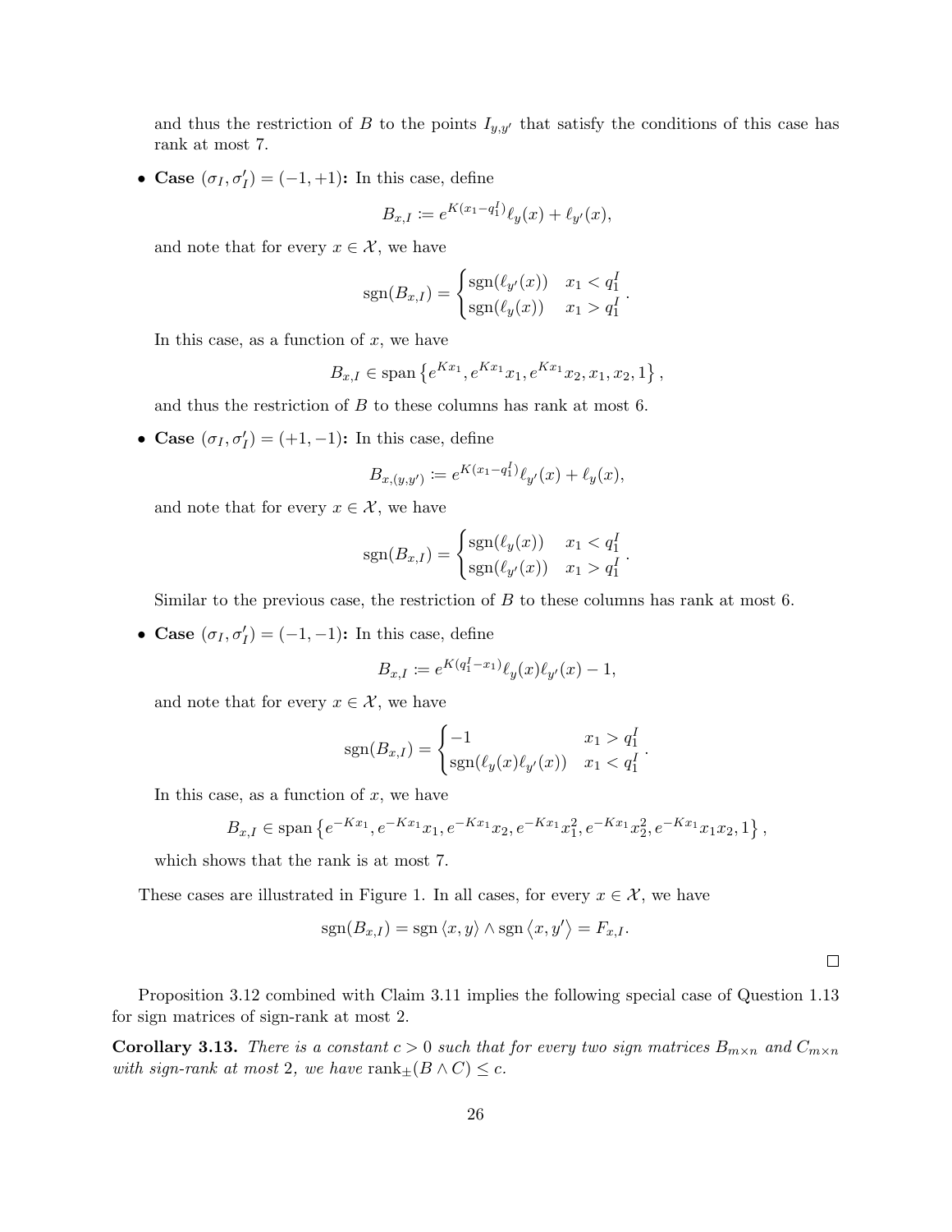and thus the restriction of $B$ to the points $I_{y,y'}$ that satisfy the conditions of this case has rank at most 7.

- **Case** $(\sigma_I, \sigma'_I) = (-1, +1)$**:** In this case, define

$$B_{x,I} \coloneqq e^{K(x_1 - q_1^I)} \ell_y(x) + \ell_{y'}(x),$$

and note that for every $x \in \mathcal{X}$, we have

$$\operatorname{sgn}(B_{x,I}) = \begin{cases} \operatorname{sgn}(\ell_{y'}(x)) & x_1 < q_1^I \\ \operatorname{sgn}(\ell_y(x)) & x_1 > q_1^I \end{cases}.$$

In this case, as a function of $x$, we have

$$B_{x,I} \in \operatorname{span}\left\{ e^{Kx_1}, e^{Kx_1} x_1, e^{Kx_1} x_2, x_1, x_2, 1 \right\},$$

and thus the restriction of $B$ to these columns has rank at most 6.

- **Case** $(\sigma_I, \sigma'_I) = (+1, -1)$**:** In this case, define

$$B_{x,(y,y')} \coloneqq e^{K(x_1 - q_1^I)} \ell_{y'}(x) + \ell_y(x),$$

and note that for every $x \in \mathcal{X}$, we have

$$\operatorname{sgn}(B_{x,I}) = \begin{cases} \operatorname{sgn}(\ell_y(x)) & x_1 < q_1^I \\ \operatorname{sgn}(\ell_{y'}(x)) & x_1 > q_1^I \end{cases}.$$

Similar to the previous case, the restriction of $B$ to these columns has rank at most 6.

- **Case** $(\sigma_I, \sigma'_I) = (-1, -1)$**:** In this case, define

$$B_{x,I} \coloneqq e^{K(q_1^I - x_1)} \ell_y(x) \ell_{y'}(x) - 1,$$

and note that for every $x \in \mathcal{X}$, we have

$$\operatorname{sgn}(B_{x,I}) = \begin{cases} -1 & x_1 > q_1^I \\ \operatorname{sgn}(\ell_y(x)\ell_{y'}(x)) & x_1 < q_1^I \end{cases}.$$

In this case, as a function of $x$, we have

$$B_{x,I} \in \operatorname{span}\left\{ e^{-Kx_1}, e^{-Kx_1} x_1, e^{-Kx_1} x_2, e^{-Kx_1} x_1^2, e^{-Kx_1} x_2^2, e^{-Kx_1} x_1 x_2, 1 \right\},$$

which shows that the rank is at most 7.

These cases are illustrated in Figure 1. In all cases, for every $x \in \mathcal{X}$, we have

$$\operatorname{sgn}(B_{x,I}) = \operatorname{sgn}\langle x, y\rangle \wedge \operatorname{sgn}\langle x, y'\rangle = F_{x,I}.$$

□

Proposition 3.12 combined with Claim 3.11 implies the following special case of Question 1.13 for sign matrices of sign-rank at most 2.

**Corollary 3.13.** *There is a constant $c > 0$ such that for every two sign matrices $B_{m\times n}$ and $C_{m\times n}$ with sign-rank at most 2, we have $\operatorname{rank}_\pm(B \wedge C) \leq c$.*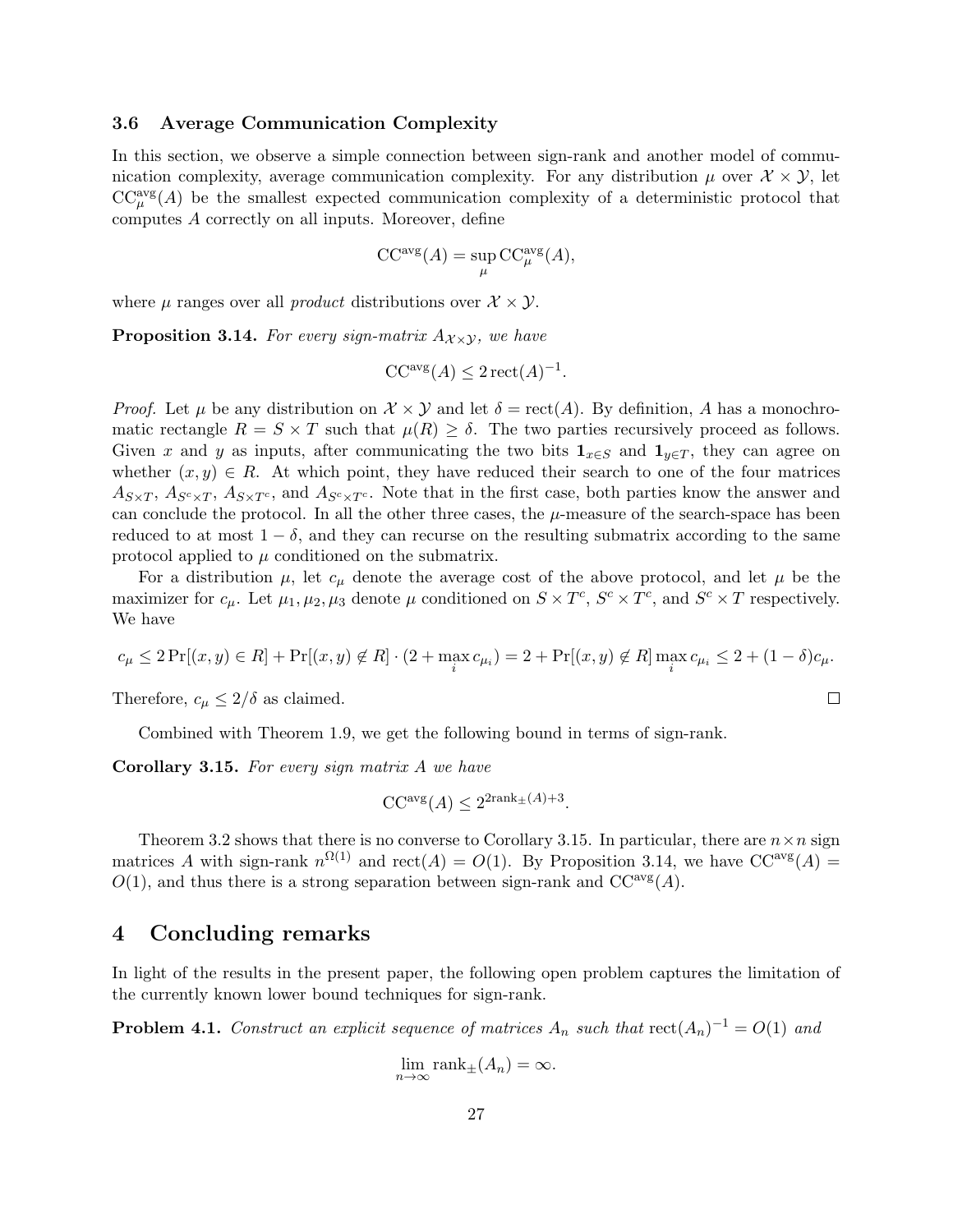### 3.6 Average Communication Complexity

In this section, we observe a simple connection between sign-rank and another model of communication complexity, average communication complexity. For any distribution $\mu$ over $\mathcal{X} \times \mathcal{Y}$, let $\mathrm{CC}^{\mathrm{avg}}_{\mu}(A)$ be the smallest expected communication complexity of a deterministic protocol that computes $A$ correctly on all inputs. Moreover, define

$$\mathrm{CC}^{\mathrm{avg}}(A) = \sup_{\mu} \mathrm{CC}^{\mathrm{avg}}_{\mu}(A),$$

where $\mu$ ranges over all *product* distributions over $\mathcal{X} \times \mathcal{Y}$.

**Proposition 3.14.** *For every sign-matrix $A_{\mathcal{X}\times\mathcal{Y}}$, we have*

$$\mathrm{CC}^{\mathrm{avg}}(A) \leq 2\,\mathrm{rect}(A)^{-1}.$$

*Proof.* Let $\mu$ be any distribution on $\mathcal{X} \times \mathcal{Y}$ and let $\delta = \mathrm{rect}(A)$. By definition, $A$ has a monochromatic rectangle $R = S \times T$ such that $\mu(R) \geq \delta$. The two parties recursively proceed as follows. Given $x$ and $y$ as inputs, after communicating the two bits $\mathbf{1}_{x\in S}$ and $\mathbf{1}_{y\in T}$, they can agree on whether $(x, y) \in R$. At which point, they have reduced their search to one of the four matrices $A_{S\times T}$, $A_{S^c\times T}$, $A_{S\times T^c}$, and $A_{S^c\times T^c}$. Note that in the first case, both parties know the answer and can conclude the protocol. In all the other three cases, the $\mu$-measure of the search-space has been reduced to at most $1 - \delta$, and they can recurse on the resulting submatrix according to the same protocol applied to $\mu$ conditioned on the submatrix.

For a distribution $\mu$, let $c_\mu$ denote the average cost of the above protocol, and let $\mu$ be the maximizer for $c_\mu$. Let $\mu_1, \mu_2, \mu_3$ denote $\mu$ conditioned on $S \times T^c$, $S^c \times T^c$, and $S^c \times T$ respectively. We have

$$c_\mu \leq 2\Pr[(x, y) \in R] + \Pr[(x, y) \notin R] \cdot (2 + \max_i c_{\mu_i}) = 2 + \Pr[(x, y) \notin R] \max_i c_{\mu_i} \leq 2 + (1 - \delta)c_\mu.$$

Therefore, $c_\mu \leq 2/\delta$ as claimed. $\square$

Combined with Theorem 1.9, we get the following bound in terms of sign-rank.

**Corollary 3.15.** *For every sign matrix $A$ we have*

$$\mathrm{CC}^{\mathrm{avg}}(A) \leq 2^{2\mathrm{rank}_{\pm}(A)+3}.$$

Theorem 3.2 shows that there is no converse to Corollary 3.15. In particular, there are $n \times n$ sign matrices $A$ with sign-rank $n^{\Omega(1)}$ and $\mathrm{rect}(A) = O(1)$. By Proposition 3.14, we have $\mathrm{CC}^{\mathrm{avg}}(A) = O(1)$, and thus there is a strong separation between sign-rank and $\mathrm{CC}^{\mathrm{avg}}(A)$.

# 4 Concluding remarks

In light of the results in the present paper, the following open problem captures the limitation of the currently known lower bound techniques for sign-rank.

**Problem 4.1.** *Construct an explicit sequence of matrices $A_n$ such that $\mathrm{rect}(A_n)^{-1} = O(1)$ and*

$$\lim_{n\to\infty} \mathrm{rank}_{\pm}(A_n) = \infty.$$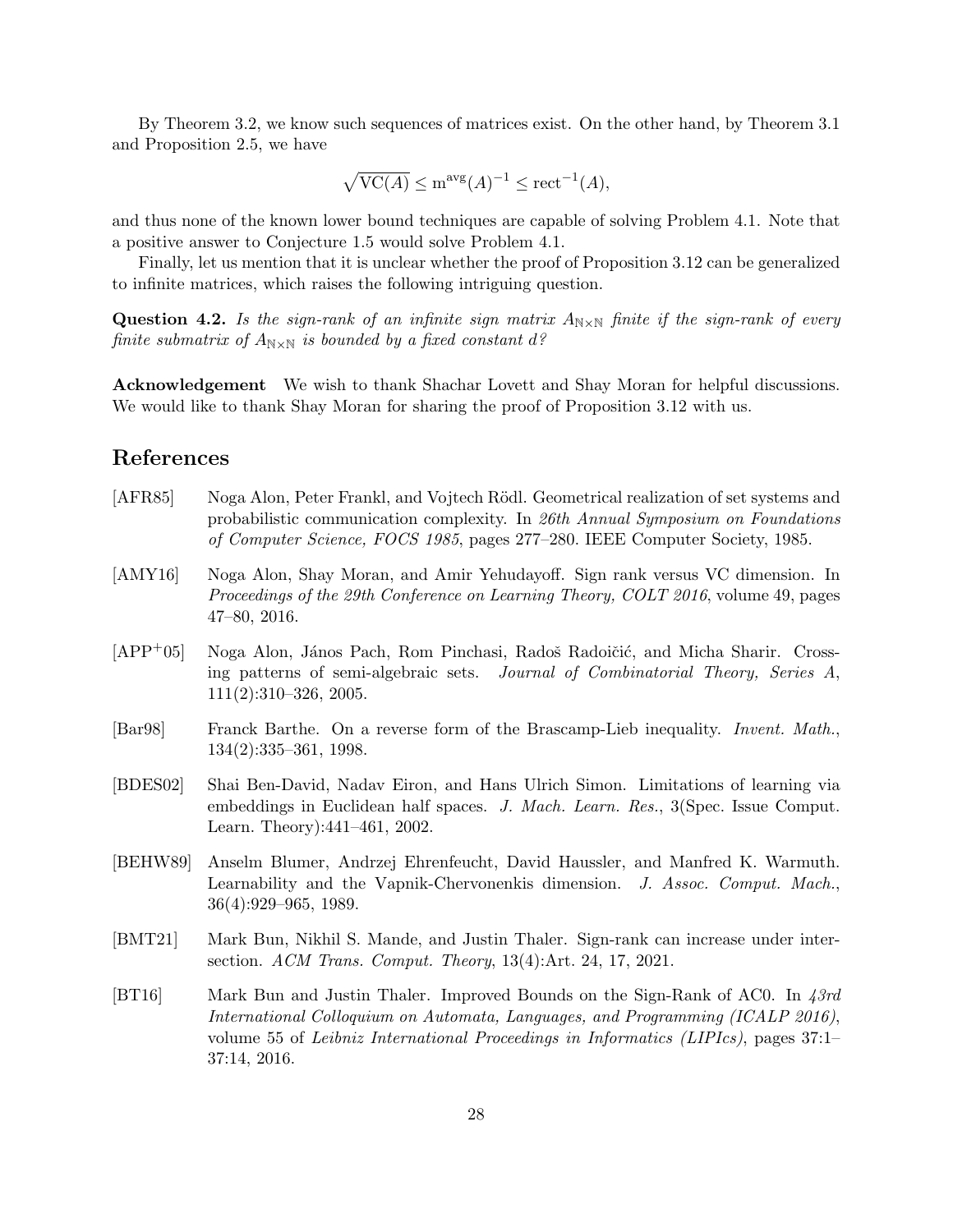By Theorem 3.2, we know such sequences of matrices exist. On the other hand, by Theorem 3.1 and Proposition 2.5, we have

$$\sqrt{\mathrm{VC}(A)} \leq \mathrm{m}^{\mathrm{avg}}(A)^{-1} \leq \mathrm{rect}^{-1}(A),$$

and thus none of the known lower bound techniques are capable of solving Problem 4.1. Note that a positive answer to Conjecture 1.5 would solve Problem 4.1.

Finally, let us mention that it is unclear whether the proof of Proposition 3.12 can be generalized to infinite matrices, which raises the following intriguing question.

**Question 4.2.** *Is the sign-rank of an infinite sign matrix $A_{\mathbb{N}\times\mathbb{N}}$ finite if the sign-rank of every finite submatrix of $A_{\mathbb{N}\times\mathbb{N}}$ is bounded by a fixed constant $d$?*

**Acknowledgement** We wish to thank Shachar Lovett and Shay Moran for helpful discussions. We would like to thank Shay Moran for sharing the proof of Proposition 3.12 with us.

# References

[AFR85] Noga Alon, Peter Frankl, and Vojtech Rödl. Geometrical realization of set systems and probabilistic communication complexity. In *26th Annual Symposium on Foundations of Computer Science, FOCS 1985*, pages 277–280. IEEE Computer Society, 1985.

[AMY16] Noga Alon, Shay Moran, and Amir Yehudayoff. Sign rank versus VC dimension. In *Proceedings of the 29th Conference on Learning Theory, COLT 2016*, volume 49, pages 47–80, 2016.

[APP+05] Noga Alon, János Pach, Rom Pinchasi, Radoš Radoičić, and Micha Sharir. Crossing patterns of semi-algebraic sets. *Journal of Combinatorial Theory, Series A*, 111(2):310–326, 2005.

[Bar98] Franck Barthe. On a reverse form of the Brascamp-Lieb inequality. *Invent. Math.*, 134(2):335–361, 1998.

[BDES02] Shai Ben-David, Nadav Eiron, and Hans Ulrich Simon. Limitations of learning via embeddings in Euclidean half spaces. *J. Mach. Learn. Res.*, 3(Spec. Issue Comput. Learn. Theory):441–461, 2002.

[BEHW89] Anselm Blumer, Andrzej Ehrenfeucht, David Haussler, and Manfred K. Warmuth. Learnability and the Vapnik-Chervonenkis dimension. *J. Assoc. Comput. Mach.*, 36(4):929–965, 1989.

[BMT21] Mark Bun, Nikhil S. Mande, and Justin Thaler. Sign-rank can increase under intersection. *ACM Trans. Comput. Theory*, 13(4):Art. 24, 17, 2021.

[BT16] Mark Bun and Justin Thaler. Improved Bounds on the Sign-Rank of AC0. In *43rd International Colloquium on Automata, Languages, and Programming (ICALP 2016)*, volume 55 of *Leibniz International Proceedings in Informatics (LIPIcs)*, pages 37:1–37:14, 2016.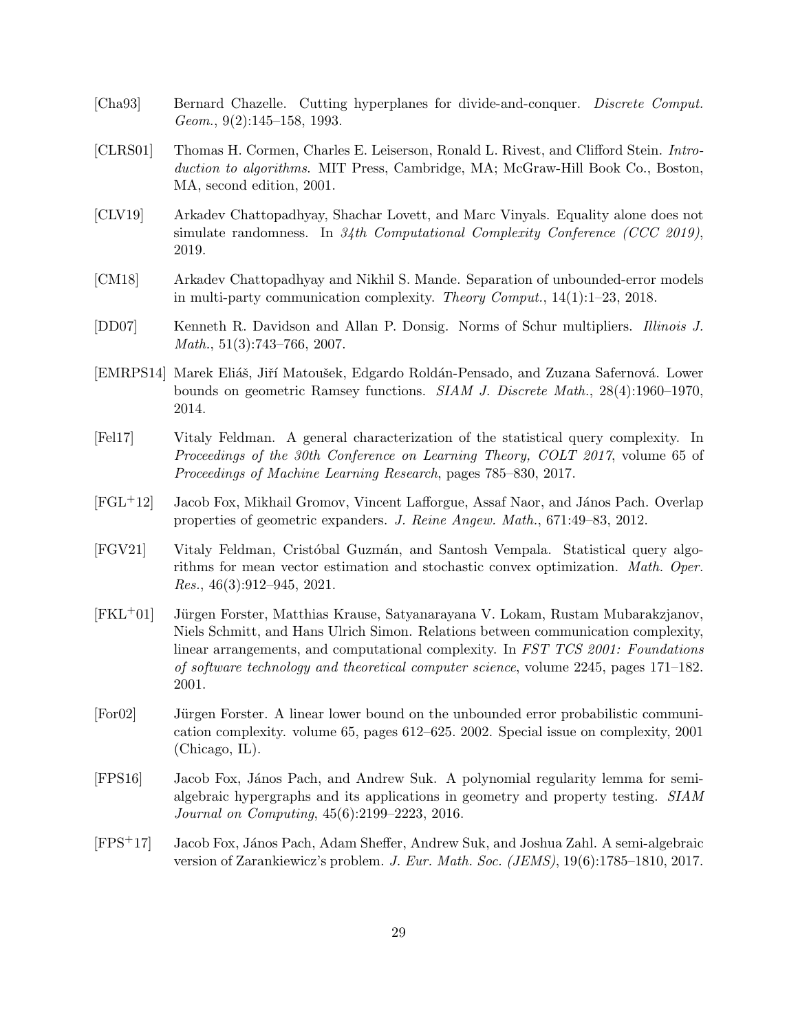[Cha93] Bernard Chazelle. Cutting hyperplanes for divide-and-conquer. *Discrete Comput. Geom.*, 9(2):145–158, 1993.

[CLRS01] Thomas H. Cormen, Charles E. Leiserson, Ronald L. Rivest, and Clifford Stein. *Introduction to algorithms*. MIT Press, Cambridge, MA; McGraw-Hill Book Co., Boston, MA, second edition, 2001.

[CLV19] Arkadev Chattopadhyay, Shachar Lovett, and Marc Vinyals. Equality alone does not simulate randomness. In *34th Computational Complexity Conference (CCC 2019)*, 2019.

[CM18] Arkadev Chattopadhyay and Nikhil S. Mande. Separation of unbounded-error models in multi-party communication complexity. *Theory Comput.*, 14(1):1–23, 2018.

[DD07] Kenneth R. Davidson and Allan P. Donsig. Norms of Schur multipliers. *Illinois J. Math.*, 51(3):743–766, 2007.

[EMRPS14] Marek Eliáš, Jiří Matoušek, Edgardo Roldán-Pensado, and Zuzana Safernová. Lower bounds on geometric Ramsey functions. *SIAM J. Discrete Math.*, 28(4):1960–1970, 2014.

[Fel17] Vitaly Feldman. A general characterization of the statistical query complexity. In *Proceedings of the 30th Conference on Learning Theory, COLT 2017*, volume 65 of *Proceedings of Machine Learning Research*, pages 785–830, 2017.

[FGL+12] Jacob Fox, Mikhail Gromov, Vincent Lafforgue, Assaf Naor, and János Pach. Overlap properties of geometric expanders. *J. Reine Angew. Math.*, 671:49–83, 2012.

[FGV21] Vitaly Feldman, Cristóbal Guzmán, and Santosh Vempala. Statistical query algorithms for mean vector estimation and stochastic convex optimization. *Math. Oper. Res.*, 46(3):912–945, 2021.

[FKL+01] Jürgen Forster, Matthias Krause, Satyanarayana V. Lokam, Rustam Mubarakzjanov, Niels Schmitt, and Hans Ulrich Simon. Relations between communication complexity, linear arrangements, and computational complexity. In *FST TCS 2001: Foundations of software technology and theoretical computer science*, volume 2245, pages 171–182. 2001.

[For02] Jürgen Forster. A linear lower bound on the unbounded error probabilistic communication complexity. volume 65, pages 612–625. 2002. Special issue on complexity, 2001 (Chicago, IL).

[FPS16] Jacob Fox, János Pach, and Andrew Suk. A polynomial regularity lemma for semi-algebraic hypergraphs and its applications in geometry and property testing. *SIAM Journal on Computing*, 45(6):2199–2223, 2016.

[FPS+17] Jacob Fox, János Pach, Adam Sheffer, Andrew Suk, and Joshua Zahl. A semi-algebraic version of Zarankiewicz's problem. *J. Eur. Math. Soc. (JEMS)*, 19(6):1785–1810, 2017.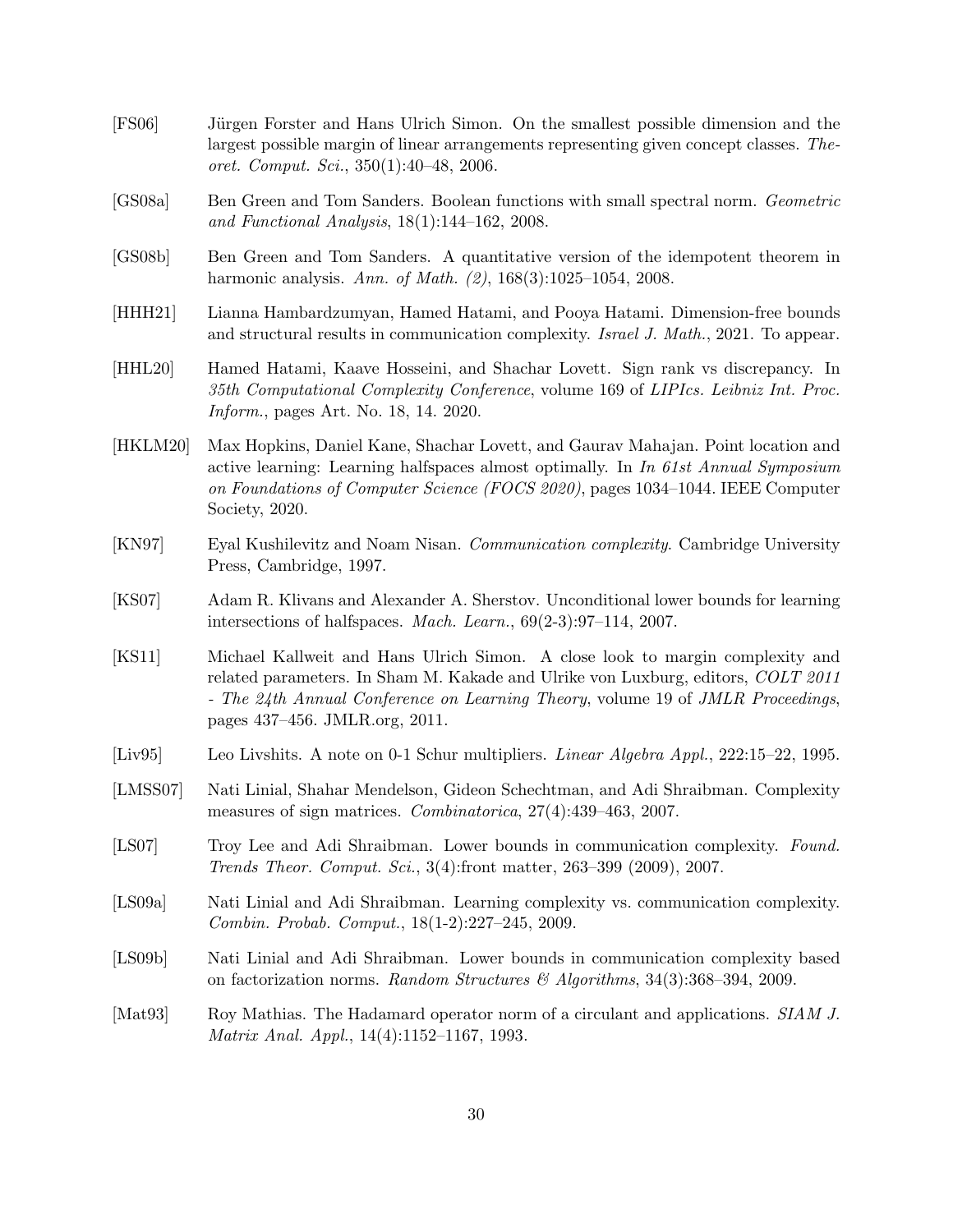[FS06] Jürgen Forster and Hans Ulrich Simon. On the smallest possible dimension and the largest possible margin of linear arrangements representing given concept classes. *Theoret. Comput. Sci.*, 350(1):40–48, 2006.

[GS08a] Ben Green and Tom Sanders. Boolean functions with small spectral norm. *Geometric and Functional Analysis*, 18(1):144–162, 2008.

[GS08b] Ben Green and Tom Sanders. A quantitative version of the idempotent theorem in harmonic analysis. *Ann. of Math. (2)*, 168(3):1025–1054, 2008.

[HHH21] Lianna Hambardzumyan, Hamed Hatami, and Pooya Hatami. Dimension-free bounds and structural results in communication complexity. *Israel J. Math.*, 2021. To appear.

[HHL20] Hamed Hatami, Kaave Hosseini, and Shachar Lovett. Sign rank vs discrepancy. In *35th Computational Complexity Conference*, volume 169 of *LIPIcs. Leibniz Int. Proc. Inform.*, pages Art. No. 18, 14. 2020.

[HKLM20] Max Hopkins, Daniel Kane, Shachar Lovett, and Gaurav Mahajan. Point location and active learning: Learning halfspaces almost optimally. In *In 61st Annual Symposium on Foundations of Computer Science (FOCS 2020)*, pages 1034–1044. IEEE Computer Society, 2020.

[KN97] Eyal Kushilevitz and Noam Nisan. *Communication complexity*. Cambridge University Press, Cambridge, 1997.

[KS07] Adam R. Klivans and Alexander A. Sherstov. Unconditional lower bounds for learning intersections of halfspaces. *Mach. Learn.*, 69(2-3):97–114, 2007.

[KS11] Michael Kallweit and Hans Ulrich Simon. A close look to margin complexity and related parameters. In Sham M. Kakade and Ulrike von Luxburg, editors, *COLT 2011 - The 24th Annual Conference on Learning Theory*, volume 19 of *JMLR Proceedings*, pages 437–456. JMLR.org, 2011.

[Liv95] Leo Livshits. A note on 0-1 Schur multipliers. *Linear Algebra Appl.*, 222:15–22, 1995.

[LMSS07] Nati Linial, Shahar Mendelson, Gideon Schechtman, and Adi Shraibman. Complexity measures of sign matrices. *Combinatorica*, 27(4):439–463, 2007.

[LS07] Troy Lee and Adi Shraibman. Lower bounds in communication complexity. *Found. Trends Theor. Comput. Sci.*, 3(4):front matter, 263–399 (2009), 2007.

[LS09a] Nati Linial and Adi Shraibman. Learning complexity vs. communication complexity. *Combin. Probab. Comput.*, 18(1-2):227–245, 2009.

[LS09b] Nati Linial and Adi Shraibman. Lower bounds in communication complexity based on factorization norms. *Random Structures & Algorithms*, 34(3):368–394, 2009.

[Mat93] Roy Mathias. The Hadamard operator norm of a circulant and applications. *SIAM J. Matrix Anal. Appl.*, 14(4):1152–1167, 1993.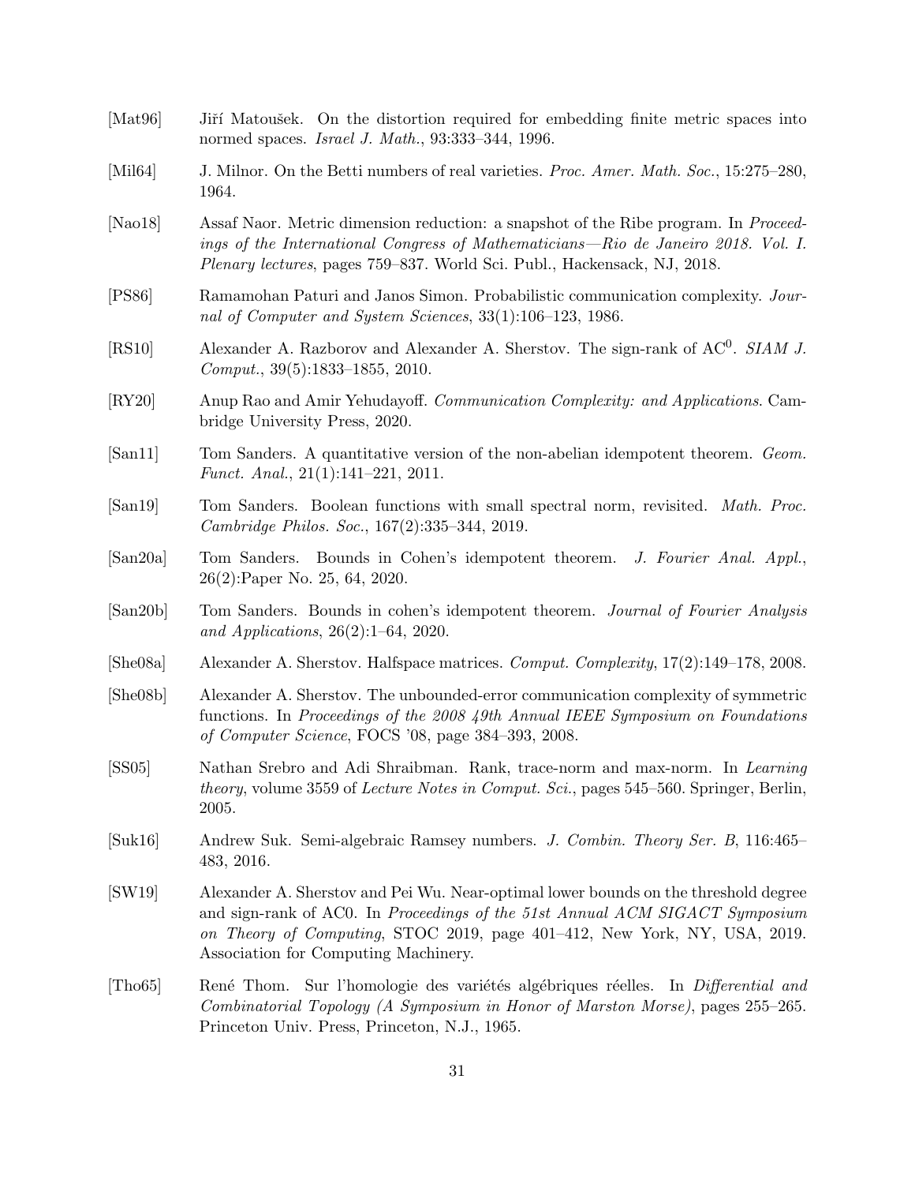[Mat96] Jiří Matoušek. On the distortion required for embedding finite metric spaces into normed spaces. *Israel J. Math.*, 93:333–344, 1996.

[Mil64] J. Milnor. On the Betti numbers of real varieties. *Proc. Amer. Math. Soc.*, 15:275–280, 1964.

[Nao18] Assaf Naor. Metric dimension reduction: a snapshot of the Ribe program. In *Proceedings of the International Congress of Mathematicians—Rio de Janeiro 2018. Vol. I. Plenary lectures*, pages 759–837. World Sci. Publ., Hackensack, NJ, 2018.

[PS86] Ramamohan Paturi and Janos Simon. Probabilistic communication complexity. *Journal of Computer and System Sciences*, 33(1):106–123, 1986.

[RS10] Alexander A. Razborov and Alexander A. Sherstov. The sign-rank of $\mathrm{AC}^0$. *SIAM J. Comput.*, 39(5):1833–1855, 2010.

[RY20] Anup Rao and Amir Yehudayoff. *Communication Complexity: and Applications*. Cambridge University Press, 2020.

[San11] Tom Sanders. A quantitative version of the non-abelian idempotent theorem. *Geom. Funct. Anal.*, 21(1):141–221, 2011.

[San19] Tom Sanders. Boolean functions with small spectral norm, revisited. *Math. Proc. Cambridge Philos. Soc.*, 167(2):335–344, 2019.

[San20a] Tom Sanders. Bounds in Cohen's idempotent theorem. *J. Fourier Anal. Appl.*, 26(2):Paper No. 25, 64, 2020.

[San20b] Tom Sanders. Bounds in cohen's idempotent theorem. *Journal of Fourier Analysis and Applications*, 26(2):1–64, 2020.

[She08a] Alexander A. Sherstov. Halfspace matrices. *Comput. Complexity*, 17(2):149–178, 2008.

[She08b] Alexander A. Sherstov. The unbounded-error communication complexity of symmetric functions. In *Proceedings of the 2008 49th Annual IEEE Symposium on Foundations of Computer Science*, FOCS '08, page 384–393, 2008.

[SS05] Nathan Srebro and Adi Shraibman. Rank, trace-norm and max-norm. In *Learning theory*, volume 3559 of *Lecture Notes in Comput. Sci.*, pages 545–560. Springer, Berlin, 2005.

[Suk16] Andrew Suk. Semi-algebraic Ramsey numbers. *J. Combin. Theory Ser. B*, 116:465–483, 2016.

[SW19] Alexander A. Sherstov and Pei Wu. Near-optimal lower bounds on the threshold degree and sign-rank of AC0. In *Proceedings of the 51st Annual ACM SIGACT Symposium on Theory of Computing*, STOC 2019, page 401–412, New York, NY, USA, 2019. Association for Computing Machinery.

[Tho65] René Thom. Sur l'homologie des variétés algébriques réelles. In *Differential and Combinatorial Topology (A Symposium in Honor of Marston Morse)*, pages 255–265. Princeton Univ. Press, Princeton, N.J., 1965.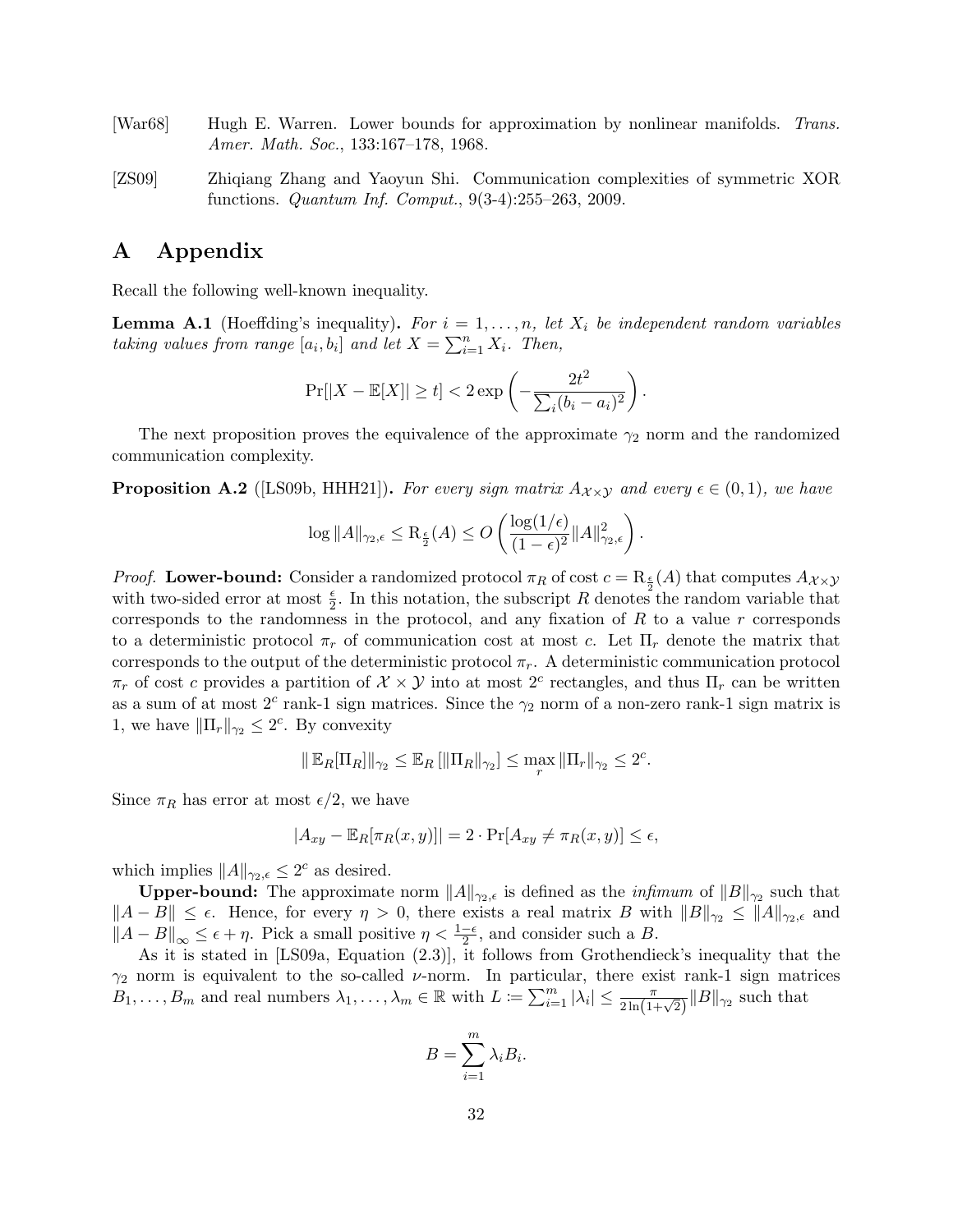[War68] Hugh E. Warren. Lower bounds for approximation by nonlinear manifolds. *Trans. Amer. Math. Soc.*, 133:167–178, 1968.

[ZS09] Zhiqiang Zhang and Yaoyun Shi. Communication complexities of symmetric XOR functions. *Quantum Inf. Comput.*, 9(3-4):255–263, 2009.

# A Appendix

Recall the following well-known inequality.

**Lemma A.1** (Hoeffding's inequality). *For $i = 1, \ldots, n$, let $X_i$ be independent random variables taking values from range $[a_i, b_i]$ and let $X = \sum_{i=1}^n X_i$. Then,*

$$\Pr[|X - \mathbb{E}[X]| \geq t] < 2\exp\left(-\frac{2t^2}{\sum_i (b_i - a_i)^2}\right).$$

The next proposition proves the equivalence of the approximate $\gamma_2$ norm and the randomized communication complexity.

**Proposition A.2** ([LS09b, HHH21]). *For every sign matrix $A_{\mathcal{X}\times\mathcal{Y}}$ and every $\epsilon \in (0,1)$, we have*

$$\log \|A\|_{\gamma_2,\epsilon} \leq \mathrm{R}_{\frac{\epsilon}{2}}(A) \leq O\left(\frac{\log(1/\epsilon)}{(1-\epsilon)^2}\|A\|^2_{\gamma_2,\epsilon}\right).$$

*Proof.* **Lower-bound:** Consider a randomized protocol $\pi_R$ of cost $c = \mathrm{R}_{\frac{\epsilon}{2}}(A)$ that computes $A_{\mathcal{X}\times\mathcal{Y}}$ with two-sided error at most $\frac{\epsilon}{2}$. In this notation, the subscript $R$ denotes the random variable that corresponds to the randomness in the protocol, and any fixation of $R$ to a value $r$ corresponds to a deterministic protocol $\pi_r$ of communication cost at most $c$. Let $\Pi_r$ denote the matrix that corresponds to the output of the deterministic protocol $\pi_r$. A deterministic communication protocol $\pi_r$ of cost $c$ provides a partition of $\mathcal{X}\times\mathcal{Y}$ into at most $2^c$ rectangles, and thus $\Pi_r$ can be written as a sum of at most $2^c$ rank-1 sign matrices. Since the $\gamma_2$ norm of a non-zero rank-1 sign matrix is 1, we have $\|\Pi_r\|_{\gamma_2} \leq 2^c$. By convexity

$$\|\mathbb{E}_R[\Pi_R]\|_{\gamma_2} \leq \mathbb{E}_R\left[\|\Pi_R\|_{\gamma_2}\right] \leq \max_r \|\Pi_r\|_{\gamma_2} \leq 2^c.$$

Since $\pi_R$ has error at most $\epsilon/2$, we have

$$|A_{xy} - \mathbb{E}_R[\pi_R(x,y)]| = 2\cdot\Pr[A_{xy} \neq \pi_R(x,y)] \leq \epsilon,$$

which implies $\|A\|_{\gamma_2,\epsilon} \leq 2^c$ as desired.

**Upper-bound:** The approximate norm $\|A\|_{\gamma_2,\epsilon}$ is defined as the *infimum* of $\|B\|_{\gamma_2}$ such that $\|A - B\| \leq \epsilon$. Hence, for every $\eta > 0$, there exists a real matrix $B$ with $\|B\|_{\gamma_2} \leq \|A\|_{\gamma_2,\epsilon}$ and $\|A - B\|_\infty \leq \epsilon + \eta$. Pick a small positive $\eta < \frac{1-\epsilon}{2}$, and consider such a $B$.

As it is stated in [LS09a, Equation (2.3)], it follows from Grothendieck's inequality that the $\gamma_2$ norm is equivalent to the so-called $\nu$-norm. In particular, there exist rank-1 sign matrices $B_1, \ldots, B_m$ and real numbers $\lambda_1, \ldots, \lambda_m \in \mathbb{R}$ with $L := \sum_{i=1}^m |\lambda_i| \leq \frac{\pi}{2\ln(1+\sqrt{2})}\|B\|_{\gamma_2}$ such that

$$B = \sum_{i=1}^m \lambda_i B_i.$$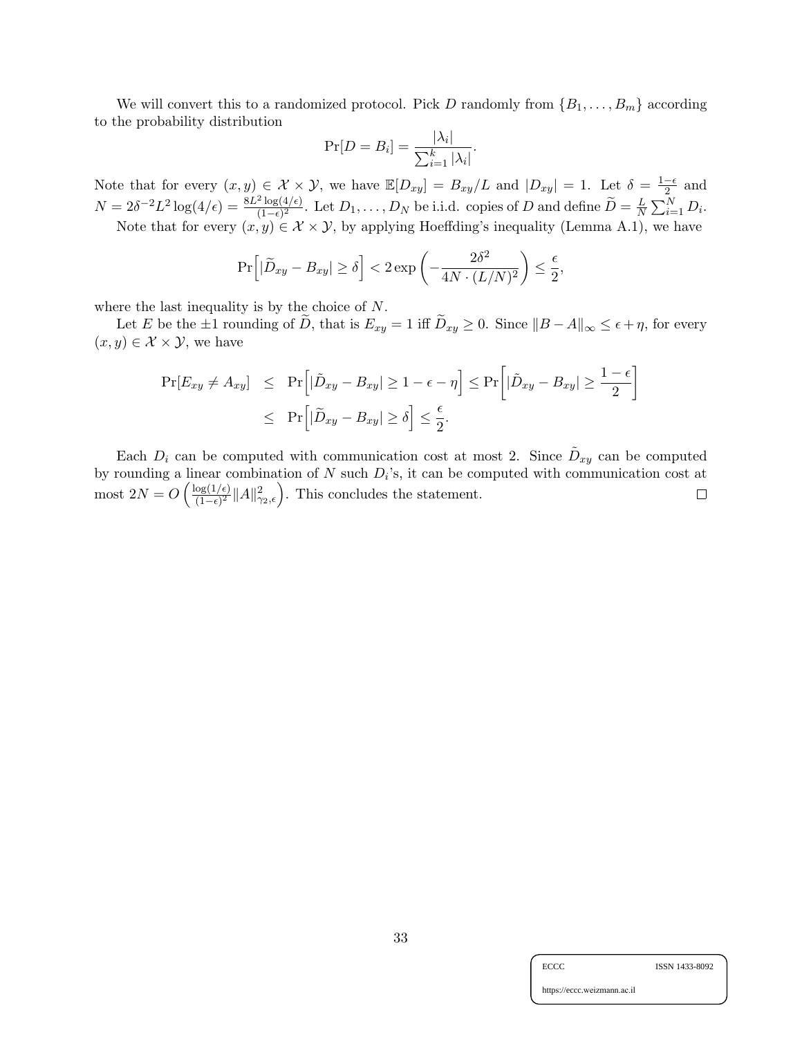We will convert this to a randomized protocol. Pick $D$ randomly from $\{B_1, \ldots, B_m\}$ according to the probability distribution

$$\Pr[D = B_i] = \frac{|\lambda_i|}{\sum_{i=1}^{k} |\lambda_i|}.$$

Note that for every $(x, y) \in \mathcal{X} \times \mathcal{Y}$, we have $\mathbb{E}[D_{xy}] = B_{xy}/L$ and $|D_{xy}| = 1$. Let $\delta = \frac{1-\epsilon}{2}$ and $N = 2\delta^{-2} L^2 \log(4/\epsilon) = \frac{8L^2 \log(4/\epsilon)}{(1-\epsilon)^2}$. Let $D_1, \ldots, D_N$ be i.i.d. copies of $D$ and define $\widetilde{D} = \frac{L}{N} \sum_{i=1}^{N} D_i$.

Note that for every $(x, y) \in \mathcal{X} \times \mathcal{Y}$, by applying Hoeffding's inequality (Lemma A.1), we have

$$\Pr\Big[|\widetilde{D}_{xy} - B_{xy}| \geq \delta\Big] < 2 \exp\left(-\frac{2\delta^2}{4N \cdot (L/N)^2}\right) \leq \frac{\epsilon}{2},$$

where the last inequality is by the choice of $N$.

Let $E$ be the $\pm 1$ rounding of $\widetilde{D}$, that is $E_{xy} = 1$ iff $\widetilde{D}_{xy} \geq 0$. Since $\|B - A\|_\infty \leq \epsilon + \eta$, for every $(x, y) \in \mathcal{X} \times \mathcal{Y}$, we have

$$\begin{aligned}
\Pr[E_{xy} \neq A_{xy}] &\leq \Pr\Big[|\tilde{D}_{xy} - B_{xy}| \geq 1 - \epsilon - \eta\Big] \leq \Pr\left[|\tilde{D}_{xy} - B_{xy}| \geq \frac{1-\epsilon}{2}\right] \\
&\leq \Pr\Big[|\widetilde{D}_{xy} - B_{xy}| \geq \delta\Big] \leq \frac{\epsilon}{2}.
\end{aligned}$$

Each $D_i$ can be computed with communication cost at most 2. Since $\tilde{D}_{xy}$ can be computed by rounding a linear combination of $N$ such $D_i$'s, it can be computed with communication cost at most $2N = O\left(\frac{\log(1/\epsilon)}{(1-\epsilon)^2} \|A\|_{\gamma_2,\epsilon}^2\right)$. This concludes the statement. $\square$